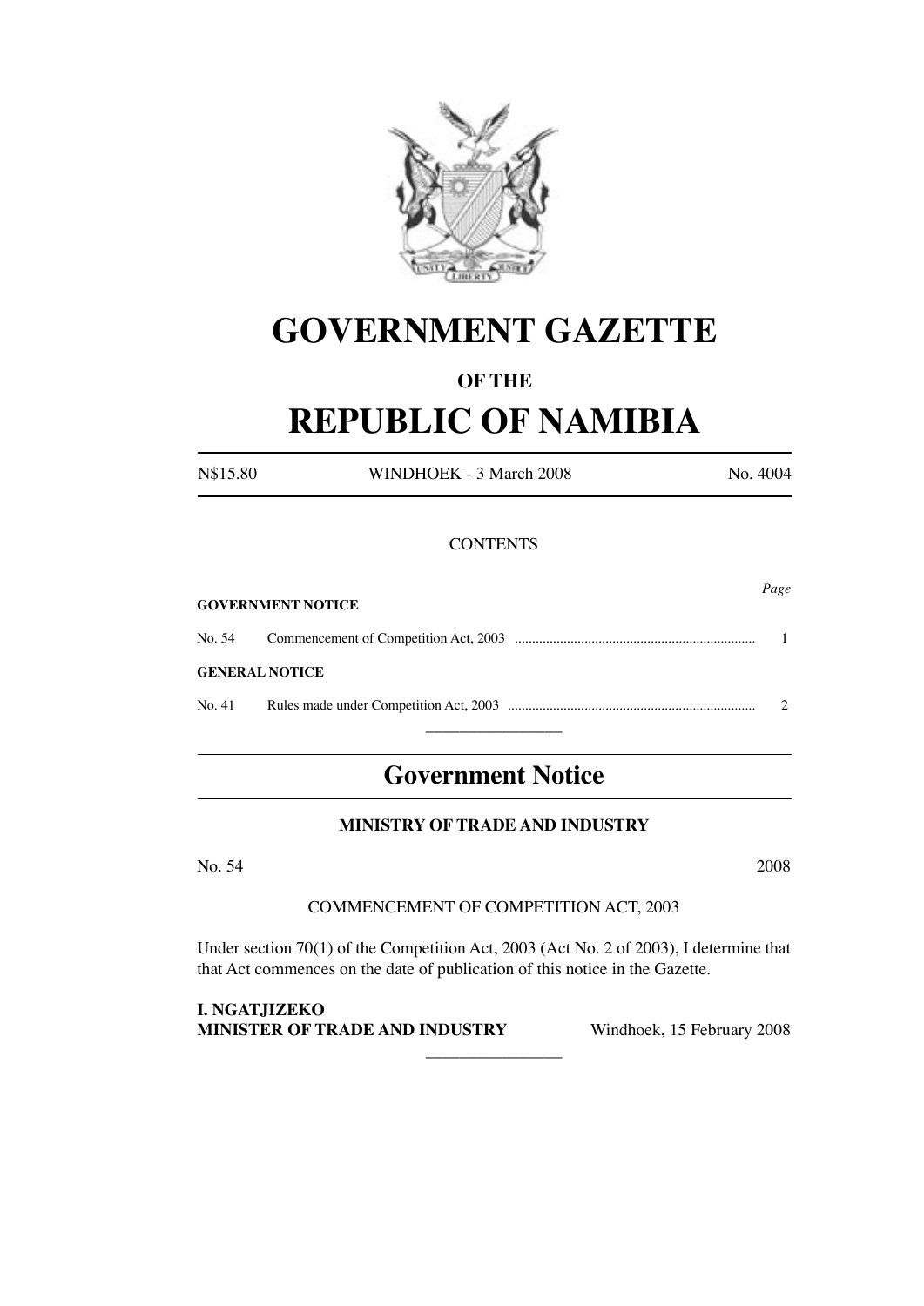# GOVERNMENT GAZETTE

### OF THE

# REPUBLIC OF NAMIBIA

N$15.80 WINDHOEK - 3 March 2008 No. 4004

CONTENTS

| | | *Page* |
|---|---|---|
| **GOVERNMENT NOTICE** | | |
| No. 54 | Commencement of Competition Act, 2003 | 1 |
| **GENERAL NOTICE** | | |
| No. 41 | Rules made under Competition Act, 2003 | 2 |

---

## Government Notice

**MINISTRY OF TRADE AND INDUSTRY**

No. 54 2008

COMMENCEMENT OF COMPETITION ACT, 2003

Under section 70(1) of the Competition Act, 2003 (Act No. 2 of 2003), I determine that that Act commences on the date of publication of this notice in the Gazette.

**I. NGATJIZEKO**
**MINISTER OF TRADE AND INDUSTRY** Windhoek, 15 February 2008

---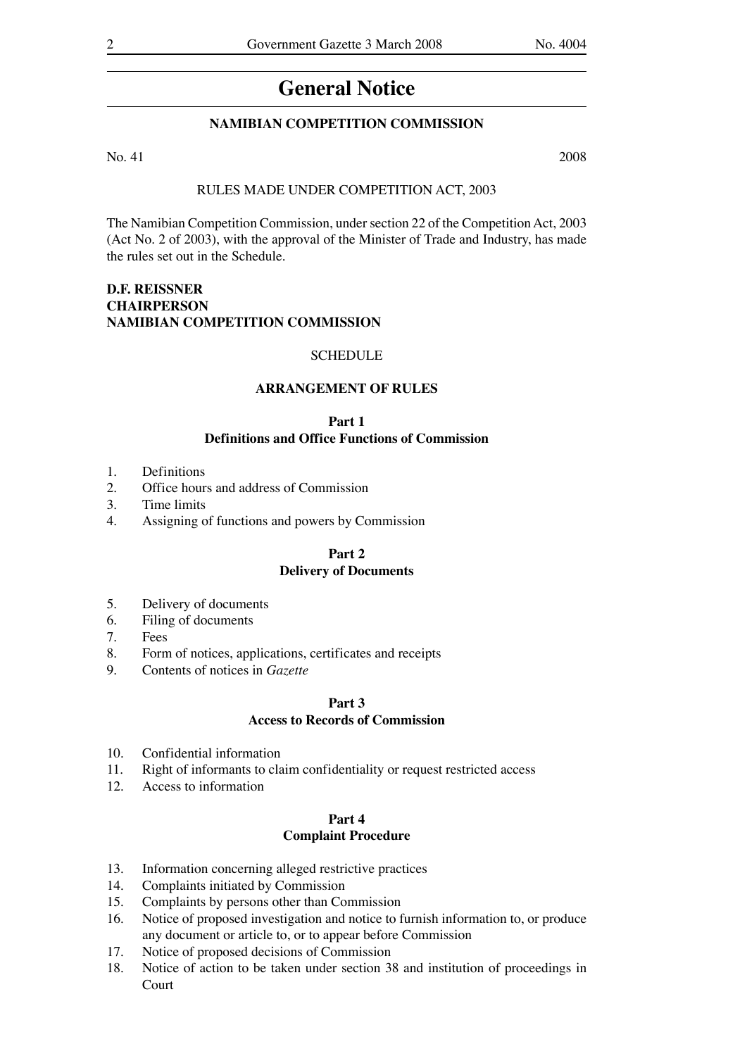# General Notice

## NAMIBIAN COMPETITION COMMISSION

No. 41 2008

RULES MADE UNDER COMPETITION ACT, 2003

The Namibian Competition Commission, under section 22 of the Competition Act, 2003 (Act No. 2 of 2003), with the approval of the Minister of Trade and Industry, has made the rules set out in the Schedule.

**D.F. REISSNER**
**CHAIRPERSON**
**NAMIBIAN COMPETITION COMMISSION**

SCHEDULE

### ARRANGEMENT OF RULES

**Part 1**
**Definitions and Office Functions of Commission**

1. Definitions
2. Office hours and address of Commission
3. Time limits
4. Assigning of functions and powers by Commission

**Part 2**
**Delivery of Documents**

5. Delivery of documents
6. Filing of documents
7. Fees
8. Form of notices, applications, certificates and receipts
9. Contents of notices in *Gazette*

**Part 3**
**Access to Records of Commission**

10. Confidential information
11. Right of informants to claim confidentiality or request restricted access
12. Access to information

**Part 4**
**Complaint Procedure**

13. Information concerning alleged restrictive practices
14. Complaints initiated by Commission
15. Complaints by persons other than Commission
16. Notice of proposed investigation and notice to furnish information to, or produce any document or article to, or to appear before Commission
17. Notice of proposed decisions of Commission
18. Notice of action to be taken under section 38 and institution of proceedings in Court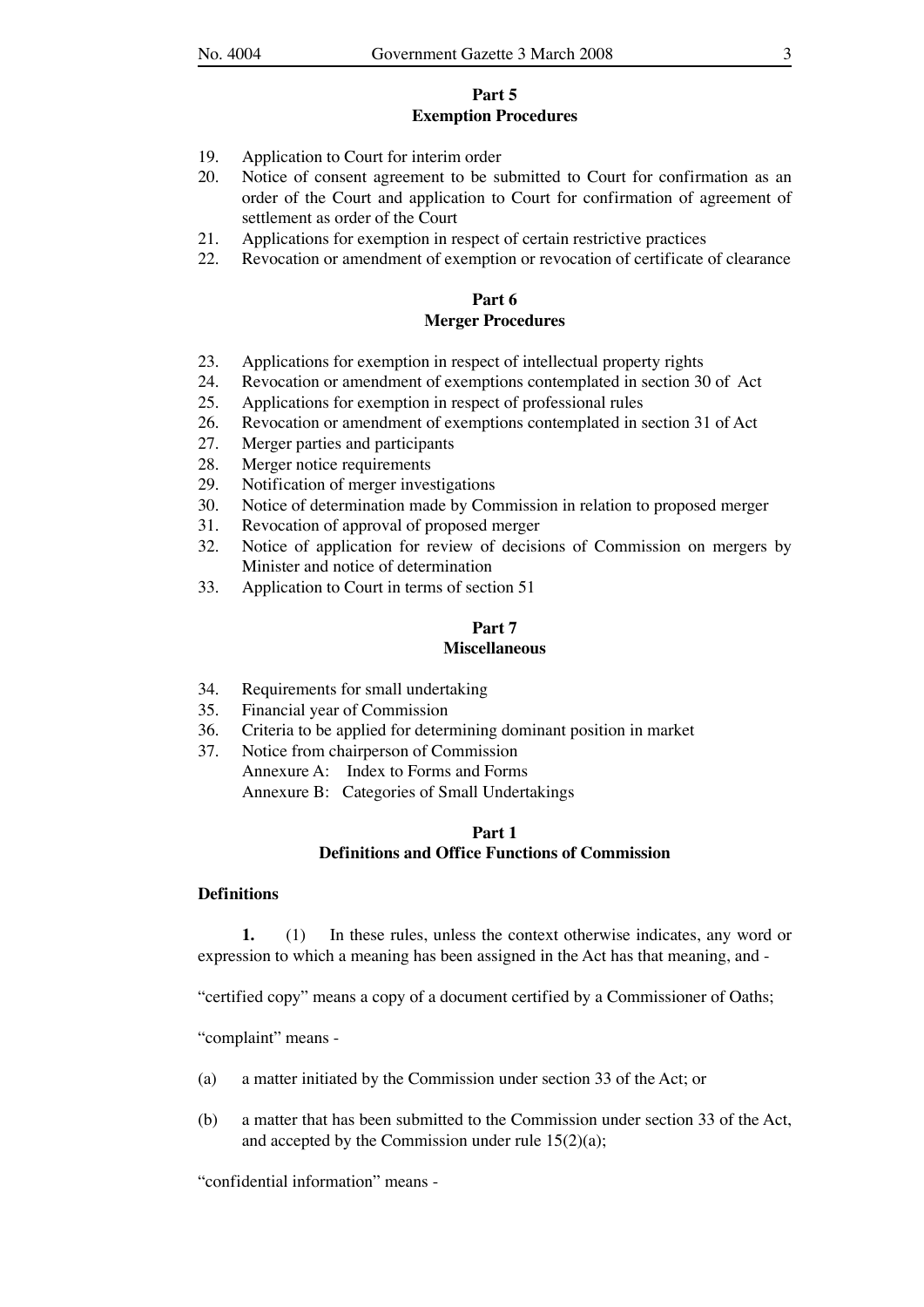**Part 5**
**Exemption Procedures**

19. Application to Court for interim order
20. Notice of consent agreement to be submitted to Court for confirmation as an order of the Court and application to Court for confirmation of agreement of settlement as order of the Court
21. Applications for exemption in respect of certain restrictive practices
22. Revocation or amendment of exemption or revocation of certificate of clearance

**Part 6**
**Merger Procedures**

23. Applications for exemption in respect of intellectual property rights
24. Revocation or amendment of exemptions contemplated in section 30 of Act
25. Applications for exemption in respect of professional rules
26. Revocation or amendment of exemptions contemplated in section 31 of Act
27. Merger parties and participants
28. Merger notice requirements
29. Notification of merger investigations
30. Notice of determination made by Commission in relation to proposed merger
31. Revocation of approval of proposed merger
32. Notice of application for review of decisions of Commission on mergers by Minister and notice of determination
33. Application to Court in terms of section 51

**Part 7**
**Miscellaneous**

34. Requirements for small undertaking
35. Financial year of Commission
36. Criteria to be applied for determining dominant position in market
37. Notice from chairperson of Commission
    Annexure A: Index to Forms and Forms
    Annexure B: Categories of Small Undertakings

## Part 1
## Definitions and Office Functions of Commission

### Definitions

**1.** (1) In these rules, unless the context otherwise indicates, any word or expression to which a meaning has been assigned in the Act has that meaning, and -

"certified copy" means a copy of a document certified by a Commissioner of Oaths;

"complaint" means -

(a) a matter initiated by the Commission under section 33 of the Act; or

(b) a matter that has been submitted to the Commission under section 33 of the Act, and accepted by the Commission under rule 15(2)(a);

"confidential information" means -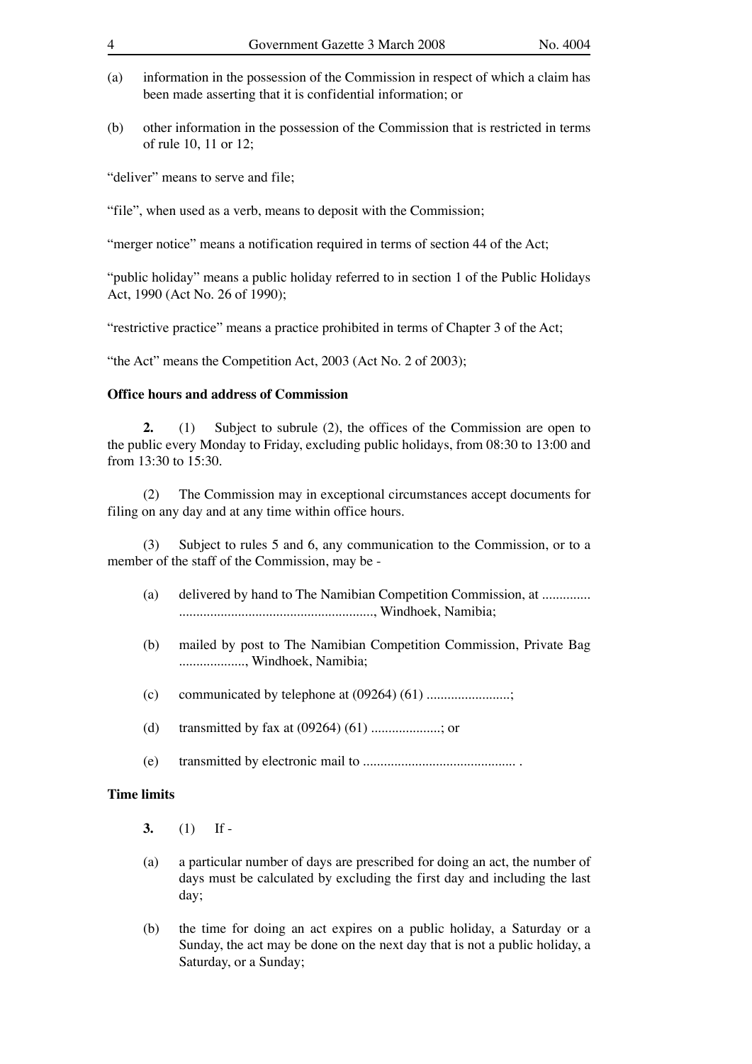(a) information in the possession of the Commission in respect of which a claim has been made asserting that it is confidential information; or

(b) other information in the possession of the Commission that is restricted in terms of rule 10, 11 or 12;

"deliver" means to serve and file;

"file", when used as a verb, means to deposit with the Commission;

"merger notice" means a notification required in terms of section 44 of the Act;

"public holiday" means a public holiday referred to in section 1 of the Public Holidays Act, 1990 (Act No. 26 of 1990);

"restrictive practice" means a practice prohibited in terms of Chapter 3 of the Act;

"the Act" means the Competition Act, 2003 (Act No. 2 of 2003);

**Office hours and address of Commission**

**2.** (1) Subject to subrule (2), the offices of the Commission are open to the public every Monday to Friday, excluding public holidays, from 08:30 to 13:00 and from 13:30 to 15:30.

(2) The Commission may in exceptional circumstances accept documents for filing on any day and at any time within office hours.

(3) Subject to rules 5 and 6, any communication to the Commission, or to a member of the staff of the Commission, may be -

(a) delivered by hand to The Namibian Competition Commission, at .............. ........................................................, Windhoek, Namibia;

(b) mailed by post to The Namibian Competition Commission, Private Bag ..................., Windhoek, Namibia;

(c) communicated by telephone at (09264) (61) ........................;

(d) transmitted by fax at (09264) (61) ....................; or

(e) transmitted by electronic mail to ............................................ .

**Time limits**

**3.** (1) If -

(a) a particular number of days are prescribed for doing an act, the number of days must be calculated by excluding the first day and including the last day;

(b) the time for doing an act expires on a public holiday, a Saturday or a Sunday, the act may be done on the next day that is not a public holiday, a Saturday, or a Sunday;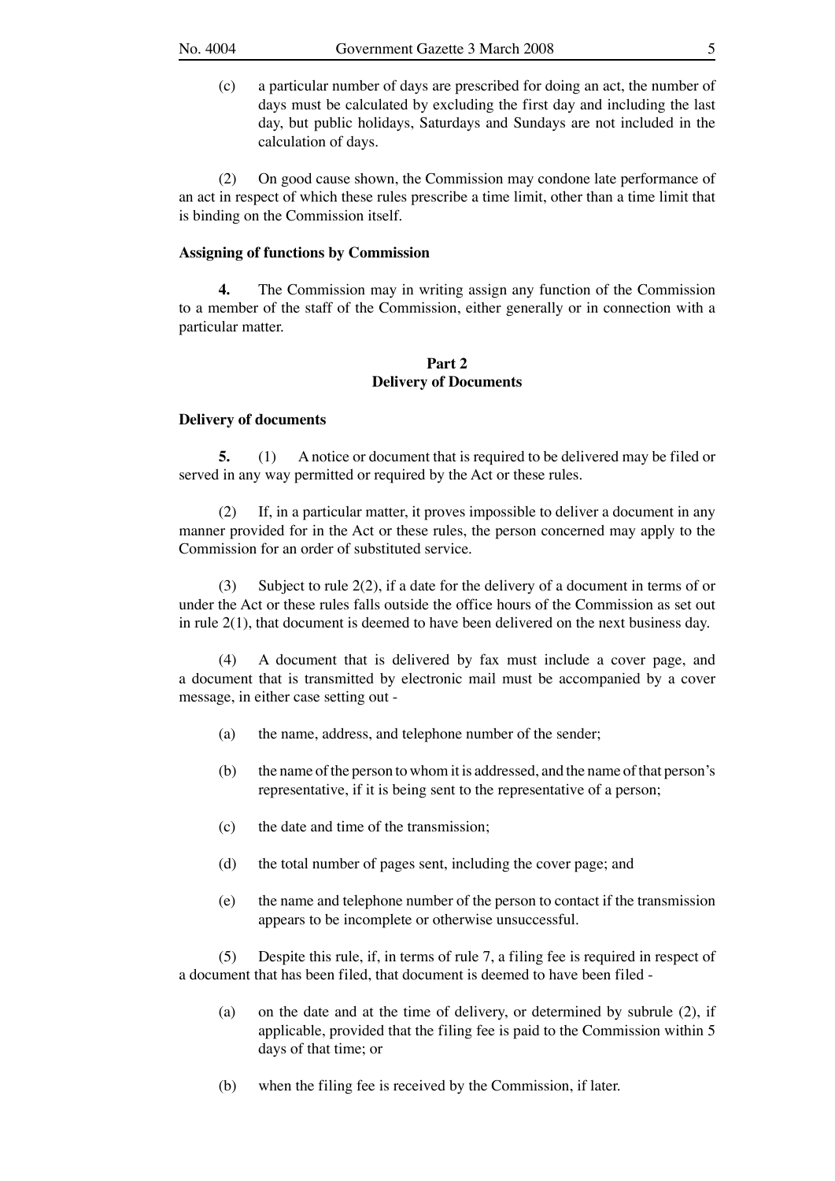(c) a particular number of days are prescribed for doing an act, the number of days must be calculated by excluding the first day and including the last day, but public holidays, Saturdays and Sundays are not included in the calculation of days.

(2) On good cause shown, the Commission may condone late performance of an act in respect of which these rules prescribe a time limit, other than a time limit that is binding on the Commission itself.

**Assigning of functions by Commission**

**4.** The Commission may in writing assign any function of the Commission to a member of the staff of the Commission, either generally or in connection with a particular matter.

## Part 2
## Delivery of Documents

**Delivery of documents**

**5.** (1) A notice or document that is required to be delivered may be filed or served in any way permitted or required by the Act or these rules.

(2) If, in a particular matter, it proves impossible to deliver a document in any manner provided for in the Act or these rules, the person concerned may apply to the Commission for an order of substituted service.

(3) Subject to rule 2(2), if a date for the delivery of a document in terms of or under the Act or these rules falls outside the office hours of the Commission as set out in rule 2(1), that document is deemed to have been delivered on the next business day.

(4) A document that is delivered by fax must include a cover page, and a document that is transmitted by electronic mail must be accompanied by a cover message, in either case setting out -

(a) the name, address, and telephone number of the sender;

(b) the name of the person to whom it is addressed, and the name of that person's representative, if it is being sent to the representative of a person;

(c) the date and time of the transmission;

(d) the total number of pages sent, including the cover page; and

(e) the name and telephone number of the person to contact if the transmission appears to be incomplete or otherwise unsuccessful.

(5) Despite this rule, if, in terms of rule 7, a filing fee is required in respect of a document that has been filed, that document is deemed to have been filed -

(a) on the date and at the time of delivery, or determined by subrule (2), if applicable, provided that the filing fee is paid to the Commission within 5 days of that time; or

(b) when the filing fee is received by the Commission, if later.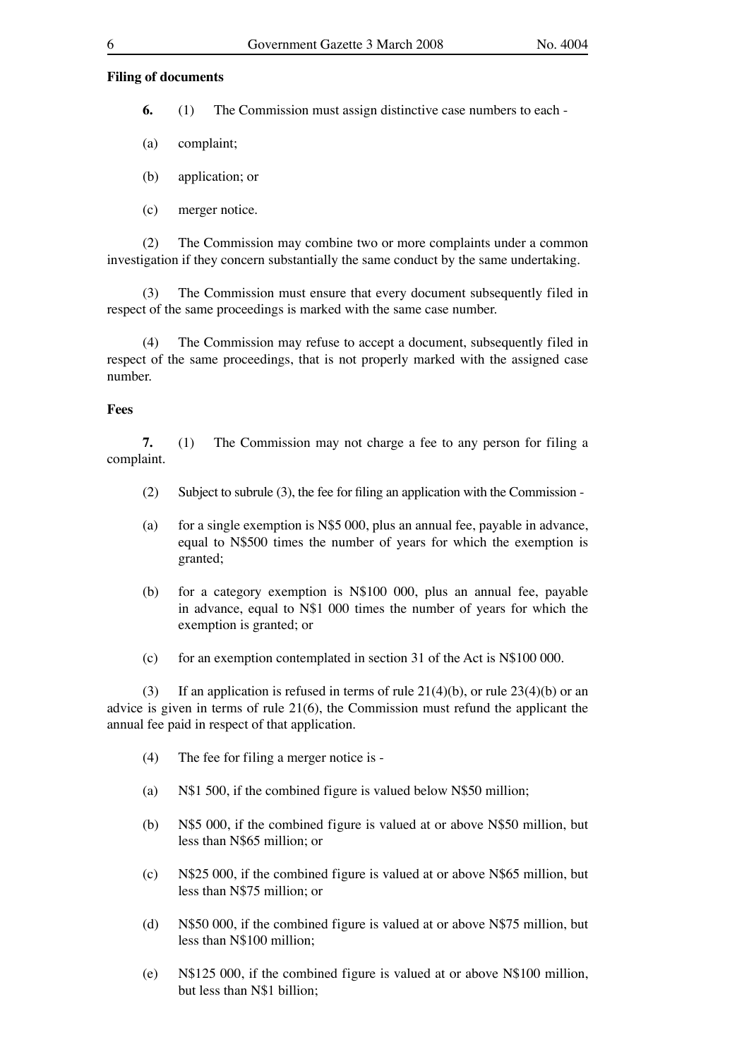**Filing of documents**

**6.** (1) The Commission must assign distinctive case numbers to each -

(a) complaint;

(b) application; or

(c) merger notice.

(2) The Commission may combine two or more complaints under a common investigation if they concern substantially the same conduct by the same undertaking.

(3) The Commission must ensure that every document subsequently filed in respect of the same proceedings is marked with the same case number.

(4) The Commission may refuse to accept a document, subsequently filed in respect of the same proceedings, that is not properly marked with the assigned case number.

**Fees**

**7.** (1) The Commission may not charge a fee to any person for filing a complaint.

(2) Subject to subrule (3), the fee for filing an application with the Commission -

(a) for a single exemption is N$5 000, plus an annual fee, payable in advance, equal to N$500 times the number of years for which the exemption is granted;

(b) for a category exemption is N$100 000, plus an annual fee, payable in advance, equal to N$1 000 times the number of years for which the exemption is granted; or

(c) for an exemption contemplated in section 31 of the Act is N$100 000.

(3) If an application is refused in terms of rule 21(4)(b), or rule 23(4)(b) or an advice is given in terms of rule 21(6), the Commission must refund the applicant the annual fee paid in respect of that application.

(4) The fee for filing a merger notice is -

(a) N$1 500, if the combined figure is valued below N$50 million;

(b) N$5 000, if the combined figure is valued at or above N$50 million, but less than N$65 million; or

(c) N$25 000, if the combined figure is valued at or above N$65 million, but less than N$75 million; or

(d) N$50 000, if the combined figure is valued at or above N$75 million, but less than N$100 million;

(e) N$125 000, if the combined figure is valued at or above N$100 million, but less than N$1 billion;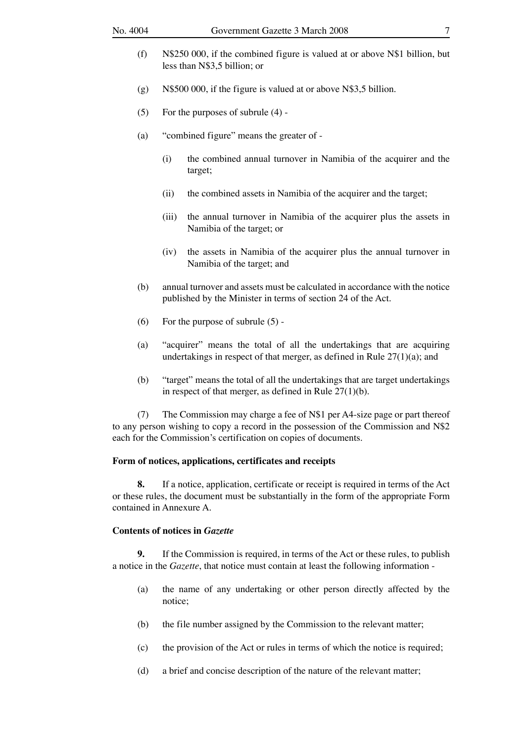(f) N$250 000, if the combined figure is valued at or above N$1 billion, but less than N$3,5 billion; or

(g) N$500 000, if the figure is valued at or above N$3,5 billion.

(5) For the purposes of subrule (4) -

(a) "combined figure" means the greater of -

(i) the combined annual turnover in Namibia of the acquirer and the target;

(ii) the combined assets in Namibia of the acquirer and the target;

(iii) the annual turnover in Namibia of the acquirer plus the assets in Namibia of the target; or

(iv) the assets in Namibia of the acquirer plus the annual turnover in Namibia of the target; and

(b) annual turnover and assets must be calculated in accordance with the notice published by the Minister in terms of section 24 of the Act.

(6) For the purpose of subrule (5) -

(a) "acquirer" means the total of all the undertakings that are acquiring undertakings in respect of that merger, as defined in Rule 27(1)(a); and

(b) "target" means the total of all the undertakings that are target undertakings in respect of that merger, as defined in Rule 27(1)(b).

(7) The Commission may charge a fee of N$1 per A4-size page or part thereof to any person wishing to copy a record in the possession of the Commission and N$2 each for the Commission's certification on copies of documents.

**Form of notices, applications, certificates and receipts**

**8.** If a notice, application, certificate or receipt is required in terms of the Act or these rules, the document must be substantially in the form of the appropriate Form contained in Annexure A.

**Contents of notices in *Gazette***

**9.** If the Commission is required, in terms of the Act or these rules, to publish a notice in the *Gazette*, that notice must contain at least the following information -

(a) the name of any undertaking or other person directly affected by the notice;

(b) the file number assigned by the Commission to the relevant matter;

(c) the provision of the Act or rules in terms of which the notice is required;

(d) a brief and concise description of the nature of the relevant matter;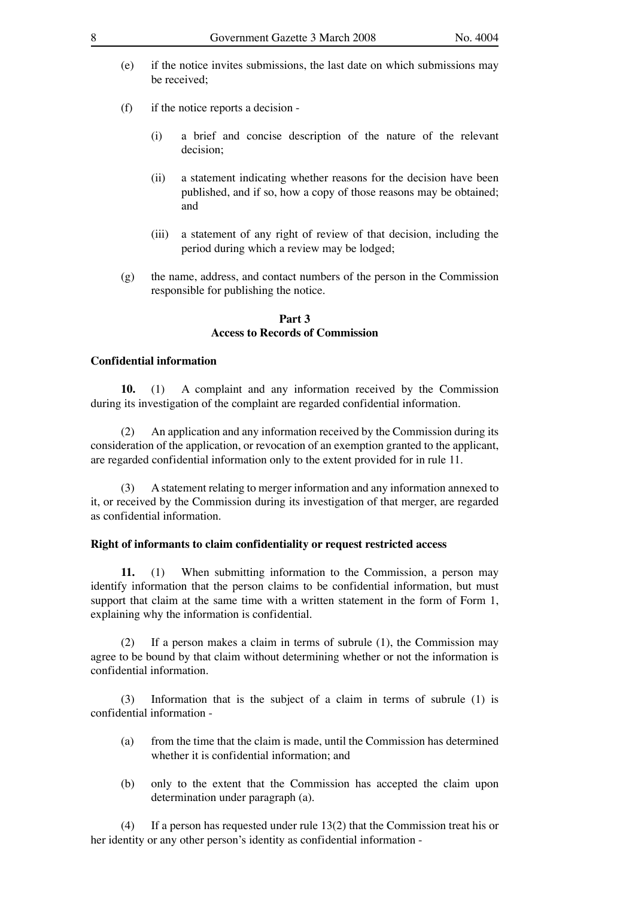(e) if the notice invites submissions, the last date on which submissions may be received;

(f) if the notice reports a decision -

  (i) a brief and concise description of the nature of the relevant decision;

  (ii) a statement indicating whether reasons for the decision have been published, and if so, how a copy of those reasons may be obtained; and

  (iii) a statement of any right of review of that decision, including the period during which a review may be lodged;

(g) the name, address, and contact numbers of the person in the Commission responsible for publishing the notice.

## Part 3
## Access to Records of Commission

### Confidential information

**10.** (1) A complaint and any information received by the Commission during its investigation of the complaint are regarded confidential information.

(2) An application and any information received by the Commission during its consideration of the application, or revocation of an exemption granted to the applicant, are regarded confidential information only to the extent provided for in rule 11.

(3) A statement relating to merger information and any information annexed to it, or received by the Commission during its investigation of that merger, are regarded as confidential information.

### Right of informants to claim confidentiality or request restricted access

**11.** (1) When submitting information to the Commission, a person may identify information that the person claims to be confidential information, but must support that claim at the same time with a written statement in the form of Form 1, explaining why the information is confidential.

(2) If a person makes a claim in terms of subrule (1), the Commission may agree to be bound by that claim without determining whether or not the information is confidential information.

(3) Information that is the subject of a claim in terms of subrule (1) is confidential information -

(a) from the time that the claim is made, until the Commission has determined whether it is confidential information; and

(b) only to the extent that the Commission has accepted the claim upon determination under paragraph (a).

(4) If a person has requested under rule 13(2) that the Commission treat his or her identity or any other person's identity as confidential information -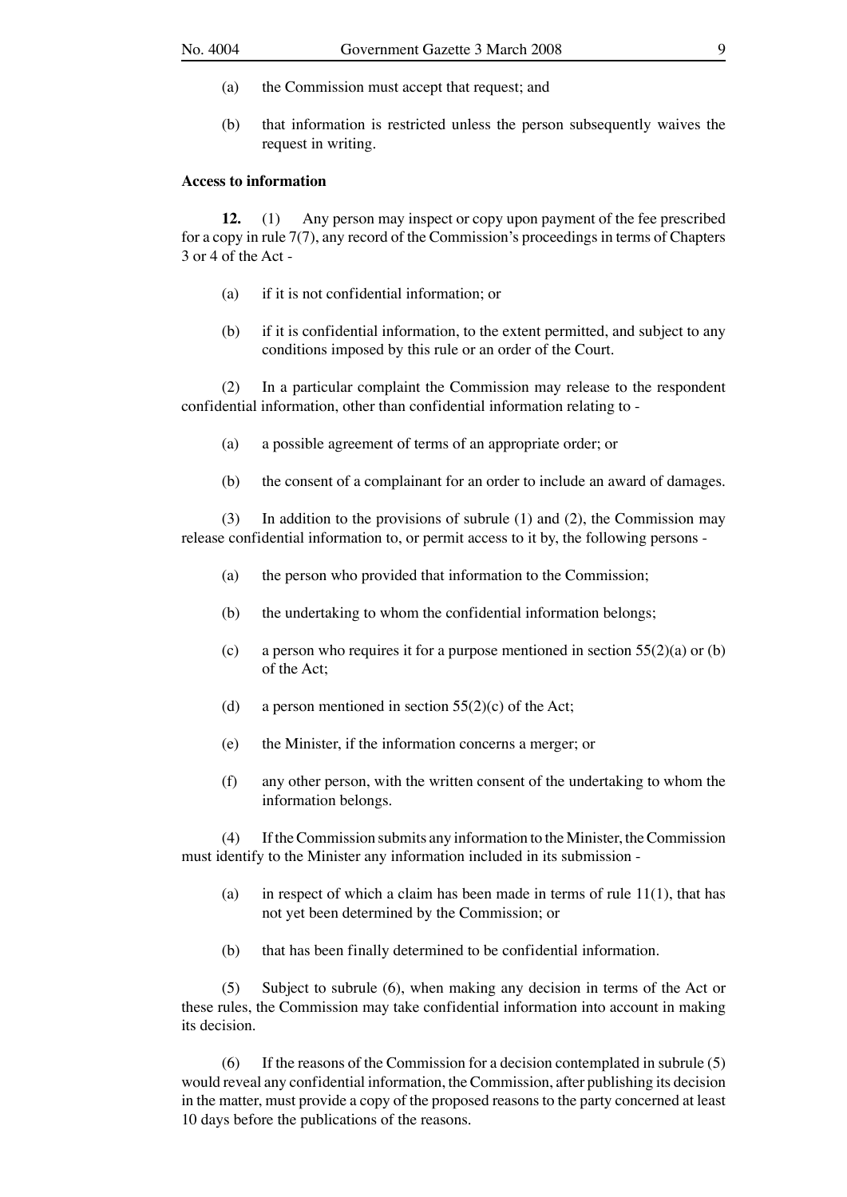(a) the Commission must accept that request; and

(b) that information is restricted unless the person subsequently waives the request in writing.

**Access to information**

**12.** (1) Any person may inspect or copy upon payment of the fee prescribed for a copy in rule 7(7), any record of the Commission's proceedings in terms of Chapters 3 or 4 of the Act -

(a) if it is not confidential information; or

(b) if it is confidential information, to the extent permitted, and subject to any conditions imposed by this rule or an order of the Court.

(2) In a particular complaint the Commission may release to the respondent confidential information, other than confidential information relating to -

(a) a possible agreement of terms of an appropriate order; or

(b) the consent of a complainant for an order to include an award of damages.

(3) In addition to the provisions of subrule (1) and (2), the Commission may release confidential information to, or permit access to it by, the following persons -

(a) the person who provided that information to the Commission;

(b) the undertaking to whom the confidential information belongs;

(c) a person who requires it for a purpose mentioned in section 55(2)(a) or (b) of the Act;

(d) a person mentioned in section 55(2)(c) of the Act;

(e) the Minister, if the information concerns a merger; or

(f) any other person, with the written consent of the undertaking to whom the information belongs.

(4) If the Commission submits any information to the Minister, the Commission must identify to the Minister any information included in its submission -

(a) in respect of which a claim has been made in terms of rule 11(1), that has not yet been determined by the Commission; or

(b) that has been finally determined to be confidential information.

(5) Subject to subrule (6), when making any decision in terms of the Act or these rules, the Commission may take confidential information into account in making its decision.

(6) If the reasons of the Commission for a decision contemplated in subrule (5) would reveal any confidential information, the Commission, after publishing its decision in the matter, must provide a copy of the proposed reasons to the party concerned at least 10 days before the publications of the reasons.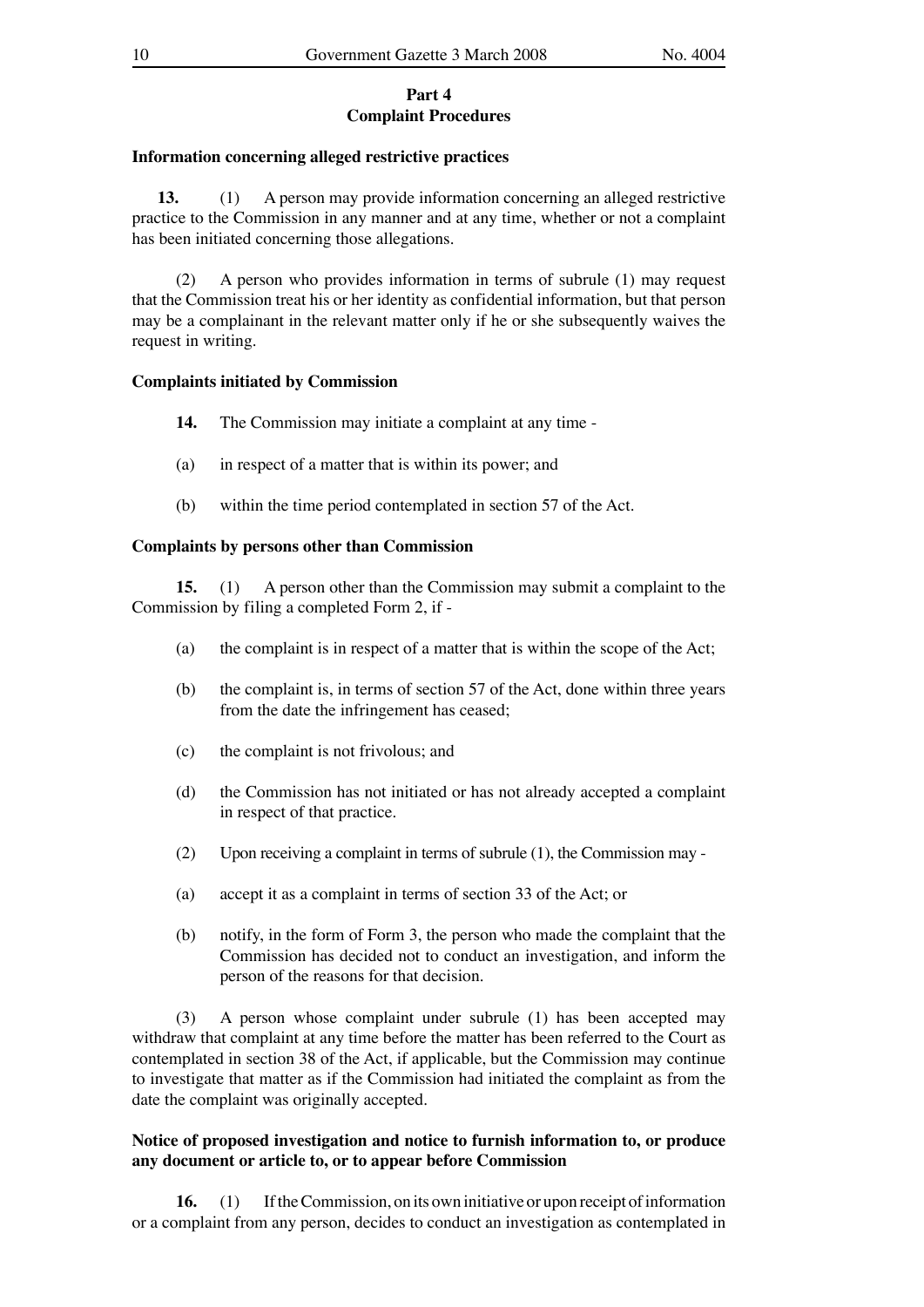## Part 4
## Complaint Procedures

**Information concerning alleged restrictive practices**

**13.** (1) A person may provide information concerning an alleged restrictive practice to the Commission in any manner and at any time, whether or not a complaint has been initiated concerning those allegations.

(2) A person who provides information in terms of subrule (1) may request that the Commission treat his or her identity as confidential information, but that person may be a complainant in the relevant matter only if he or she subsequently waives the request in writing.

**Complaints initiated by Commission**

**14.** The Commission may initiate a complaint at any time -

(a) in respect of a matter that is within its power; and

(b) within the time period contemplated in section 57 of the Act.

**Complaints by persons other than Commission**

**15.** (1) A person other than the Commission may submit a complaint to the Commission by filing a completed Form 2, if -

(a) the complaint is in respect of a matter that is within the scope of the Act;

(b) the complaint is, in terms of section 57 of the Act, done within three years from the date the infringement has ceased;

(c) the complaint is not frivolous; and

(d) the Commission has not initiated or has not already accepted a complaint in respect of that practice.

(2) Upon receiving a complaint in terms of subrule (1), the Commission may -

(a) accept it as a complaint in terms of section 33 of the Act; or

(b) notify, in the form of Form 3, the person who made the complaint that the Commission has decided not to conduct an investigation, and inform the person of the reasons for that decision.

(3) A person whose complaint under subrule (1) has been accepted may withdraw that complaint at any time before the matter has been referred to the Court as contemplated in section 38 of the Act, if applicable, but the Commission may continue to investigate that matter as if the Commission had initiated the complaint as from the date the complaint was originally accepted.

**Notice of proposed investigation and notice to furnish information to, or produce any document or article to, or to appear before Commission**

**16.** (1) If the Commission, on its own initiative or upon receipt of information or a complaint from any person, decides to conduct an investigation as contemplated in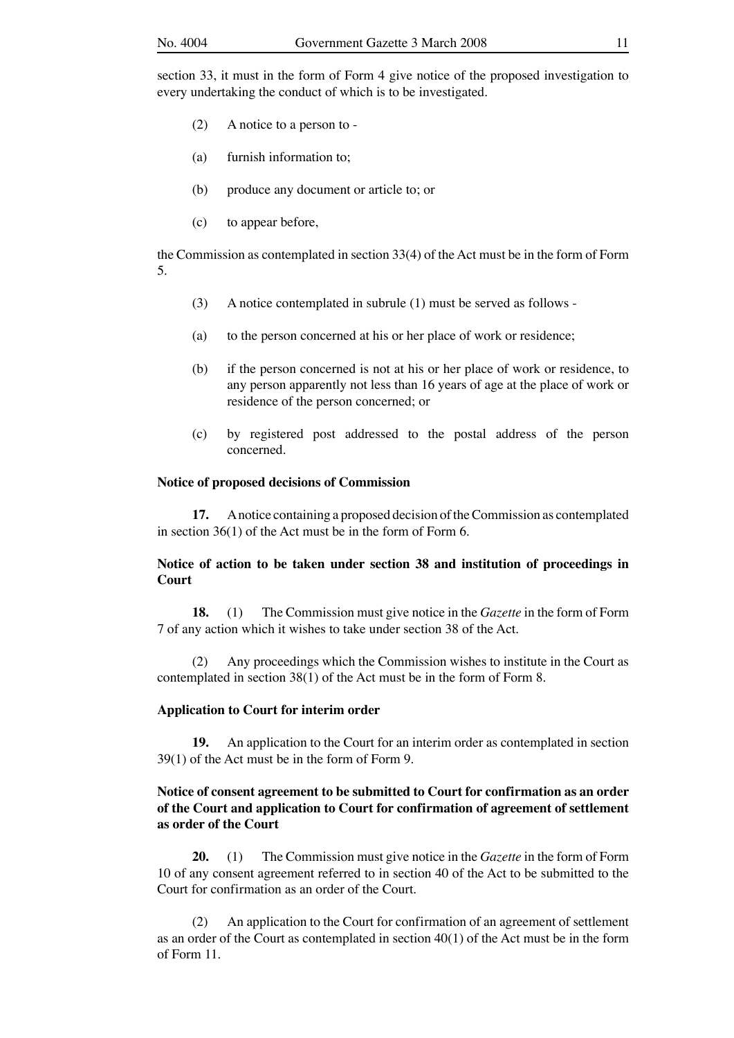section 33, it must in the form of Form 4 give notice of the proposed investigation to every undertaking the conduct of which is to be investigated.

(2) A notice to a person to -

(a) furnish information to;

(b) produce any document or article to; or

(c) to appear before,

the Commission as contemplated in section 33(4) of the Act must be in the form of Form 5.

(3) A notice contemplated in subrule (1) must be served as follows -

(a) to the person concerned at his or her place of work or residence;

(b) if the person concerned is not at his or her place of work or residence, to any person apparently not less than 16 years of age at the place of work or residence of the person concerned; or

(c) by registered post addressed to the postal address of the person concerned.

**Notice of proposed decisions of Commission**

**17.** A notice containing a proposed decision of the Commission as contemplated in section 36(1) of the Act must be in the form of Form 6.

**Notice of action to be taken under section 38 and institution of proceedings in Court**

**18.** (1) The Commission must give notice in the *Gazette* in the form of Form 7 of any action which it wishes to take under section 38 of the Act.

(2) Any proceedings which the Commission wishes to institute in the Court as contemplated in section 38(1) of the Act must be in the form of Form 8.

**Application to Court for interim order**

**19.** An application to the Court for an interim order as contemplated in section 39(1) of the Act must be in the form of Form 9.

**Notice of consent agreement to be submitted to Court for confirmation as an order of the Court and application to Court for confirmation of agreement of settlement as order of the Court**

**20.** (1) The Commission must give notice in the *Gazette* in the form of Form 10 of any consent agreement referred to in section 40 of the Act to be submitted to the Court for confirmation as an order of the Court.

(2) An application to the Court for confirmation of an agreement of settlement as an order of the Court as contemplated in section 40(1) of the Act must be in the form of Form 11.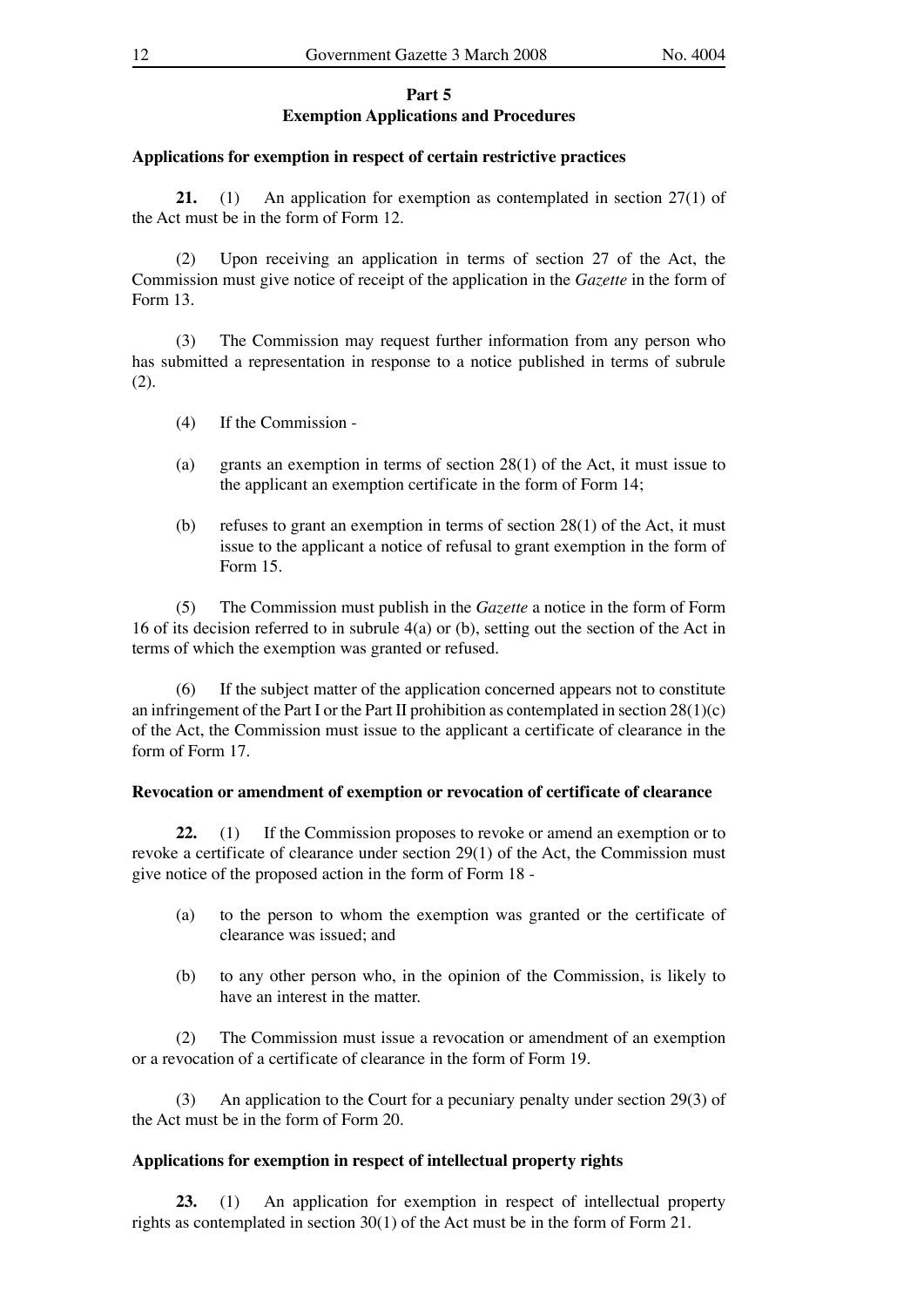## Part 5
## Exemption Applications and Procedures

**Applications for exemption in respect of certain restrictive practices**

**21.** (1) An application for exemption as contemplated in section 27(1) of the Act must be in the form of Form 12.

(2) Upon receiving an application in terms of section 27 of the Act, the Commission must give notice of receipt of the application in the *Gazette* in the form of Form 13.

(3) The Commission may request further information from any person who has submitted a representation in response to a notice published in terms of subrule (2).

(4) If the Commission -

(a) grants an exemption in terms of section 28(1) of the Act, it must issue to the applicant an exemption certificate in the form of Form 14;

(b) refuses to grant an exemption in terms of section 28(1) of the Act, it must issue to the applicant a notice of refusal to grant exemption in the form of Form 15.

(5) The Commission must publish in the *Gazette* a notice in the form of Form 16 of its decision referred to in subrule 4(a) or (b), setting out the section of the Act in terms of which the exemption was granted or refused.

(6) If the subject matter of the application concerned appears not to constitute an infringement of the Part I or the Part II prohibition as contemplated in section 28(1)(c) of the Act, the Commission must issue to the applicant a certificate of clearance in the form of Form 17.

**Revocation or amendment of exemption or revocation of certificate of clearance**

**22.** (1) If the Commission proposes to revoke or amend an exemption or to revoke a certificate of clearance under section 29(1) of the Act, the Commission must give notice of the proposed action in the form of Form 18 -

(a) to the person to whom the exemption was granted or the certificate of clearance was issued; and

(b) to any other person who, in the opinion of the Commission, is likely to have an interest in the matter.

(2) The Commission must issue a revocation or amendment of an exemption or a revocation of a certificate of clearance in the form of Form 19.

(3) An application to the Court for a pecuniary penalty under section 29(3) of the Act must be in the form of Form 20.

**Applications for exemption in respect of intellectual property rights**

**23.** (1) An application for exemption in respect of intellectual property rights as contemplated in section 30(1) of the Act must be in the form of Form 21.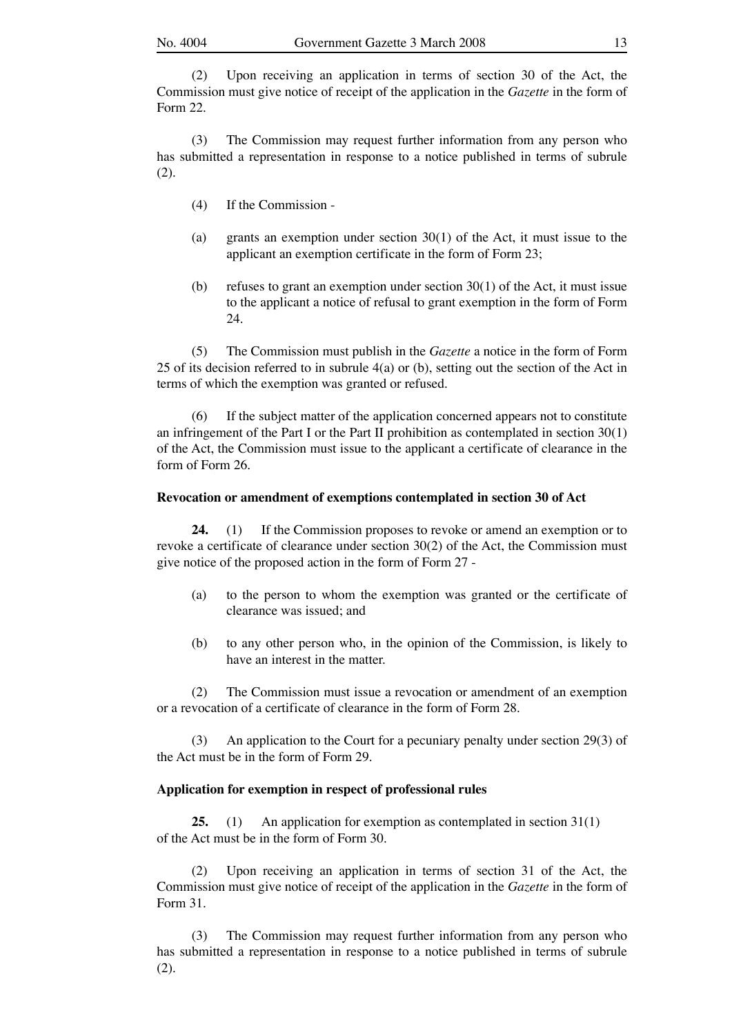(2) Upon receiving an application in terms of section 30 of the Act, the Commission must give notice of receipt of the application in the *Gazette* in the form of Form 22.

(3) The Commission may request further information from any person who has submitted a representation in response to a notice published in terms of subrule (2).

(4) If the Commission -

(a) grants an exemption under section 30(1) of the Act, it must issue to the applicant an exemption certificate in the form of Form 23;

(b) refuses to grant an exemption under section 30(1) of the Act, it must issue to the applicant a notice of refusal to grant exemption in the form of Form 24.

(5) The Commission must publish in the *Gazette* a notice in the form of Form 25 of its decision referred to in subrule 4(a) or (b), setting out the section of the Act in terms of which the exemption was granted or refused.

(6) If the subject matter of the application concerned appears not to constitute an infringement of the Part I or the Part II prohibition as contemplated in section 30(1) of the Act, the Commission must issue to the applicant a certificate of clearance in the form of Form 26.

**Revocation or amendment of exemptions contemplated in section 30 of Act**

**24.** (1) If the Commission proposes to revoke or amend an exemption or to revoke a certificate of clearance under section 30(2) of the Act, the Commission must give notice of the proposed action in the form of Form 27 -

(a) to the person to whom the exemption was granted or the certificate of clearance was issued; and

(b) to any other person who, in the opinion of the Commission, is likely to have an interest in the matter.

(2) The Commission must issue a revocation or amendment of an exemption or a revocation of a certificate of clearance in the form of Form 28.

(3) An application to the Court for a pecuniary penalty under section 29(3) of the Act must be in the form of Form 29.

**Application for exemption in respect of professional rules**

**25.** (1) An application for exemption as contemplated in section 31(1) of the Act must be in the form of Form 30.

(2) Upon receiving an application in terms of section 31 of the Act, the Commission must give notice of receipt of the application in the *Gazette* in the form of Form 31.

(3) The Commission may request further information from any person who has submitted a representation in response to a notice published in terms of subrule (2).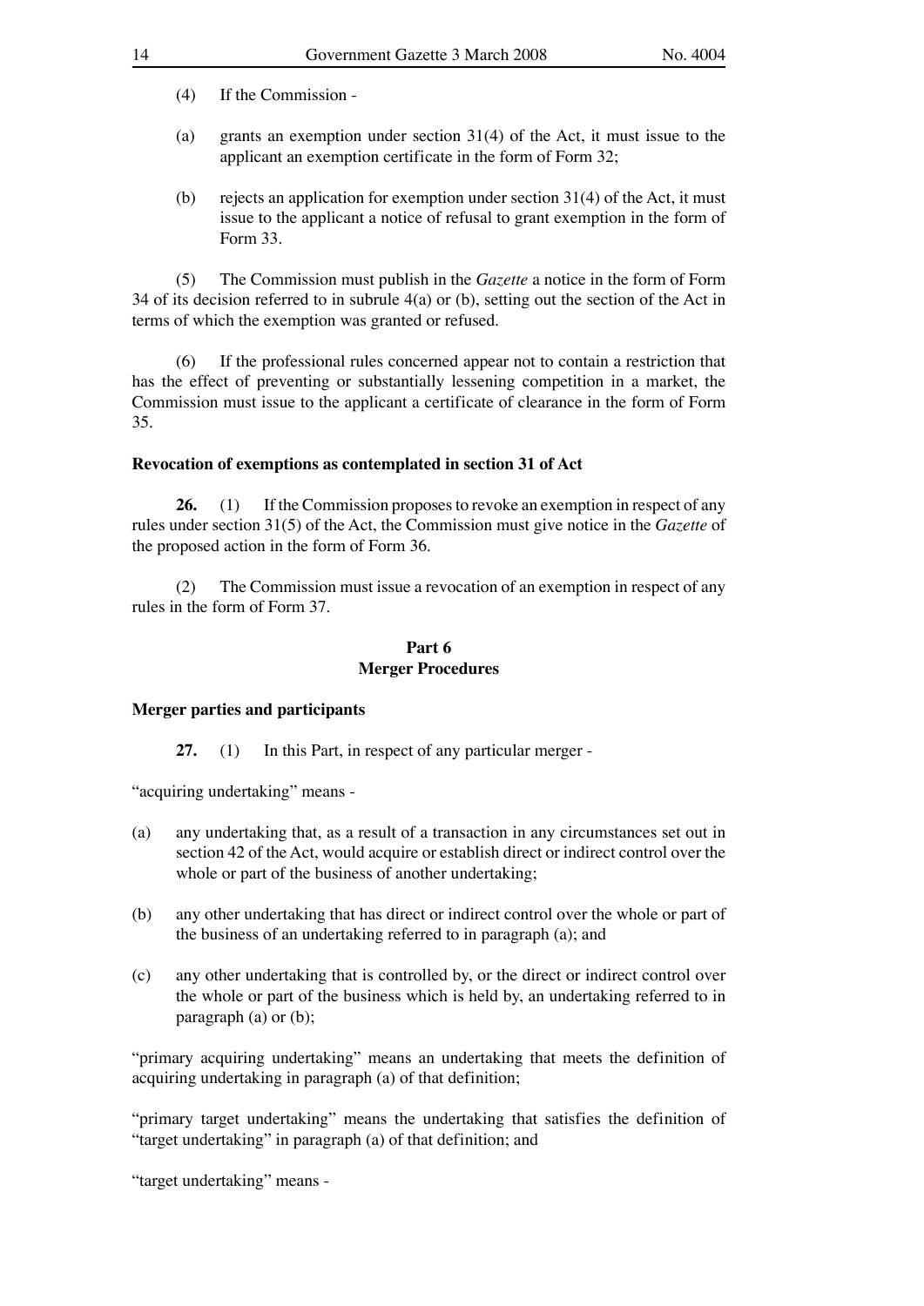(4) If the Commission -

(a) grants an exemption under section 31(4) of the Act, it must issue to the applicant an exemption certificate in the form of Form 32;

(b) rejects an application for exemption under section 31(4) of the Act, it must issue to the applicant a notice of refusal to grant exemption in the form of Form 33.

(5) The Commission must publish in the *Gazette* a notice in the form of Form 34 of its decision referred to in subrule 4(a) or (b), setting out the section of the Act in terms of which the exemption was granted or refused.

(6) If the professional rules concerned appear not to contain a restriction that has the effect of preventing or substantially lessening competition in a market, the Commission must issue to the applicant a certificate of clearance in the form of Form 35.

**Revocation of exemptions as contemplated in section 31 of Act**

**26.** (1) If the Commission proposes to revoke an exemption in respect of any rules under section 31(5) of the Act, the Commission must give notice in the *Gazette* of the proposed action in the form of Form 36.

(2) The Commission must issue a revocation of an exemption in respect of any rules in the form of Form 37.

## Part 6
## Merger Procedures

**Merger parties and participants**

**27.** (1) In this Part, in respect of any particular merger -

"acquiring undertaking" means -

(a) any undertaking that, as a result of a transaction in any circumstances set out in section 42 of the Act, would acquire or establish direct or indirect control over the whole or part of the business of another undertaking;

(b) any other undertaking that has direct or indirect control over the whole or part of the business of an undertaking referred to in paragraph (a); and

(c) any other undertaking that is controlled by, or the direct or indirect control over the whole or part of the business which is held by, an undertaking referred to in paragraph (a) or (b);

"primary acquiring undertaking" means an undertaking that meets the definition of acquiring undertaking in paragraph (a) of that definition;

"primary target undertaking" means the undertaking that satisfies the definition of "target undertaking" in paragraph (a) of that definition; and

"target undertaking" means -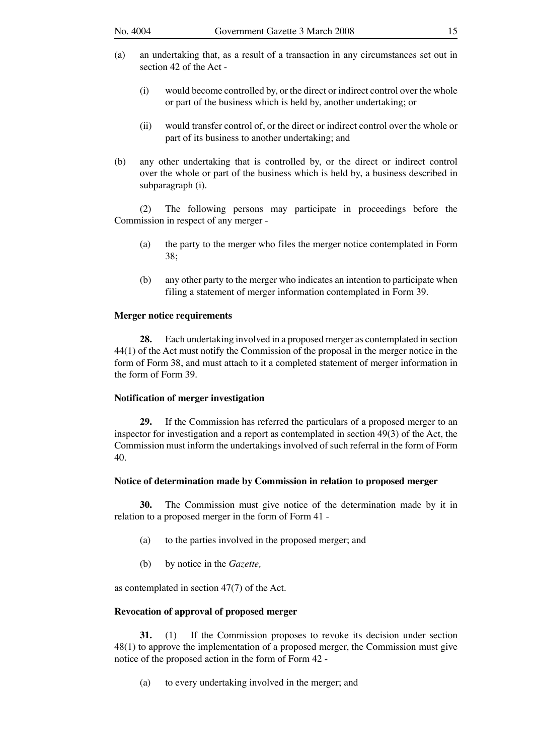(a) an undertaking that, as a result of a transaction in any circumstances set out in section 42 of the Act -

(i) would become controlled by, or the direct or indirect control over the whole or part of the business which is held by, another undertaking; or

(ii) would transfer control of, or the direct or indirect control over the whole or part of its business to another undertaking; and

(b) any other undertaking that is controlled by, or the direct or indirect control over the whole or part of the business which is held by, a business described in subparagraph (i).

(2) The following persons may participate in proceedings before the Commission in respect of any merger -

(a) the party to the merger who files the merger notice contemplated in Form 38;

(b) any other party to the merger who indicates an intention to participate when filing a statement of merger information contemplated in Form 39.

**Merger notice requirements**

**28.** Each undertaking involved in a proposed merger as contemplated in section 44(1) of the Act must notify the Commission of the proposal in the merger notice in the form of Form 38, and must attach to it a completed statement of merger information in the form of Form 39.

**Notification of merger investigation**

**29.** If the Commission has referred the particulars of a proposed merger to an inspector for investigation and a report as contemplated in section 49(3) of the Act, the Commission must inform the undertakings involved of such referral in the form of Form 40.

**Notice of determination made by Commission in relation to proposed merger**

**30.** The Commission must give notice of the determination made by it in relation to a proposed merger in the form of Form 41 -

(a) to the parties involved in the proposed merger; and

(b) by notice in the *Gazette,*

as contemplated in section 47(7) of the Act.

**Revocation of approval of proposed merger**

**31.** (1) If the Commission proposes to revoke its decision under section 48(1) to approve the implementation of a proposed merger, the Commission must give notice of the proposed action in the form of Form 42 -

(a) to every undertaking involved in the merger; and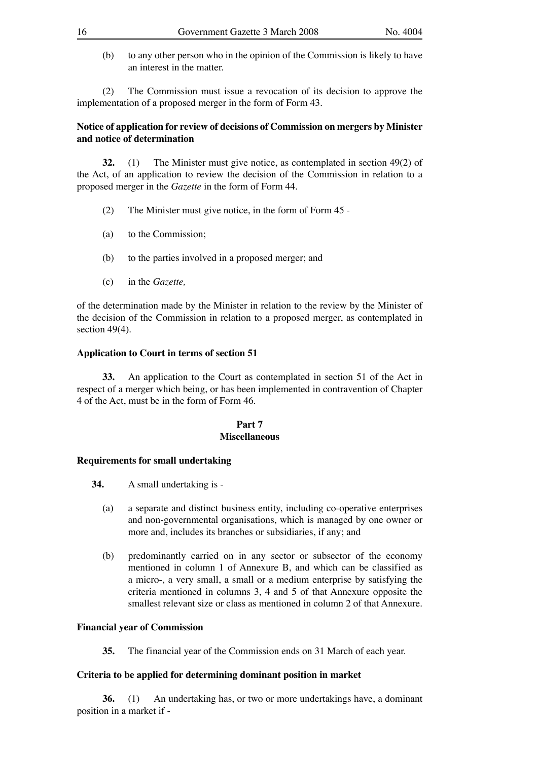(b) to any other person who in the opinion of the Commission is likely to have an interest in the matter.

(2) The Commission must issue a revocation of its decision to approve the implementation of a proposed merger in the form of Form 43.

**Notice of application for review of decisions of Commission on mergers by Minister and notice of determination**

**32.** (1) The Minister must give notice, as contemplated in section 49(2) of the Act, of an application to review the decision of the Commission in relation to a proposed merger in the *Gazette* in the form of Form 44.

(2) The Minister must give notice, in the form of Form 45 -

(a) to the Commission;

(b) to the parties involved in a proposed merger; and

(c) in the *Gazette,*

of the determination made by the Minister in relation to the review by the Minister of the decision of the Commission in relation to a proposed merger, as contemplated in section 49(4).

**Application to Court in terms of section 51**

**33.** An application to the Court as contemplated in section 51 of the Act in respect of a merger which being, or has been implemented in contravention of Chapter 4 of the Act, must be in the form of Form 46.

## Part 7
## Miscellaneous

**Requirements for small undertaking**

**34.** A small undertaking is -

(a) a separate and distinct business entity, including co-operative enterprises and non-governmental organisations, which is managed by one owner or more and, includes its branches or subsidiaries, if any; and

(b) predominantly carried on in any sector or subsector of the economy mentioned in column 1 of Annexure B, and which can be classified as a micro-, a very small, a small or a medium enterprise by satisfying the criteria mentioned in columns 3, 4 and 5 of that Annexure opposite the smallest relevant size or class as mentioned in column 2 of that Annexure.

**Financial year of Commission**

**35.** The financial year of the Commission ends on 31 March of each year.

**Criteria to be applied for determining dominant position in market**

**36.** (1) An undertaking has, or two or more undertakings have, a dominant position in a market if -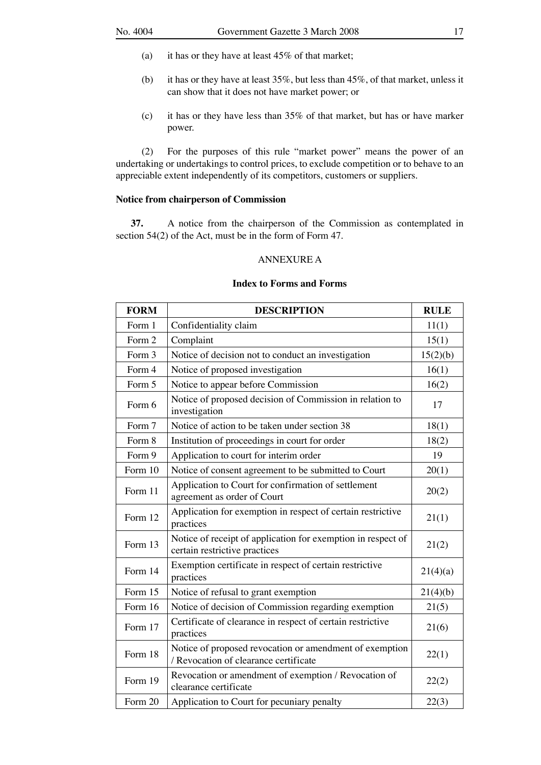(a) it has or they have at least 45% of that market;

(b) it has or they have at least 35%, but less than 45%, of that market, unless it can show that it does not have market power; or

(c) it has or they have less than 35% of that market, but has or have marker power.

(2) For the purposes of this rule "market power" means the power of an undertaking or undertakings to control prices, to exclude competition or to behave to an appreciable extent independently of its competitors, customers or suppliers.

**Notice from chairperson of Commission**

**37.** A notice from the chairperson of the Commission as contemplated in section 54(2) of the Act, must be in the form of Form 47.

ANNEXURE A

**Index to Forms and Forms**

| FORM | DESCRIPTION | RULE |
|---|---|---|
| Form 1 | Confidentiality claim | 11(1) |
| Form 2 | Complaint | 15(1) |
| Form 3 | Notice of decision not to conduct an investigation | 15(2)(b) |
| Form 4 | Notice of proposed investigation | 16(1) |
| Form 5 | Notice to appear before Commission | 16(2) |
| Form 6 | Notice of proposed decision of Commission in relation to investigation | 17 |
| Form 7 | Notice of action to be taken under section 38 | 18(1) |
| Form 8 | Institution of proceedings in court for order | 18(2) |
| Form 9 | Application to court for interim order | 19 |
| Form 10 | Notice of consent agreement to be submitted to Court | 20(1) |
| Form 11 | Application to Court for confirmation of settlement agreement as order of Court | 20(2) |
| Form 12 | Application for exemption in respect of certain restrictive practices | 21(1) |
| Form 13 | Notice of receipt of application for exemption in respect of certain restrictive practices | 21(2) |
| Form 14 | Exemption certificate in respect of certain restrictive practices | 21(4)(a) |
| Form 15 | Notice of refusal to grant exemption | 21(4)(b) |
| Form 16 | Notice of decision of Commission regarding exemption | 21(5) |
| Form 17 | Certificate of clearance in respect of certain restrictive practices | 21(6) |
| Form 18 | Notice of proposed revocation or amendment of exemption / Revocation of clearance certificate | 22(1) |
| Form 19 | Revocation or amendment of exemption / Revocation of clearance certificate | 22(2) |
| Form 20 | Application to Court for pecuniary penalty | 22(3) |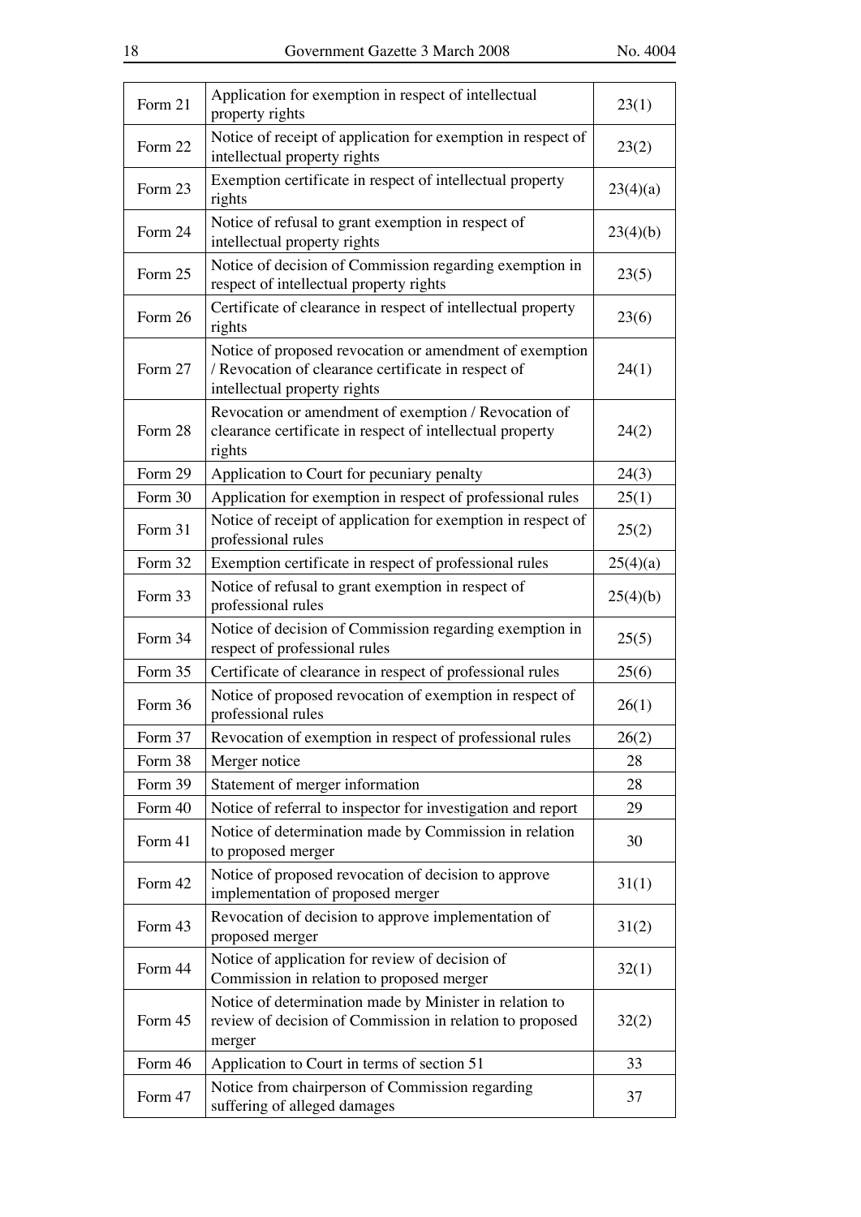| | | |
|---|---|---|
| Form 21 | Application for exemption in respect of intellectual property rights | 23(1) |
| Form 22 | Notice of receipt of application for exemption in respect of intellectual property rights | 23(2) |
| Form 23 | Exemption certificate in respect of intellectual property rights | 23(4)(a) |
| Form 24 | Notice of refusal to grant exemption in respect of intellectual property rights | 23(4)(b) |
| Form 25 | Notice of decision of Commission regarding exemption in respect of intellectual property rights | 23(5) |
| Form 26 | Certificate of clearance in respect of intellectual property rights | 23(6) |
| Form 27 | Notice of proposed revocation or amendment of exemption / Revocation of clearance certificate in respect of intellectual property rights | 24(1) |
| Form 28 | Revocation or amendment of exemption / Revocation of clearance certificate in respect of intellectual property rights | 24(2) |
| Form 29 | Application to Court for pecuniary penalty | 24(3) |
| Form 30 | Application for exemption in respect of professional rules | 25(1) |
| Form 31 | Notice of receipt of application for exemption in respect of professional rules | 25(2) |
| Form 32 | Exemption certificate in respect of professional rules | 25(4)(a) |
| Form 33 | Notice of refusal to grant exemption in respect of professional rules | 25(4)(b) |
| Form 34 | Notice of decision of Commission regarding exemption in respect of professional rules | 25(5) |
| Form 35 | Certificate of clearance in respect of professional rules | 25(6) |
| Form 36 | Notice of proposed revocation of exemption in respect of professional rules | 26(1) |
| Form 37 | Revocation of exemption in respect of professional rules | 26(2) |
| Form 38 | Merger notice | 28 |
| Form 39 | Statement of merger information | 28 |
| Form 40 | Notice of referral to inspector for investigation and report | 29 |
| Form 41 | Notice of determination made by Commission in relation to proposed merger | 30 |
| Form 42 | Notice of proposed revocation of decision to approve implementation of proposed merger | 31(1) |
| Form 43 | Revocation of decision to approve implementation of proposed merger | 31(2) |
| Form 44 | Notice of application for review of decision of Commission in relation to proposed merger | 32(1) |
| Form 45 | Notice of determination made by Minister in relation to review of decision of Commission in relation to proposed merger | 32(2) |
| Form 46 | Application to Court in terms of section 51 | 33 |
| Form 47 | Notice from chairperson of Commission regarding suffering of alleged damages | 37 |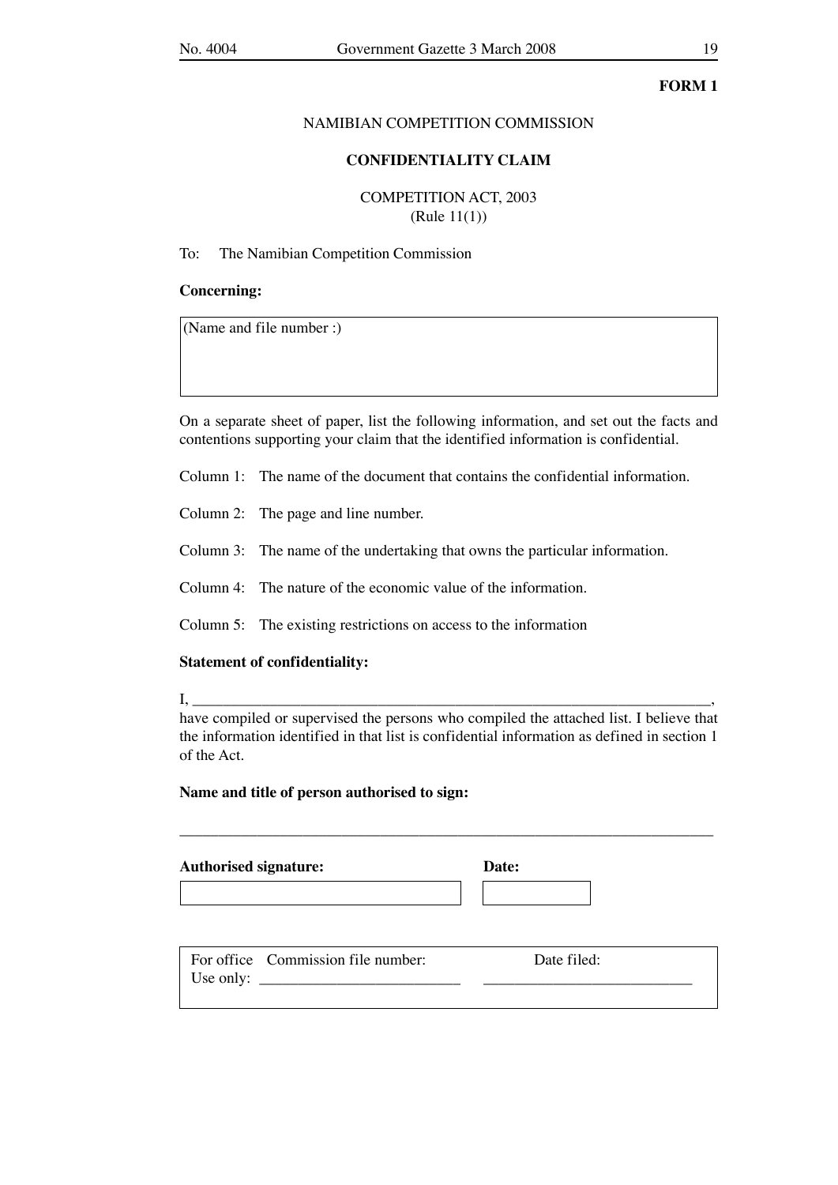**FORM 1**

NAMIBIAN COMPETITION COMMISSION

**CONFIDENTIALITY CLAIM**

COMPETITION ACT, 2003
(Rule 11(1))

To: The Namibian Competition Commission

**Concerning:**

| (Name and file number :) |
|---|
| |

On a separate sheet of paper, list the following information, and set out the facts and contentions supporting your claim that the identified information is confidential.

Column 1: The name of the document that contains the confidential information.

Column 2: The page and line number.

Column 3: The name of the undertaking that owns the particular information.

Column 4: The nature of the economic value of the information.

Column 5: The existing restrictions on access to the information

**Statement of confidentiality:**

I, ______________________________________________________________________,
have compiled or supervised the persons who compiled the attached list. I believe that the information identified in that list is confidential information as defined in section 1 of the Act.

**Name and title of person authorised to sign:**

______________________________________________________________________

| **Authorised signature:** | **Date:** |
|---|---|
| | |

| For office Use only: | Commission file number: ___________________________ | Date filed: ___________________________ |
|---|---|---|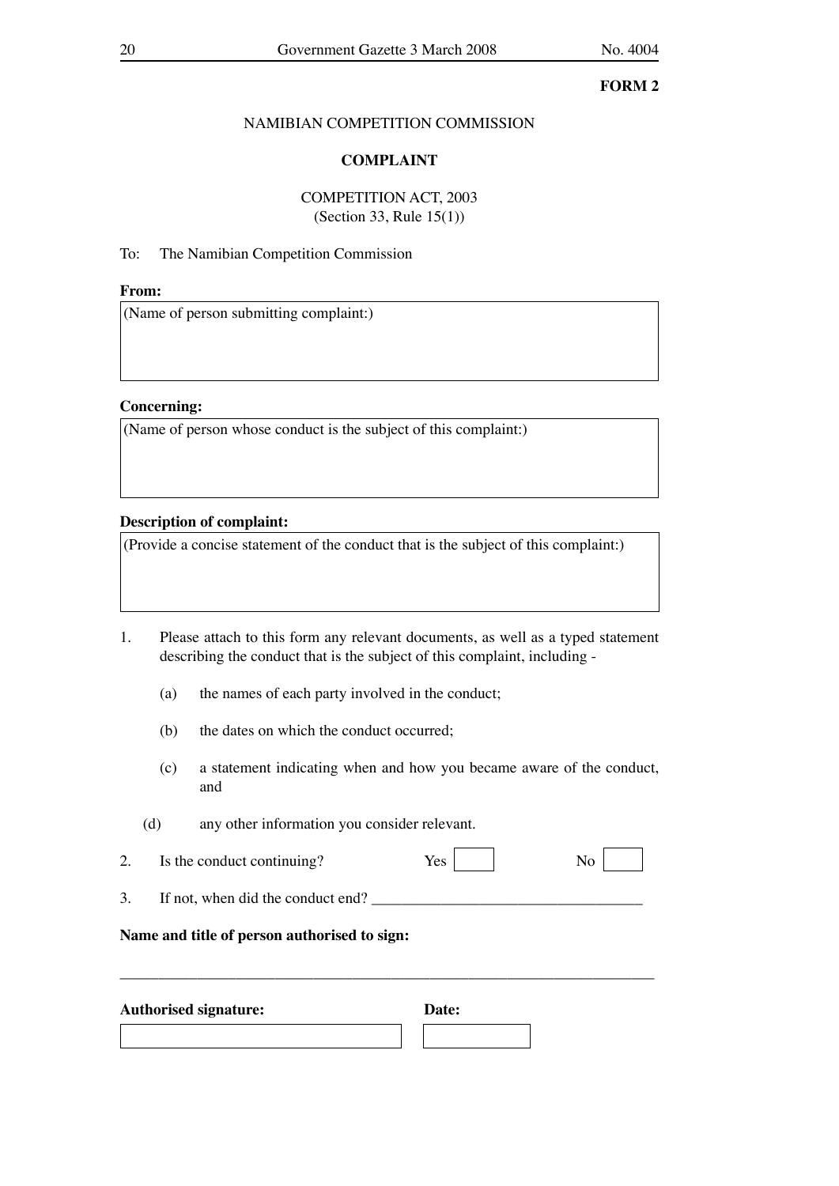**FORM 2**

NAMIBIAN COMPETITION COMMISSION

**COMPLAINT**

COMPETITION ACT, 2003
(Section 33, Rule 15(1))

To: The Namibian Competition Commission

**From:**

(Name of person submitting complaint:)

**Concerning:**

(Name of person whose conduct is the subject of this complaint:)

**Description of complaint:**

(Provide a concise statement of the conduct that is the subject of this complaint:)

1. Please attach to this form any relevant documents, as well as a typed statement describing the conduct that is the subject of this complaint, including -

   (a) the names of each party involved in the conduct;

   (b) the dates on which the conduct occurred;

   (c) a statement indicating when and how you became aware of the conduct, and

   (d) any other information you consider relevant.

2. Is the conduct continuing? Yes ☐ No ☐

3. If not, when did the conduct end? ___________________________________

**Name and title of person authorised to sign:**

_______________________________________________________________________

**Authorised signature:** **Date:**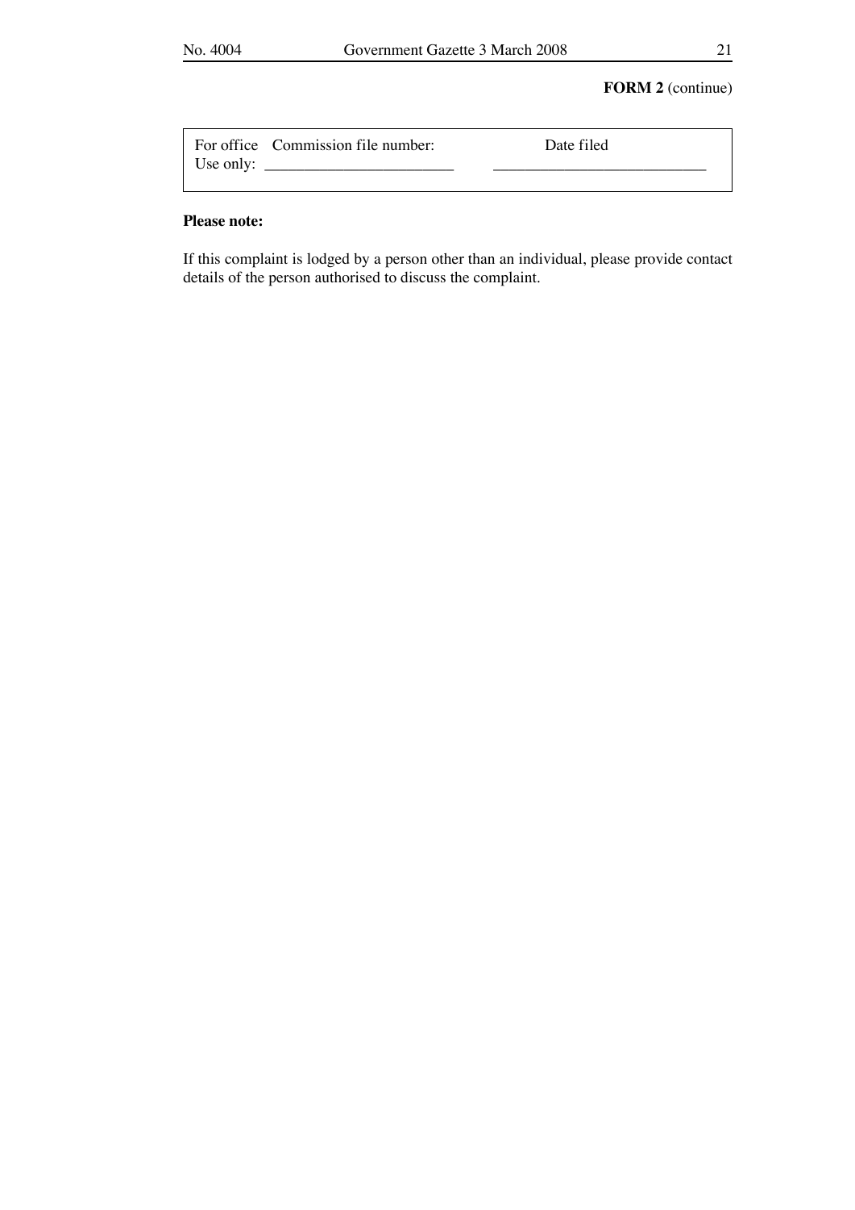**FORM 2** (continue)

| For office Use only: | Commission file number: ________________________ | Date filed ___________________________ |
|---|---|---|

**Please note:**

If this complaint is lodged by a person other than an individual, please provide contact details of the person authorised to discuss the complaint.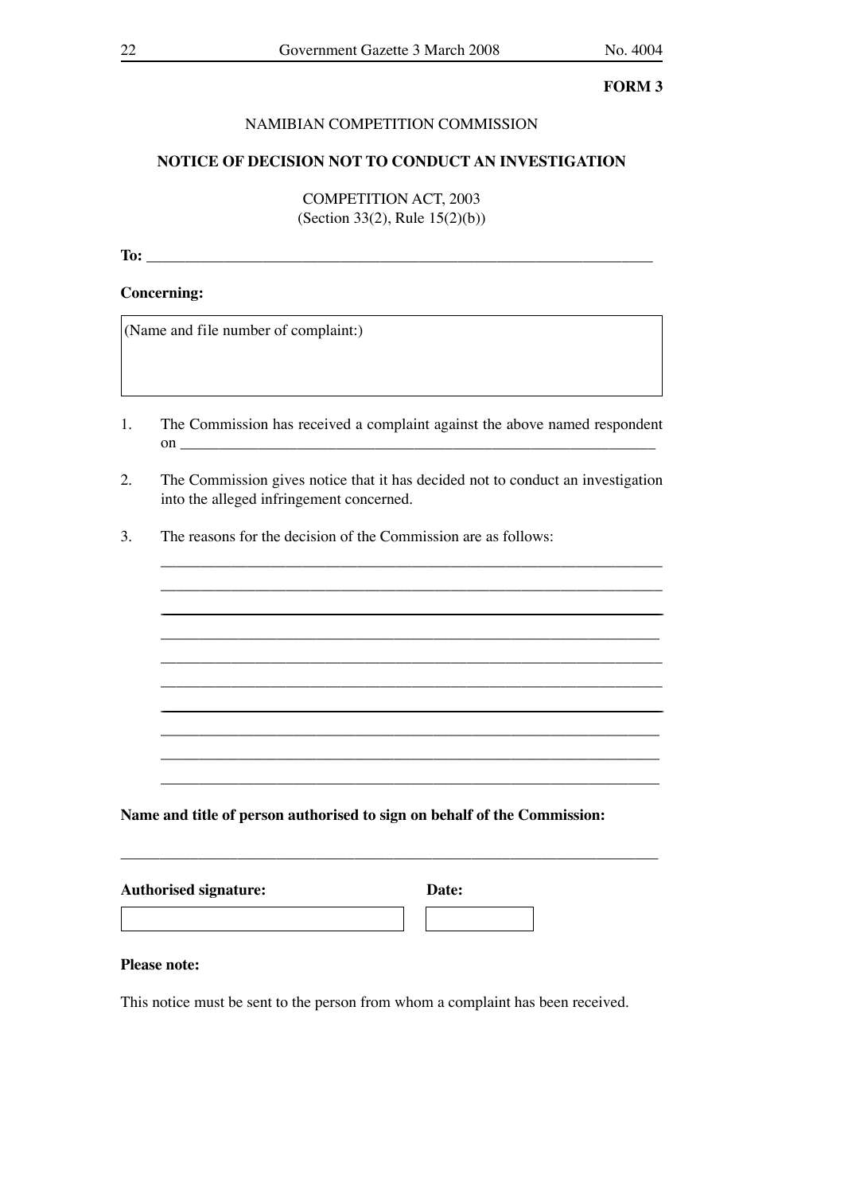**FORM 3**

NAMIBIAN COMPETITION COMMISSION

**NOTICE OF DECISION NOT TO CONDUCT AN INVESTIGATION**

COMPETITION ACT, 2003
(Section 33(2), Rule 15(2)(b))

**To:** ______________________________________________________________

**Concerning:**

| (Name and file number of complaint:) |
|---|
| |

1. The Commission has received a complaint against the above named respondent on ______________________________________________________________

2. The Commission gives notice that it has decided not to conduct an investigation into the alleged infringement concerned.

3. The reasons for the decision of the Commission are as follows:

   ______________________________________________________________
   ______________________________________________________________
   ______________________________________________________________
   ______________________________________________________________
   ______________________________________________________________
   ______________________________________________________________
   ______________________________________________________________
   ______________________________________________________________
   ______________________________________________________________
   ______________________________________________________________

**Name and title of person authorised to sign on behalf of the Commission:**

______________________________________________________________

| **Authorised signature:** | **Date:** |
|---|---|
| | |

**Please note:**

This notice must be sent to the person from whom a complaint has been received.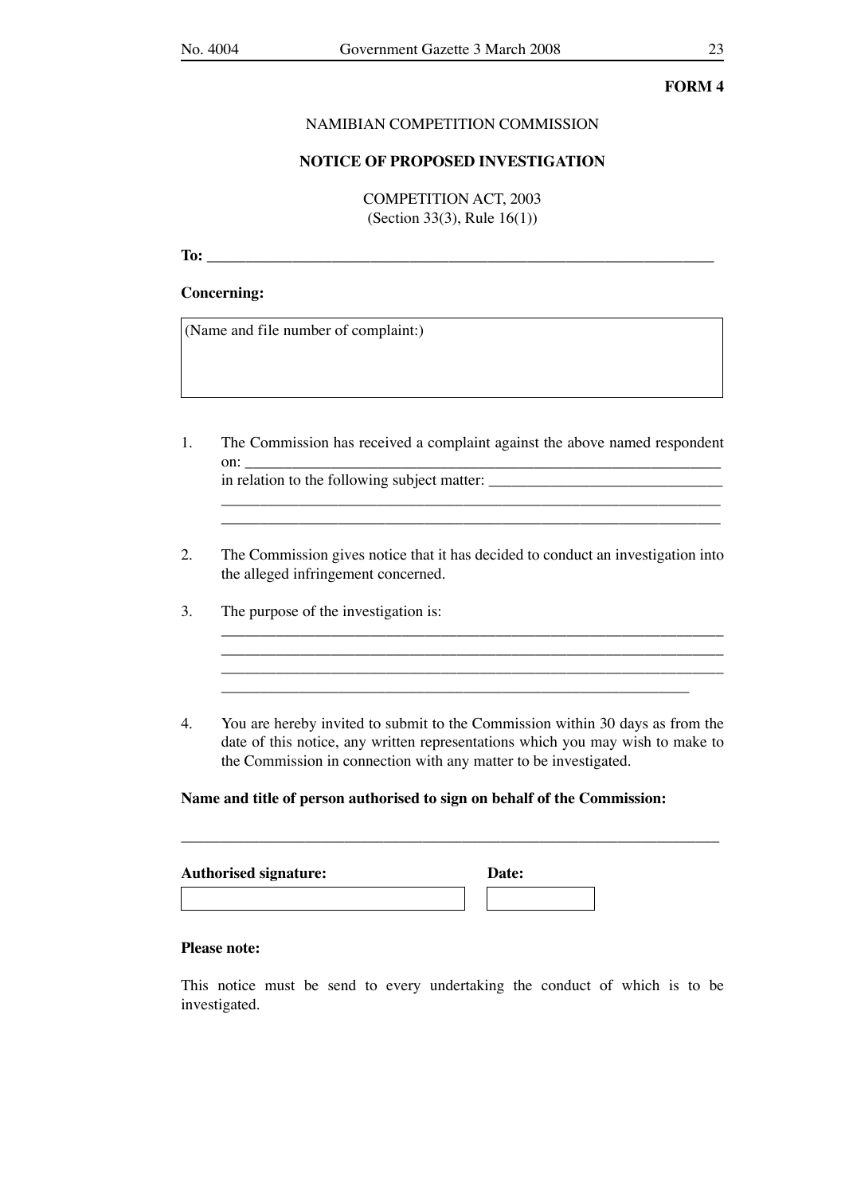**FORM 4**

NAMIBIAN COMPETITION COMMISSION

**NOTICE OF PROPOSED INVESTIGATION**

COMPETITION ACT, 2003
(Section 33(3), Rule 16(1))

**To:** ___________________________________________________________________

**Concerning:**

| (Name and file number of complaint:) |
|---|
| |

1. The Commission has received a complaint against the above named respondent on: ______________________________________________________________
in relation to the following subject matter: _____________________________
_________________________________________________________________
_________________________________________________________________

2. The Commission gives notice that it has decided to conduct an investigation into the alleged infringement concerned.

3. The purpose of the investigation is:
_________________________________________________________________
_________________________________________________________________
_________________________________________________________________
_____________________________________________________________

4. You are hereby invited to submit to the Commission within 30 days as from the date of this notice, any written representations which you may wish to make to the Commission in connection with any matter to be investigated.

**Name and title of person authorised to sign on behalf of the Commission:**

_______________________________________________________________________

| **Authorised signature:** | **Date:** |
|---|---|
| | |

**Please note:**

This notice must be send to every undertaking the conduct of which is to be investigated.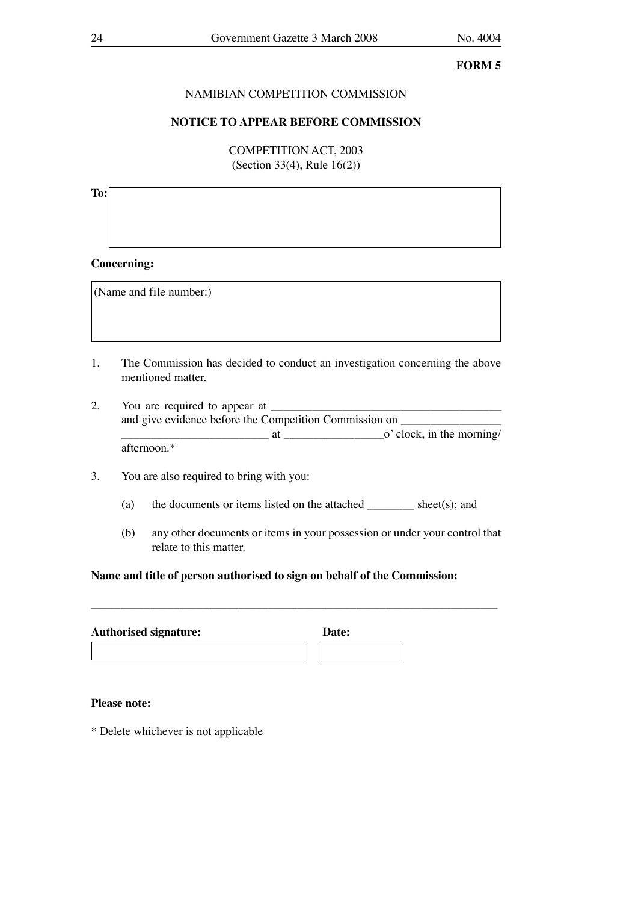**FORM 5**

NAMIBIAN COMPETITION COMMISSION

**NOTICE TO APPEAR BEFORE COMMISSION**

COMPETITION ACT, 2003
(Section 33(4), Rule 16(2))

**To:**

**Concerning:**

(Name and file number:)

1. The Commission has decided to conduct an investigation concerning the above mentioned matter.

2. You are required to appear at ________________________________________ and give evidence before the Competition Commission on _________________ _________________________ at _________________o' clock, in the morning/ afternoon.*

3. You are also required to bring with you:

   (a) the documents or items listed on the attached ________ sheet(s); and

   (b) any other documents or items in your possession or under your control that relate to this matter.

**Name and title of person authorised to sign on behalf of the Commission:**

_______________________________________________________________________

**Authorised signature:** **Date:**

**Please note:**

* Delete whichever is not applicable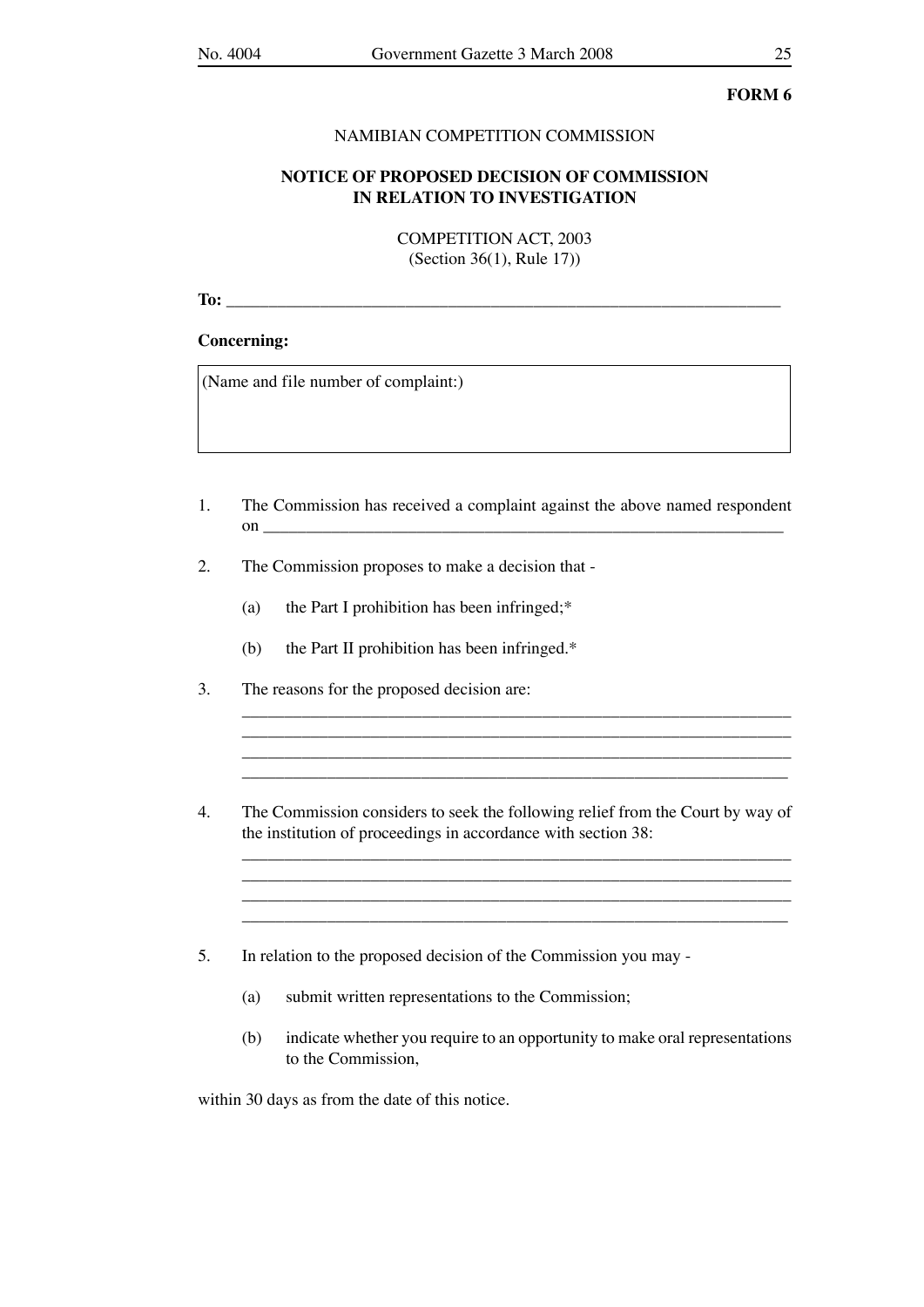**FORM 6**

NAMIBIAN COMPETITION COMMISSION

**NOTICE OF PROPOSED DECISION OF COMMISSION IN RELATION TO INVESTIGATION**

COMPETITION ACT, 2003
(Section 36(1), Rule 17))

**To:** ____________________________________________________________

**Concerning:**

| (Name and file number of complaint:) |
|---|
| |

1. The Commission has received a complaint against the above named respondent on ____________________________________________________________

2. The Commission proposes to make a decision that -

   (a) the Part I prohibition has been infringed;*

   (b) the Part II prohibition has been infringed.*

3. The reasons for the proposed decision are:
   ____________________________________________________________
   ____________________________________________________________
   ____________________________________________________________
   ____________________________________________________________

4. The Commission considers to seek the following relief from the Court by way of the institution of proceedings in accordance with section 38:
   ____________________________________________________________
   ____________________________________________________________
   ____________________________________________________________
   ____________________________________________________________

5. In relation to the proposed decision of the Commission you may -

   (a) submit written representations to the Commission;

   (b) indicate whether you require to an opportunity to make oral representations to the Commission,

within 30 days as from the date of this notice.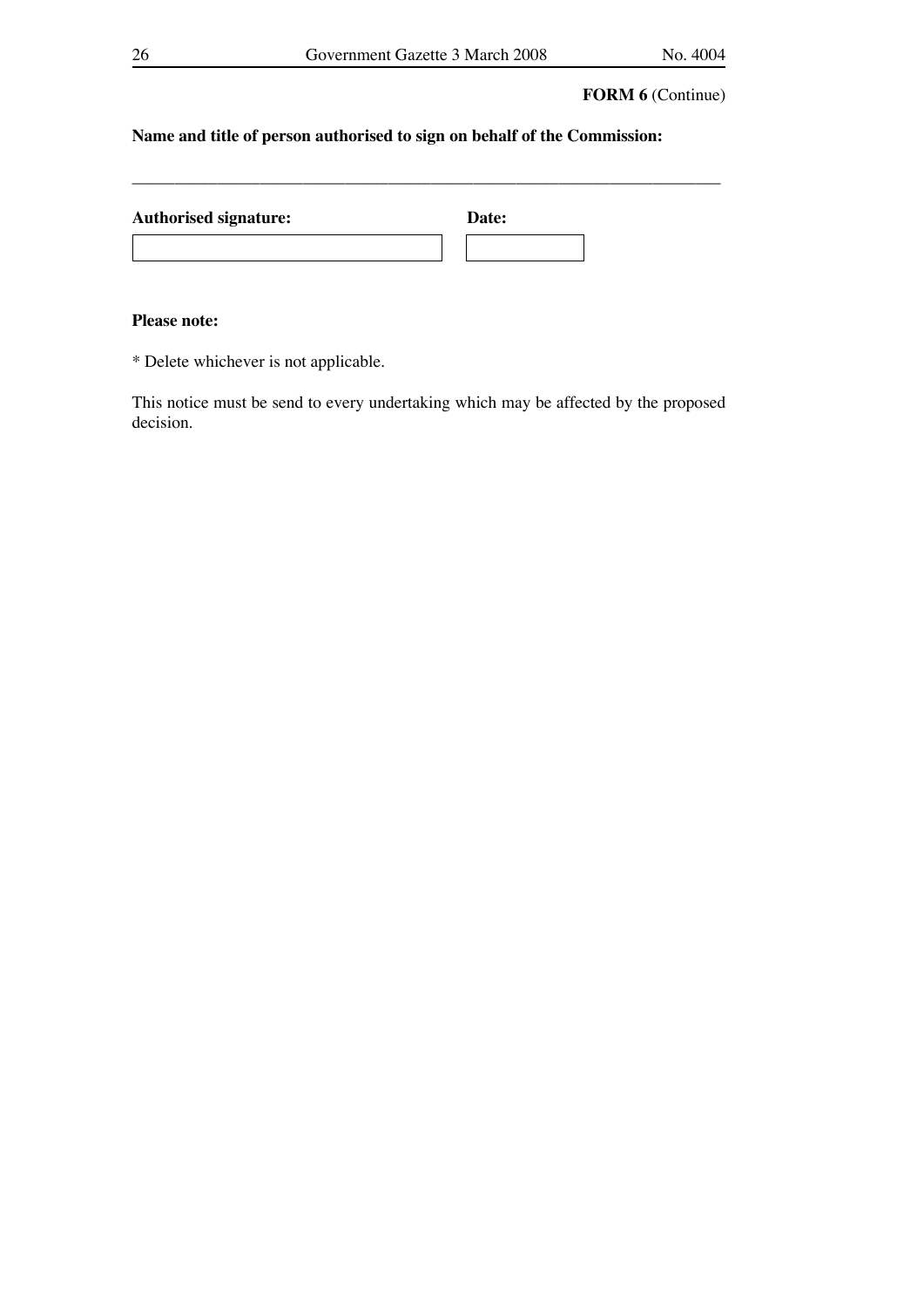**FORM 6** (Continue)

**Name and title of person authorised to sign on behalf of the Commission:**

\_\_\_\_\_\_\_\_\_\_\_\_\_\_\_\_\_\_\_\_\_\_\_\_\_\_\_\_\_\_\_\_\_\_\_\_\_\_\_\_\_\_\_\_\_\_\_\_\_\_\_\_\_\_\_\_\_\_\_\_\_\_\_\_

| **Authorised signature:** | **Date:** |
|---|---|
| | |

**Please note:**

* Delete whichever is not applicable.

This notice must be send to every undertaking which may be affected by the proposed decision.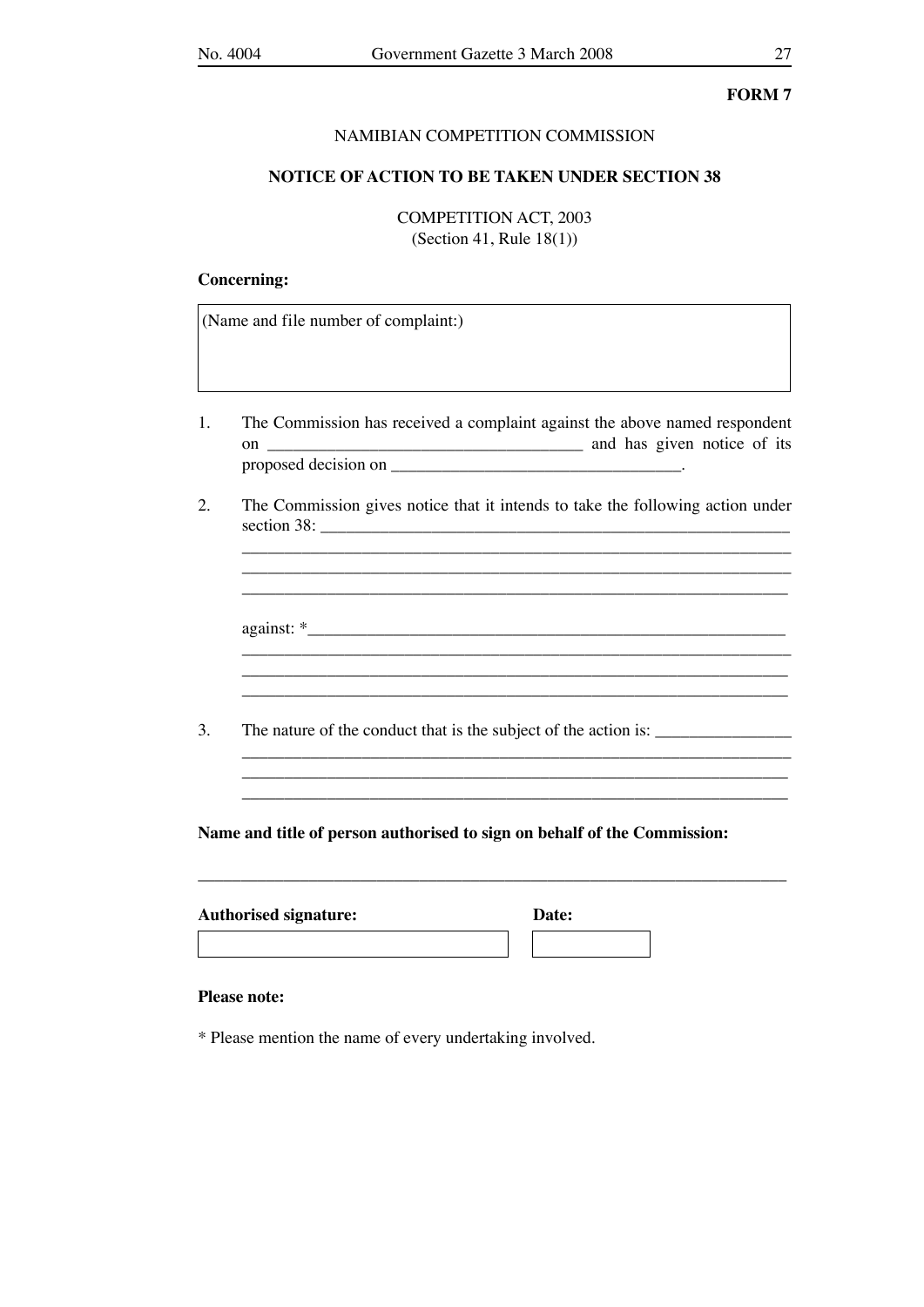**FORM 7**

NAMIBIAN COMPETITION COMMISSION

**NOTICE OF ACTION TO BE TAKEN UNDER SECTION 38**

COMPETITION ACT, 2003
(Section 41, Rule 18(1))

**Concerning:**

| (Name and file number of complaint:) |
|---|
| |

1. The Commission has received a complaint against the above named respondent on ____________________________________ and has given notice of its proposed decision on _________________________________.

2. The Commission gives notice that it intends to take the following action under section 38: ________________________________________________________
_______________________________________________________________
_______________________________________________________________
_______________________________________________________________

   against: *_________________________________________________________
_______________________________________________________________
_______________________________________________________________
_______________________________________________________________

3. The nature of the conduct that is the subject of the action is: _______________
_______________________________________________________________
_______________________________________________________________
_______________________________________________________________

**Name and title of person authorised to sign on behalf of the Commission:**

_______________________________________________________________

| **Authorised signature:** | **Date:** |
|---|---|
| | |

**Please note:**

* Please mention the name of every undertaking involved.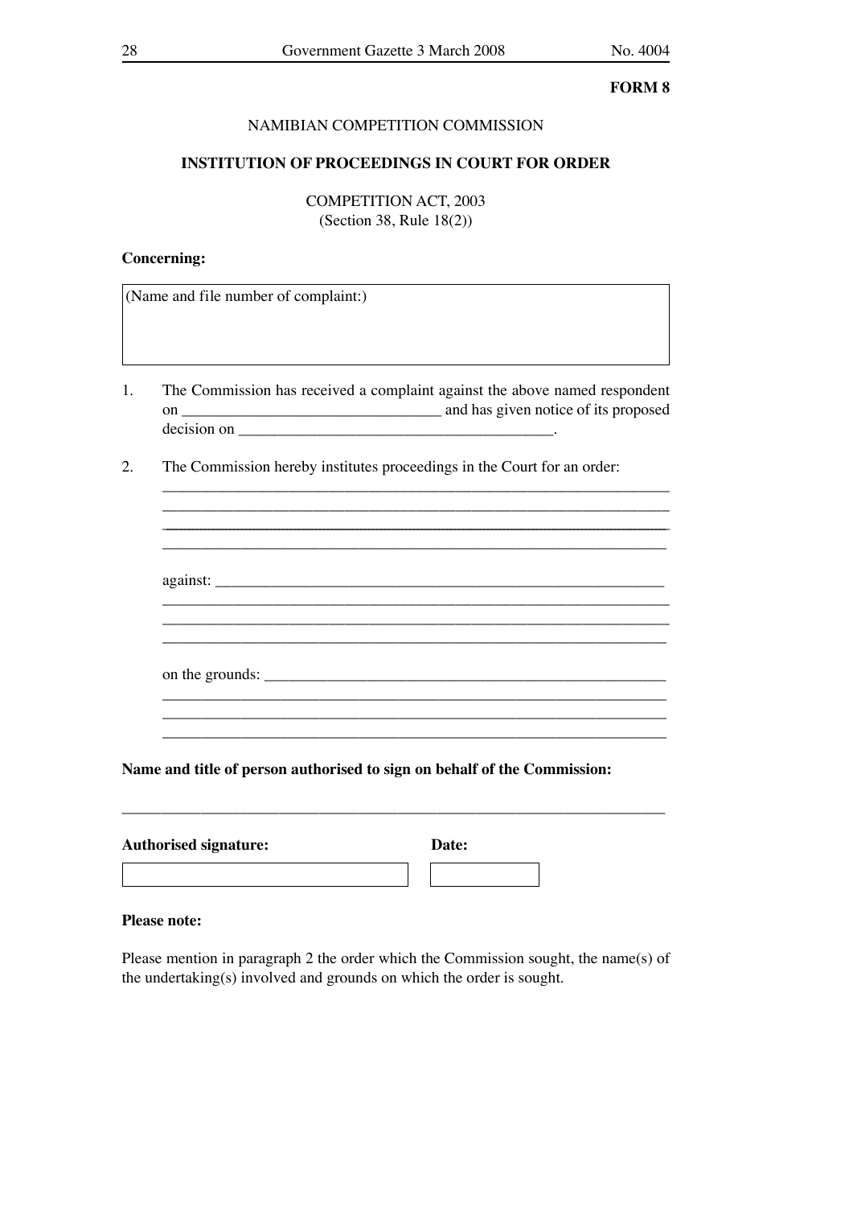**FORM 8**

NAMIBIAN COMPETITION COMMISSION

**INSTITUTION OF PROCEEDINGS IN COURT FOR ORDER**

COMPETITION ACT, 2003
(Section 38, Rule 18(2))

**Concerning:**

| (Name and file number of complaint:) |
|---|
| |

1. The Commission has received a complaint against the above named respondent on ________________________________ and has given notice of its proposed decision on ________________________________________.

2. The Commission hereby institutes proceedings in the Court for an order:
   ____________________________________________________________________
   ____________________________________________________________________
   ____________________________________________________________________
   ____________________________________________________________________

   against: ____________________________________________________________
   ____________________________________________________________________
   ____________________________________________________________________
   ____________________________________________________________________

   on the grounds: ______________________________________________________
   ____________________________________________________________________
   ____________________________________________________________________
   ____________________________________________________________________

**Name and title of person authorised to sign on behalf of the Commission:**

______________________________________________________________________

| **Authorised signature:** | **Date:** |
|---|---|
| | |

**Please note:**

Please mention in paragraph 2 the order which the Commission sought, the name(s) of the undertaking(s) involved and grounds on which the order is sought.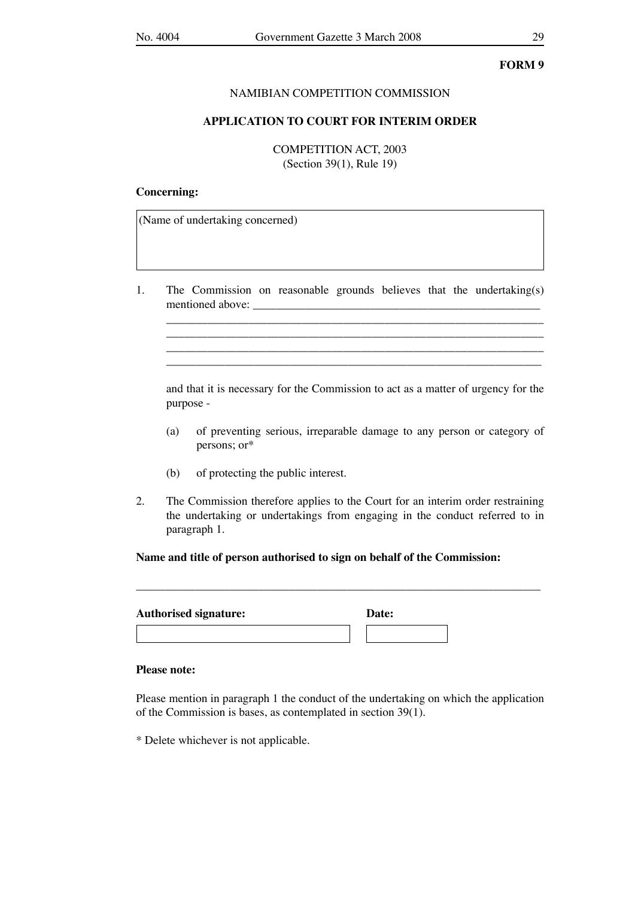**FORM 9**

NAMIBIAN COMPETITION COMMISSION

**APPLICATION TO COURT FOR INTERIM ORDER**

COMPETITION ACT, 2003
(Section 39(1), Rule 19)

**Concerning:**

| (Name of undertaking concerned) |
|---|
| |

1. The Commission on reasonable grounds believes that the undertaking(s) mentioned above: ____________________________________________
______________________________________________________________
______________________________________________________________
______________________________________________________________
______________________________________________________________

   and that it is necessary for the Commission to act as a matter of urgency for the purpose -

   (a) of preventing serious, irreparable damage to any person or category of persons; or*

   (b) of protecting the public interest.

2. The Commission therefore applies to the Court for an interim order restraining the undertaking or undertakings from engaging in the conduct referred to in paragraph 1.

**Name and title of person authorised to sign on behalf of the Commission:**

______________________________________________________________

| **Authorised signature:** | **Date:** |
|---|---|
| | |

**Please note:**

Please mention in paragraph 1 the conduct of the undertaking on which the application of the Commission is bases, as contemplated in section 39(1).

* Delete whichever is not applicable.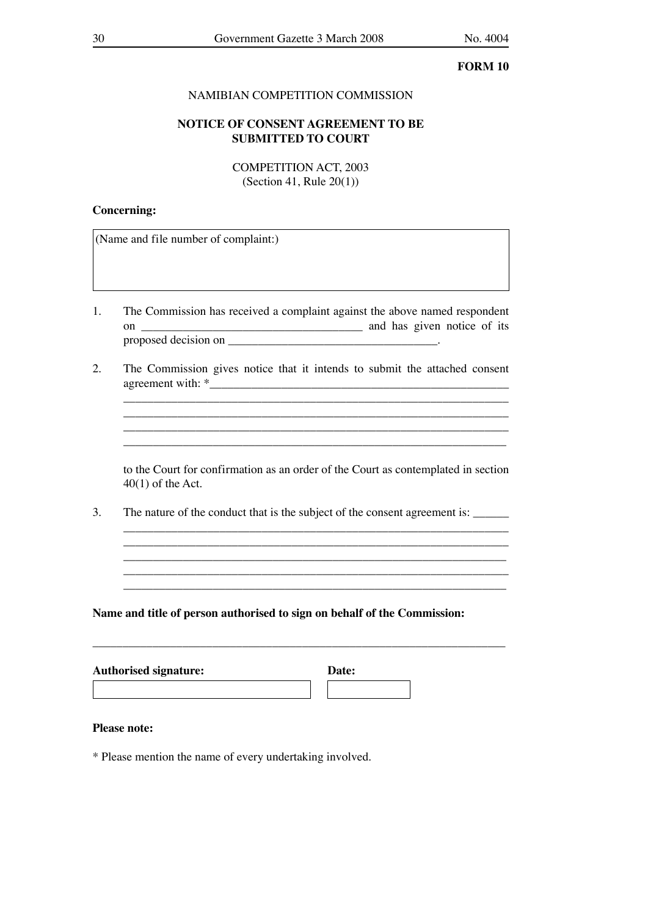**FORM 10**

NAMIBIAN COMPETITION COMMISSION

**NOTICE OF CONSENT AGREEMENT TO BE SUBMITTED TO COURT**

COMPETITION ACT, 2003
(Section 41, Rule 20(1))

**Concerning:**

| (Name and file number of complaint:) |
|---|
| |

1. The Commission has received a complaint against the above named respondent on ____________________________________ and has given notice of its proposed decision on __________________________________.

2. The Commission gives notice that it intends to submit the attached consent agreement with: *__________________________________________________
_________________________________________________________________
_________________________________________________________________
_________________________________________________________________
_________________________________________________________________

   to the Court for confirmation as an order of the Court as contemplated in section 40(1) of the Act.

3. The nature of the conduct that is the subject of the consent agreement is: ______
_________________________________________________________________
_________________________________________________________________
_________________________________________________________________
_________________________________________________________________
_________________________________________________________________

**Name and title of person authorised to sign on behalf of the Commission:**

_________________________________________________________________

| **Authorised signature:** | **Date:** |
|---|---|
| | |

**Please note:**

* Please mention the name of every undertaking involved.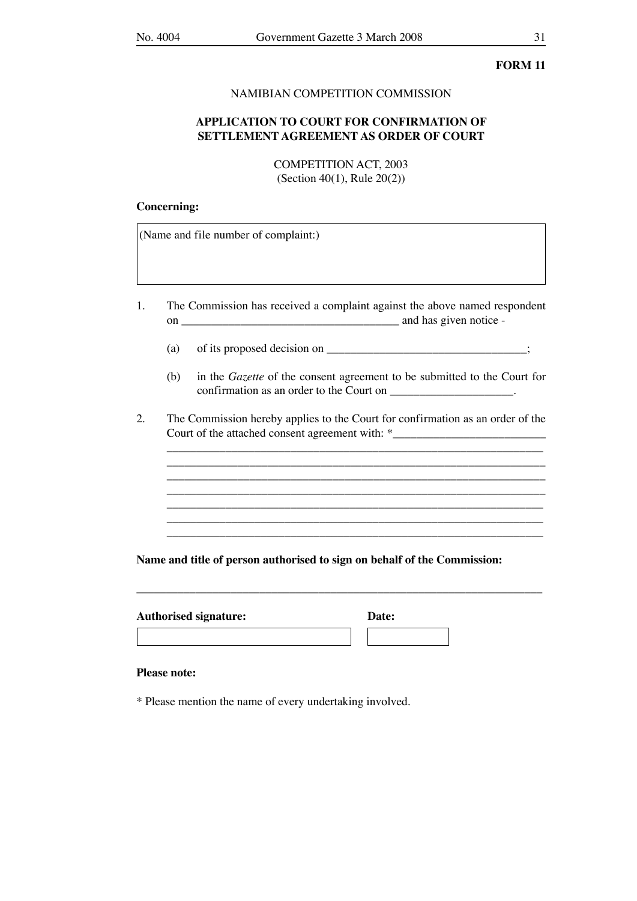**FORM 11**

NAMIBIAN COMPETITION COMMISSION

**APPLICATION TO COURT FOR CONFIRMATION OF SETTLEMENT AGREEMENT AS ORDER OF COURT**

COMPETITION ACT, 2003
(Section 40(1), Rule 20(2))

**Concerning:**

| (Name and file number of complaint:) |
|---|
| |

1. The Commission has received a complaint against the above named respondent on ____________________________________ and has given notice -

   (a) of its proposed decision on _________________________________;

   (b) in the *Gazette* of the consent agreement to be submitted to the Court for confirmation as an order to the Court on ____________________.

2. The Commission hereby applies to the Court for confirmation as an order of the Court of the attached consent agreement with: *_________________________
_________________________________________________________________
_________________________________________________________________
_________________________________________________________________
_________________________________________________________________
_________________________________________________________________
_________________________________________________________________
_________________________________________________________________

**Name and title of person authorised to sign on behalf of the Commission:**

_____________________________________________________________________

| **Authorised signature:** | **Date:** |
|---|---|
| | |

**Please note:**

* Please mention the name of every undertaking involved.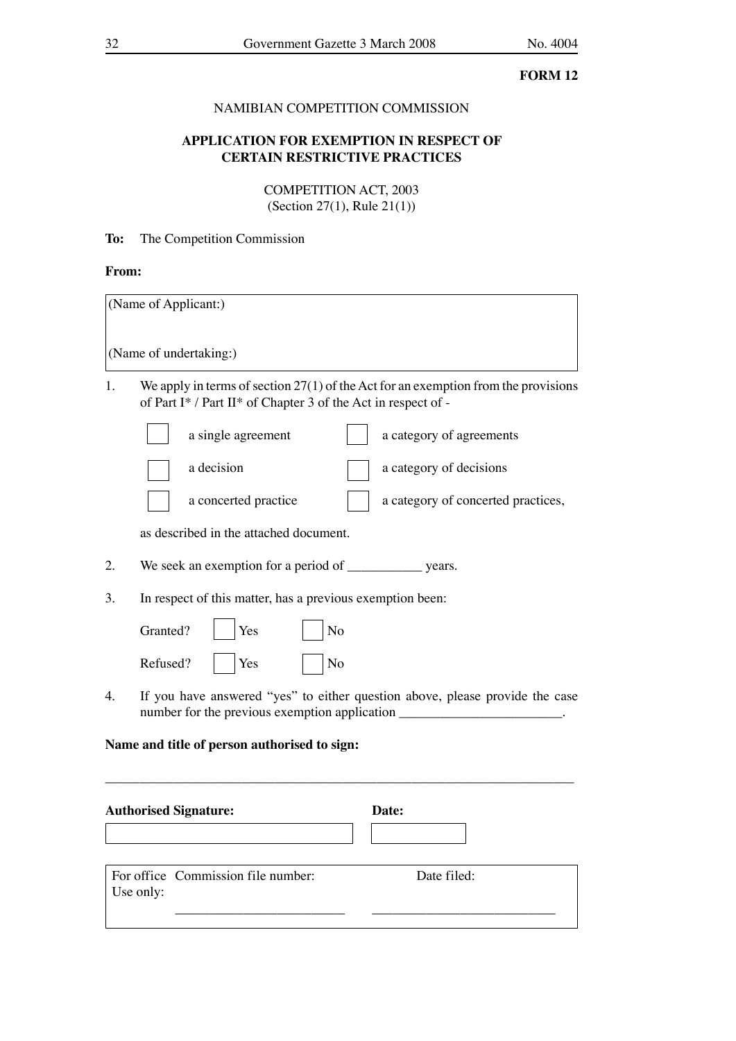**FORM 12**

NAMIBIAN COMPETITION COMMISSION

**APPLICATION FOR EXEMPTION IN RESPECT OF CERTAIN RESTRICTIVE PRACTICES**

COMPETITION ACT, 2003
(Section 27(1), Rule 21(1))

**To:** The Competition Commission

**From:**

| (Name of Applicant:) |
|---|
| (Name of undertaking:) |

1. We apply in terms of section 27(1) of the Act for an exemption from the provisions of Part I* / Part II* of Chapter 3 of the Act in respect of -

   ☐ a single agreement ☐ a category of agreements

   ☐ a decision ☐ a category of decisions

   ☐ a concerted practice ☐ a category of concerted practices,

   as described in the attached document.

2. We seek an exemption for a period of ___________ years.

3. In respect of this matter, has a previous exemption been:

   Granted? ☐ Yes ☐ No

   Refused? ☐ Yes ☐ No

4. If you have answered "yes" to either question above, please provide the case number for the previous exemption application ________________________.

**Name and title of person authorised to sign:**

_____________________________________________________________________

**Authorised Signature:** **Date:**

| | |
|---|---|
| | |

| For office Use only: | Commission file number: ________________________ | Date filed: ___________________________ |
|---|---|---|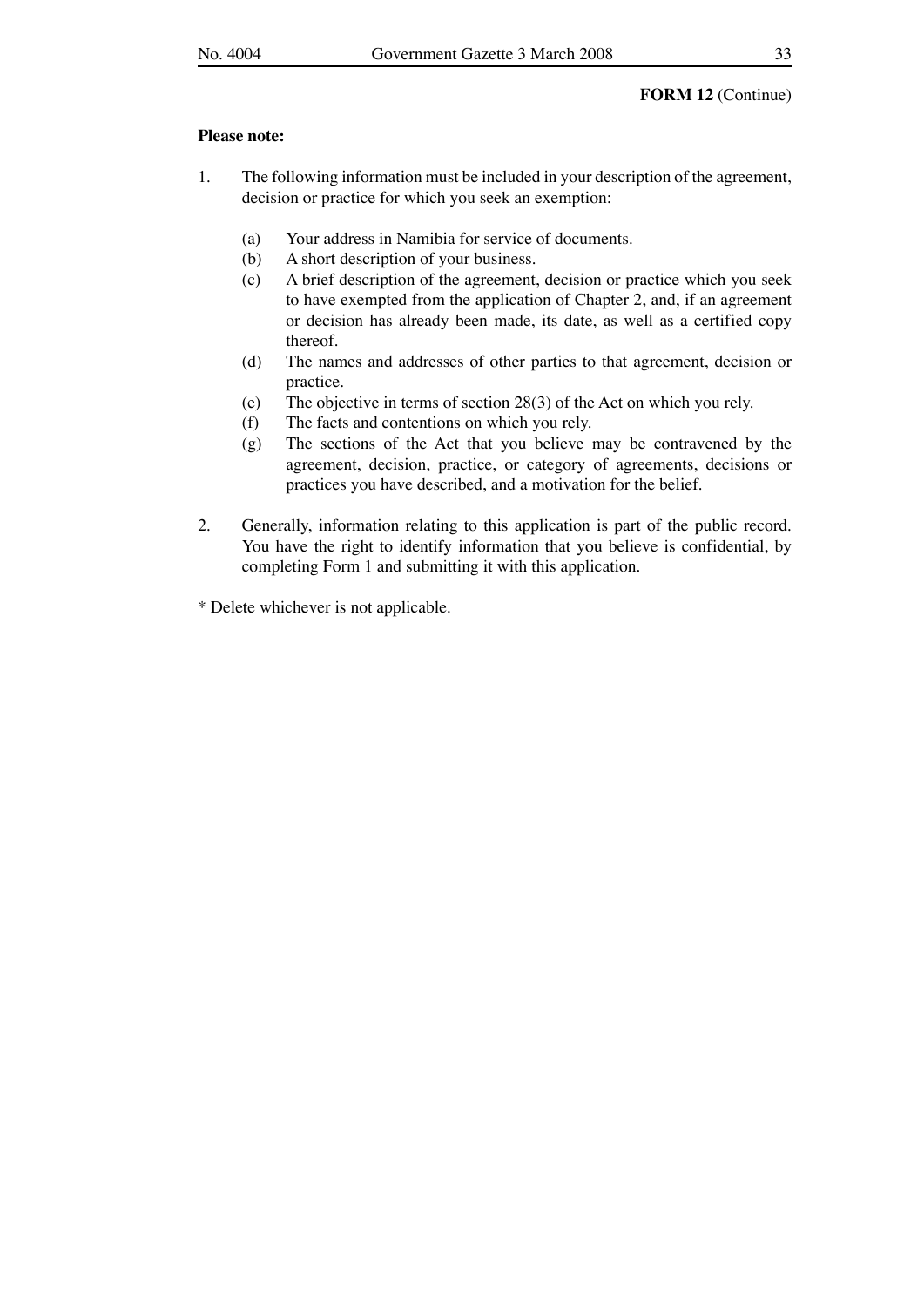**FORM 12** (Continue)

**Please note:**

1. The following information must be included in your description of the agreement, decision or practice for which you seek an exemption:

   (a) Your address in Namibia for service of documents.

   (b) A short description of your business.

   (c) A brief description of the agreement, decision or practice which you seek to have exempted from the application of Chapter 2, and, if an agreement or decision has already been made, its date, as well as a certified copy thereof.

   (d) The names and addresses of other parties to that agreement, decision or practice.

   (e) The objective in terms of section 28(3) of the Act on which you rely.

   (f) The facts and contentions on which you rely.

   (g) The sections of the Act that you believe may be contravened by the agreement, decision, practice, or category of agreements, decisions or practices you have described, and a motivation for the belief.

2. Generally, information relating to this application is part of the public record. You have the right to identify information that you believe is confidential, by completing Form 1 and submitting it with this application.

\* Delete whichever is not applicable.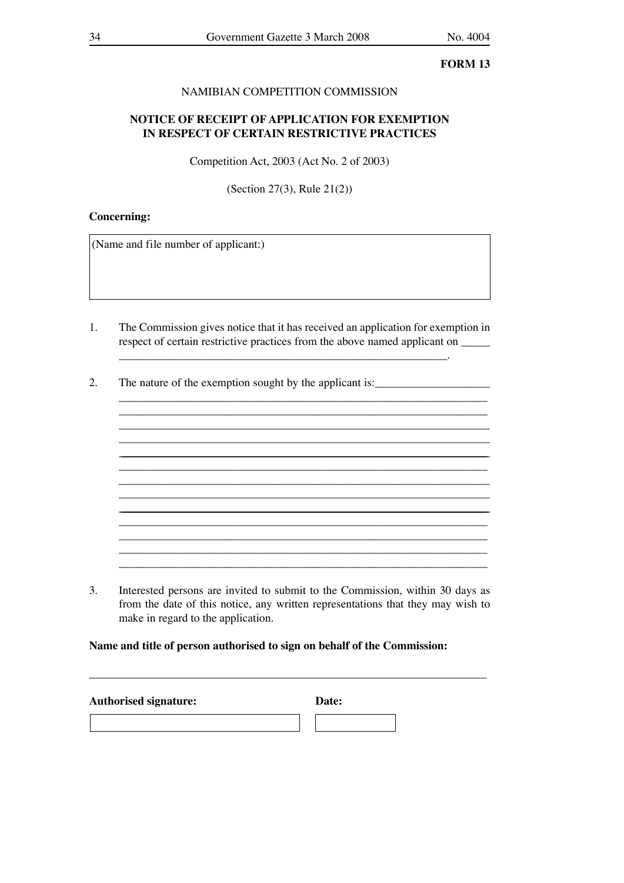**FORM 13**

NAMIBIAN COMPETITION COMMISSION

**NOTICE OF RECEIPT OF APPLICATION FOR EXEMPTION IN RESPECT OF CERTAIN RESTRICTIVE PRACTICES**

Competition Act, 2003 (Act No. 2 of 2003)

(Section 27(3), Rule 21(2))

**Concerning:**

| (Name and file number of applicant:) |
|---|
| |

1. The Commission gives notice that it has received an application for exemption in respect of certain restrictive practices from the above named applicant on _____ ___________________________________________________________.

2. The nature of the exemption sought by the applicant is:____________________
_________________________________________________________________
_________________________________________________________________
_________________________________________________________________
_________________________________________________________________
_________________________________________________________________
_________________________________________________________________
_________________________________________________________________
_________________________________________________________________
_________________________________________________________________
_________________________________________________________________
_________________________________________________________________
_________________________________________________________________
_________________________________________________________________

3. Interested persons are invited to submit to the Commission, within 30 days as from the date of this notice, any written representations that they may wish to make in regard to the application.

**Name and title of person authorised to sign on behalf of the Commission:**

______________________________________________________________________

| **Authorised signature:** | **Date:** |
|---|---|
| | |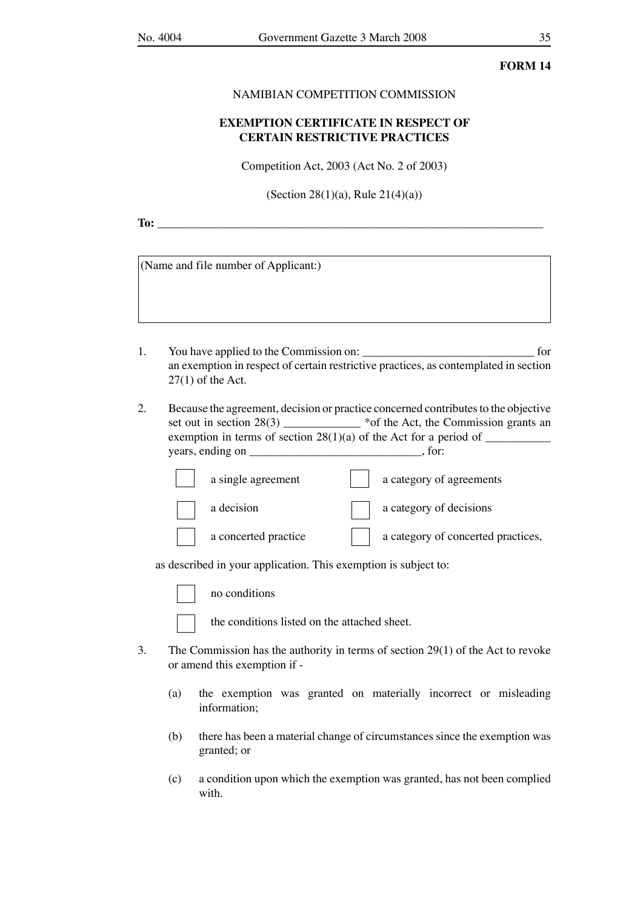**FORM 14**

NAMIBIAN COMPETITION COMMISSION

**EXEMPTION CERTIFICATE IN RESPECT OF CERTAIN RESTRICTIVE PRACTICES**

Competition Act, 2003 (Act No. 2 of 2003)

(Section 28(1)(a), Rule 21(4)(a))

**To:** ______________________________________________________________

| (Name and file number of Applicant:) |
|---|
| |

1. You have applied to the Commission on: ____________________________ for an exemption in respect of certain restrictive practices, as contemplated in section 27(1) of the Act.

2. Because the agreement, decision or practice concerned contributes to the objective set out in section 28(3) ____________ *of the Act, the Commission grants an exemption in terms of section 28(1)(a) of the Act for a period of __________ years, ending on ____________________________, for:

   | | | | |
   |---|---|---|---|
   | ☐ | a single agreement | ☐ | a category of agreements |
   | ☐ | a decision | ☐ | a category of decisions |
   | ☐ | a concerted practice | ☐ | a category of concerted practices, |

   as described in your application. This exemption is subject to:

   ☐ no conditions

   ☐ the conditions listed on the attached sheet.

3. The Commission has the authority in terms of section 29(1) of the Act to revoke or amend this exemption if -

   (a) the exemption was granted on materially incorrect or misleading information;

   (b) there has been a material change of circumstances since the exemption was granted; or

   (c) a condition upon which the exemption was granted, has not been complied with.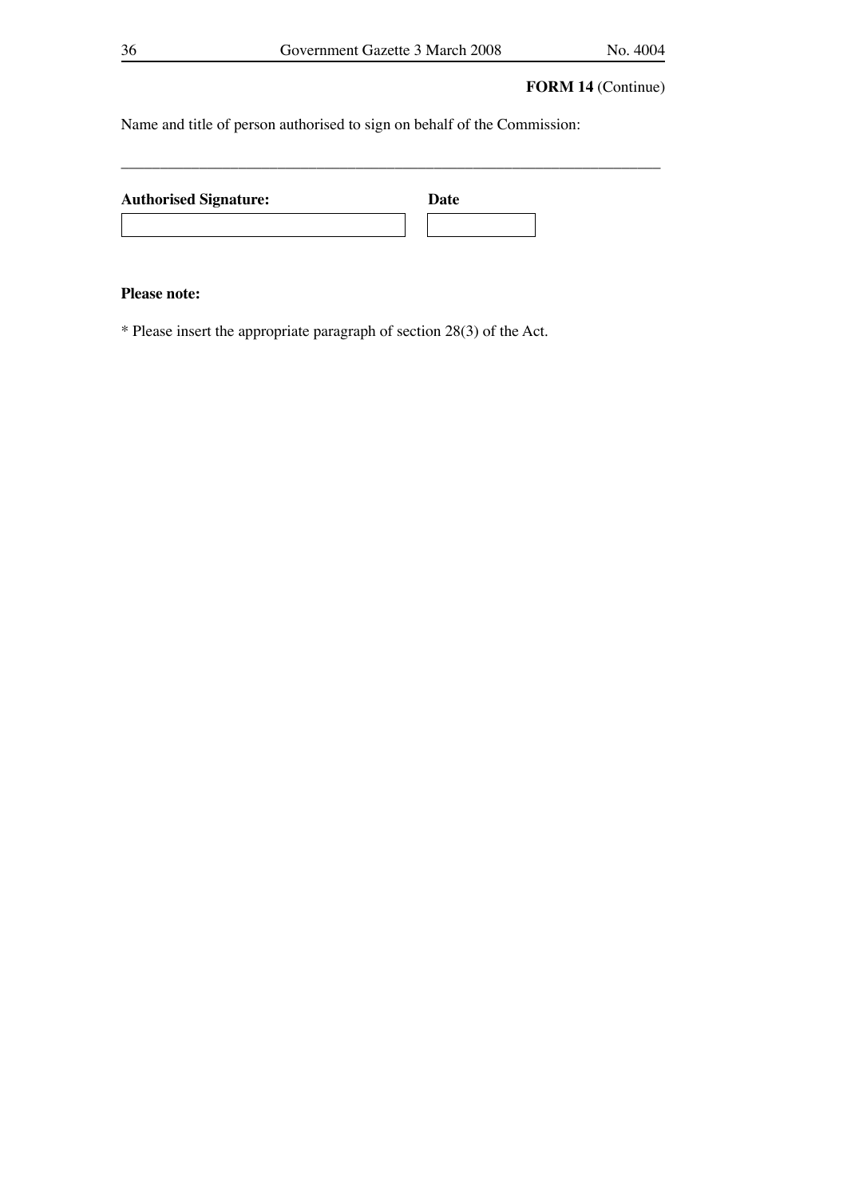**FORM 14** (Continue)

Name and title of person authorised to sign on behalf of the Commission:

\_\_\_\_\_\_\_\_\_\_\_\_\_\_\_\_\_\_\_\_\_\_\_\_\_\_\_\_\_\_\_\_\_\_\_\_\_\_\_\_\_\_\_\_\_\_\_\_\_\_\_\_\_\_\_\_\_\_\_\_\_\_\_\_\_\_\_\_\_\_

| **Authorised Signature:** | **Date** |
|---|---|
| | |

**Please note:**

\* Please insert the appropriate paragraph of section 28(3) of the Act.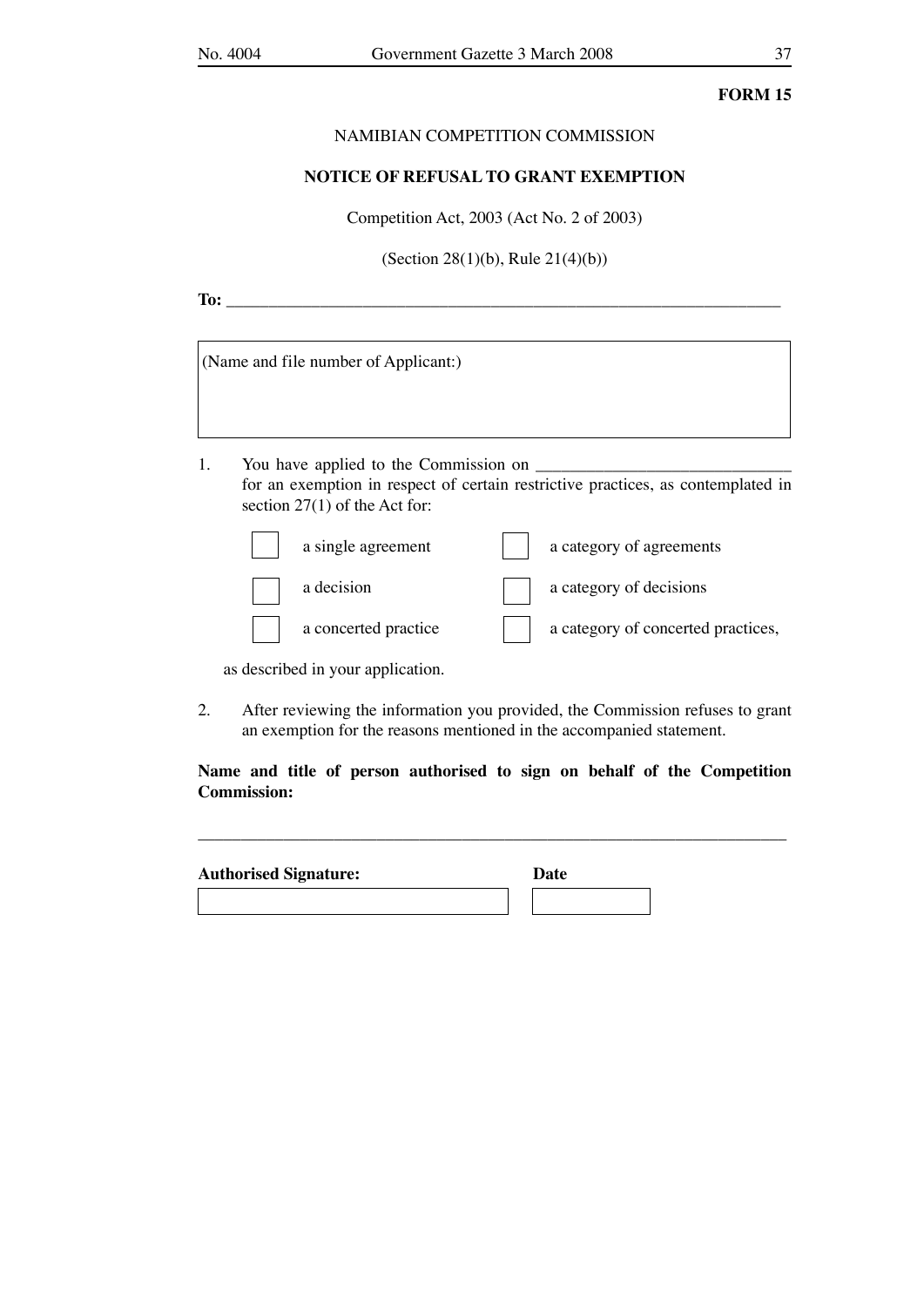**FORM 15**

NAMIBIAN COMPETITION COMMISSION

**NOTICE OF REFUSAL TO GRANT EXEMPTION**

Competition Act, 2003 (Act No. 2 of 2003)

(Section 28(1)(b), Rule 21(4)(b))

**To:** ________________________________________________________________

| (Name and file number of Applicant:) |
|---|
| |

1. You have applied to the Commission on ______________________________ for an exemption in respect of certain restrictive practices, as contemplated in section 27(1) of the Act for:

| | | | |
|---|---|---|---|
| ☐ | a single agreement | ☐ | a category of agreements |
| ☐ | a decision | ☐ | a category of decisions |
| ☐ | a concerted practice | ☐ | a category of concerted practices, |

as described in your application.

2. After reviewing the information you provided, the Commission refuses to grant an exemption for the reasons mentioned in the accompanied statement.

**Name and title of person authorised to sign on behalf of the Competition Commission:**

________________________________________________________________

| **Authorised Signature:** | **Date** |
|---|---|
| | |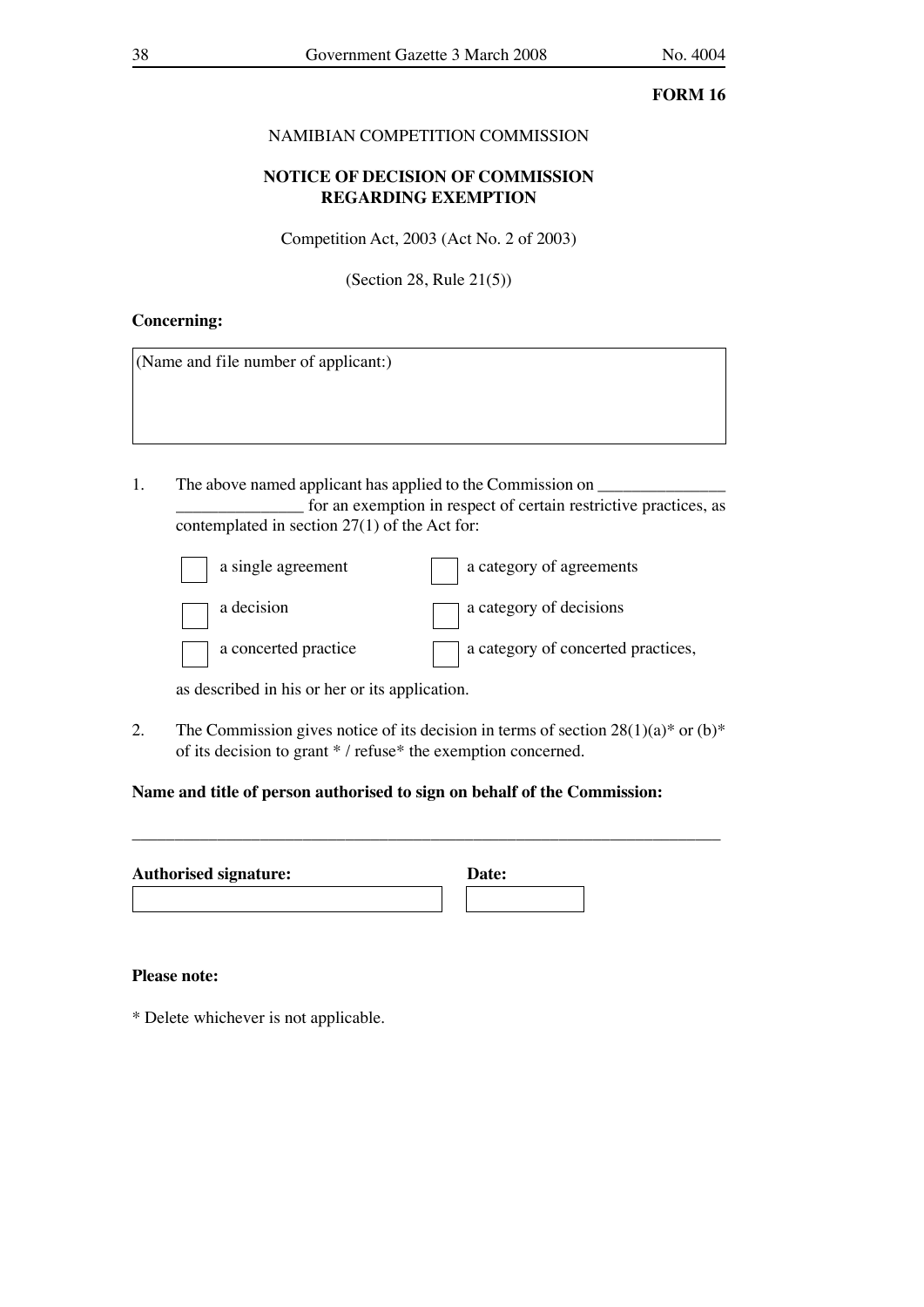**FORM 16**

NAMIBIAN COMPETITION COMMISSION

**NOTICE OF DECISION OF COMMISSION REGARDING EXEMPTION**

Competition Act, 2003 (Act No. 2 of 2003)

(Section 28, Rule 21(5))

**Concerning:**

| (Name and file number of applicant:) |
|---|
| |

1. The above named applicant has applied to the Commission on _______________ _______________ for an exemption in respect of certain restrictive practices, as contemplated in section 27(1) of the Act for:

   ☐ a single agreement ☐ a category of agreements

   ☐ a decision ☐ a category of decisions

   ☐ a concerted practice ☐ a category of concerted practices,

   as described in his or her or its application.

2. The Commission gives notice of its decision in terms of section 28(1)(a)* or (b)* of its decision to grant * / refuse* the exemption concerned.

**Name and title of person authorised to sign on behalf of the Commission:**

_______________________________________________________________________

**Authorised signature:** ____________________ **Date:** ____________

**Please note:**

* Delete whichever is not applicable.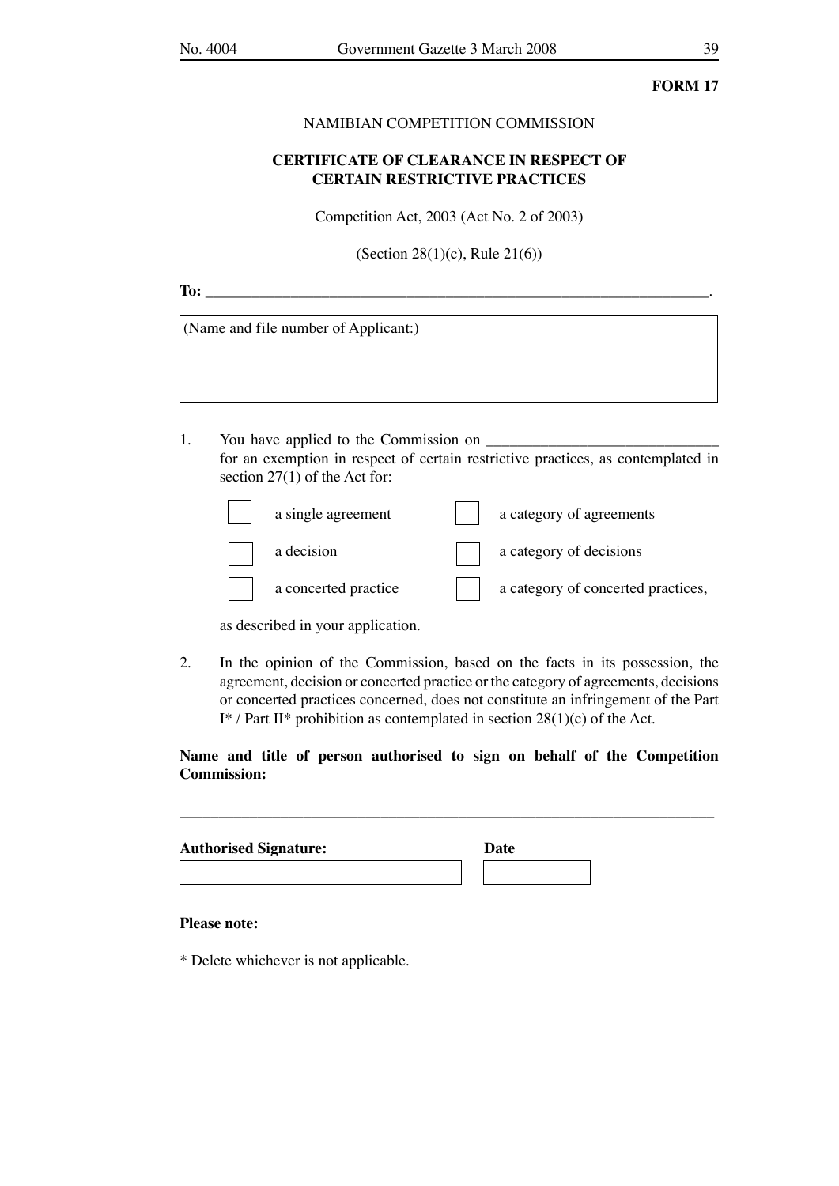**FORM 17**

NAMIBIAN COMPETITION COMMISSION

**CERTIFICATE OF CLEARANCE IN RESPECT OF CERTAIN RESTRICTIVE PRACTICES**

Competition Act, 2003 (Act No. 2 of 2003)

(Section 28(1)(c), Rule 21(6))

**To:** ______________________________________________________________.

| (Name and file number of Applicant:) |
|---|
| |

1. You have applied to the Commission on ______________________________ for an exemption in respect of certain restrictive practices, as contemplated in section 27(1) of the Act for:

| | | | |
|---|---|---|---|
| ☐ | a single agreement | ☐ | a category of agreements |
| ☐ | a decision | ☐ | a category of decisions |
| ☐ | a concerted practice | ☐ | a category of concerted practices, |

as described in your application.

2. In the opinion of the Commission, based on the facts in its possession, the agreement, decision or concerted practice or the category of agreements, decisions or concerted practices concerned, does not constitute an infringement of the Part I* / Part II* prohibition as contemplated in section 28(1)(c) of the Act.

**Name and title of person authorised to sign on behalf of the Competition Commission:**

______________________________________________________________________

| **Authorised Signature:** | **Date** |
|---|---|
| | |

**Please note:**

* Delete whichever is not applicable.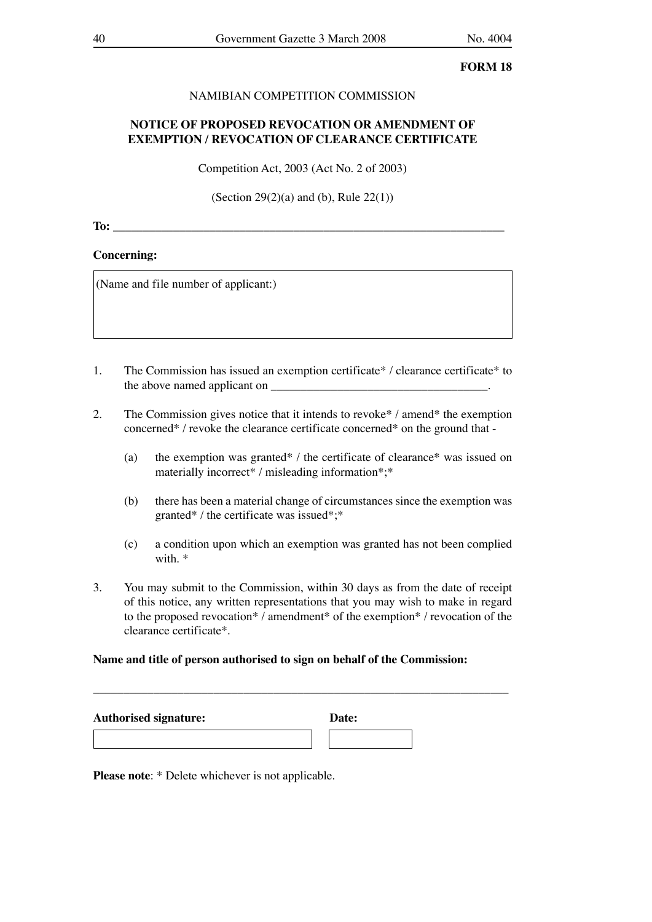**FORM 18**

NAMIBIAN COMPETITION COMMISSION

**NOTICE OF PROPOSED REVOCATION OR AMENDMENT OF EXEMPTION / REVOCATION OF CLEARANCE CERTIFICATE**

Competition Act, 2003 (Act No. 2 of 2003)

(Section 29(2)(a) and (b), Rule 22(1))

**To:** ____________________________________________________________

**Concerning:**

| (Name and file number of applicant:) |
|---|
| |

1. The Commission has issued an exemption certificate* / clearance certificate* to the above named applicant on ___________________________________.

2. The Commission gives notice that it intends to revoke* / amend* the exemption concerned* / revoke the clearance certificate concerned* on the ground that -

   (a) the exemption was granted* / the certificate of clearance* was issued on materially incorrect* / misleading information*;*

   (b) there has been a material change of circumstances since the exemption was granted* / the certificate was issued*;*

   (c) a condition upon which an exemption was granted has not been complied with. *

3. You may submit to the Commission, within 30 days as from the date of receipt of this notice, any written representations that you may wish to make in regard to the proposed revocation* / amendment* of the exemption* / revocation of the clearance certificate*.

**Name and title of person authorised to sign on behalf of the Commission:**

____________________________________________________________

| **Authorised signature:** | **Date:** |
|---|---|
| | |

**Please note**: * Delete whichever is not applicable.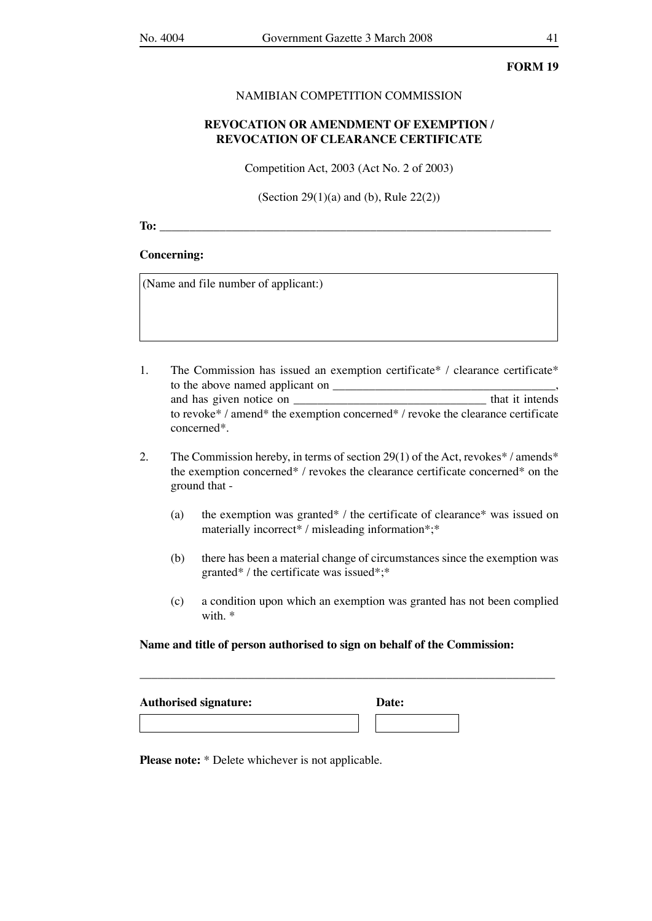**FORM 19**

NAMIBIAN COMPETITION COMMISSION

**REVOCATION OR AMENDMENT OF EXEMPTION / REVOCATION OF CLEARANCE CERTIFICATE**

Competition Act, 2003 (Act No. 2 of 2003)

(Section 29(1)(a) and (b), Rule 22(2))

**To:** ______________________________________________________________

**Concerning:**

| (Name and file number of applicant:) |
|---|
| |

1. The Commission has issued an exemption certificate* / clearance certificate* to the above named applicant on ____________________________________, and has given notice on ______________________________ that it intends to revoke* / amend* the exemption concerned* / revoke the clearance certificate concerned*.

2. The Commission hereby, in terms of section 29(1) of the Act, revokes* / amends* the exemption concerned* / revokes the clearance certificate concerned* on the ground that -

   (a) the exemption was granted* / the certificate of clearance* was issued on materially incorrect* / misleading information*;*

   (b) there has been a material change of circumstances since the exemption was granted* / the certificate was issued*;*

   (c) a condition upon which an exemption was granted has not been complied with. *

**Name and title of person authorised to sign on behalf of the Commission:**

_________________________________________________________________

| **Authorised signature:** | **Date:** |
|---|---|
| | |

**Please note:** * Delete whichever is not applicable.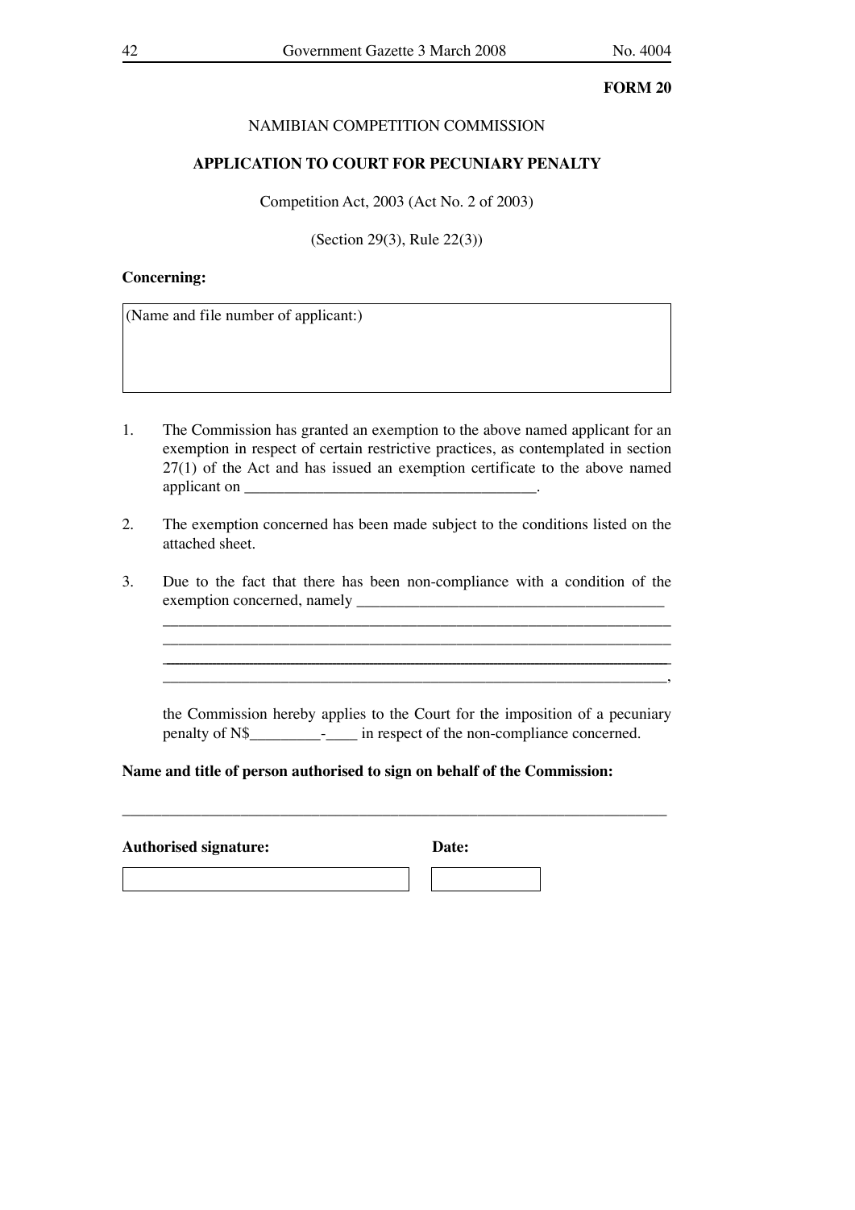**FORM 20**

NAMIBIAN COMPETITION COMMISSION

**APPLICATION TO COURT FOR PECUNIARY PENALTY**

Competition Act, 2003 (Act No. 2 of 2003)

(Section 29(3), Rule 22(3))

**Concerning:**

| (Name and file number of applicant:) |
|---|
| |

1. The Commission has granted an exemption to the above named applicant for an exemption in respect of certain restrictive practices, as contemplated in section 27(1) of the Act and has issued an exemption certificate to the above named applicant on ____________________________________.

2. The exemption concerned has been made subject to the conditions listed on the attached sheet.

3. Due to the fact that there has been non-compliance with a condition of the exemption concerned, namely ________________________________________
_________________________________________________________________
_________________________________________________________________
_________________________________________________________________
_________________________________________________________________,

   the Commission hereby applies to the Court for the imposition of a pecuniary penalty of N$_________-____ in respect of the non-compliance concerned.

**Name and title of person authorised to sign on behalf of the Commission:**

_____________________________________________________________________

**Authorised signature:** **Date:**

| | |
|---|---|
| | |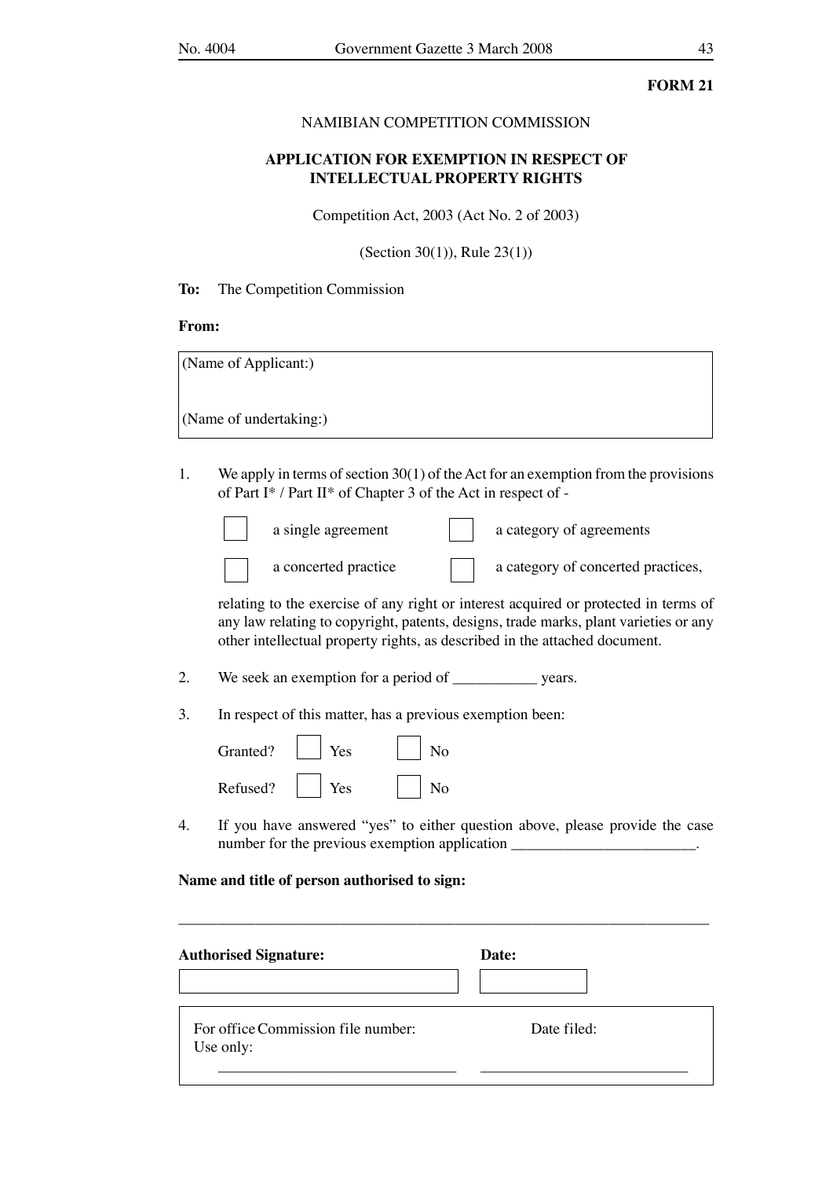**FORM 21**

NAMIBIAN COMPETITION COMMISSION

**APPLICATION FOR EXEMPTION IN RESPECT OF INTELLECTUAL PROPERTY RIGHTS**

Competition Act, 2003 (Act No. 2 of 2003)

(Section 30(1)), Rule 23(1))

**To:** The Competition Commission

**From:**

| (Name of Applicant:) |
|---|
| (Name of undertaking:) |

1. We apply in terms of section 30(1) of the Act for an exemption from the provisions of Part I* / Part II* of Chapter 3 of the Act in respect of -

   ☐ a single agreement ☐ a category of agreements

   ☐ a concerted practice ☐ a category of concerted practices,

   relating to the exercise of any right or interest acquired or protected in terms of any law relating to copyright, patents, designs, trade marks, plant varieties or any other intellectual property rights, as described in the attached document.

2. We seek an exemption for a period of ___________ years.

3. In respect of this matter, has a previous exemption been:

   Granted? ☐ Yes ☐ No

   Refused? ☐ Yes ☐ No

4. If you have answered "yes" to either question above, please provide the case number for the previous exemption application ________________________.

**Name and title of person authorised to sign:**

_______________________________________________________________

| **Authorised Signature:** | **Date:** |
|---|---|
| | |

| For office Use only: | Commission file number: | Date filed: |
|---|---|---|
| | _______________________________ | ___________________________ |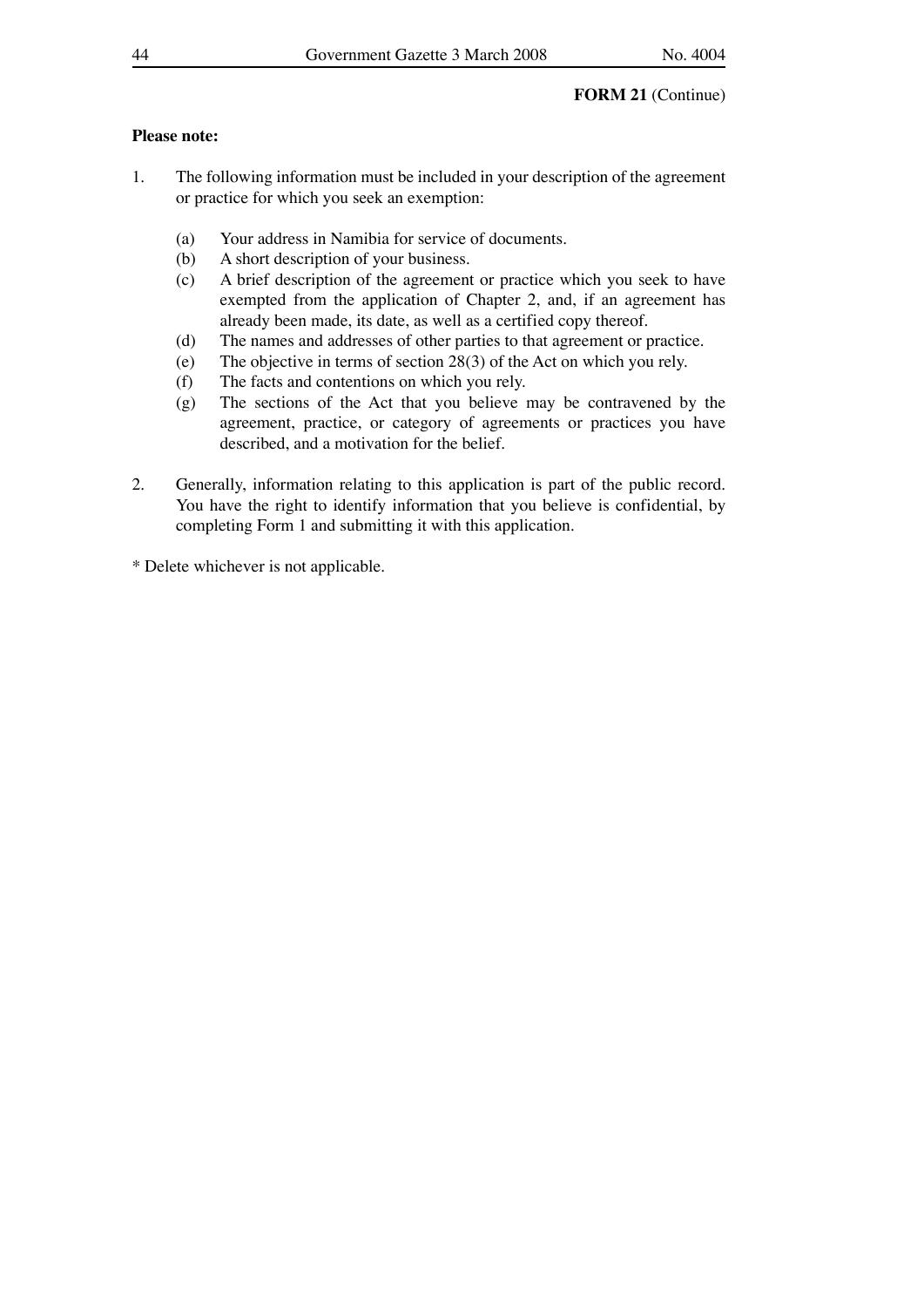**FORM 21** (Continue)

**Please note:**

1. The following information must be included in your description of the agreement or practice for which you seek an exemption:

    (a) Your address in Namibia for service of documents.
    (b) A short description of your business.
    (c) A brief description of the agreement or practice which you seek to have exempted from the application of Chapter 2, and, if an agreement has already been made, its date, as well as a certified copy thereof.
    (d) The names and addresses of other parties to that agreement or practice.
    (e) The objective in terms of section 28(3) of the Act on which you rely.
    (f) The facts and contentions on which you rely.
    (g) The sections of the Act that you believe may be contravened by the agreement, practice, or category of agreements or practices you have described, and a motivation for the belief.

2. Generally, information relating to this application is part of the public record. You have the right to identify information that you believe is confidential, by completing Form 1 and submitting it with this application.

* Delete whichever is not applicable.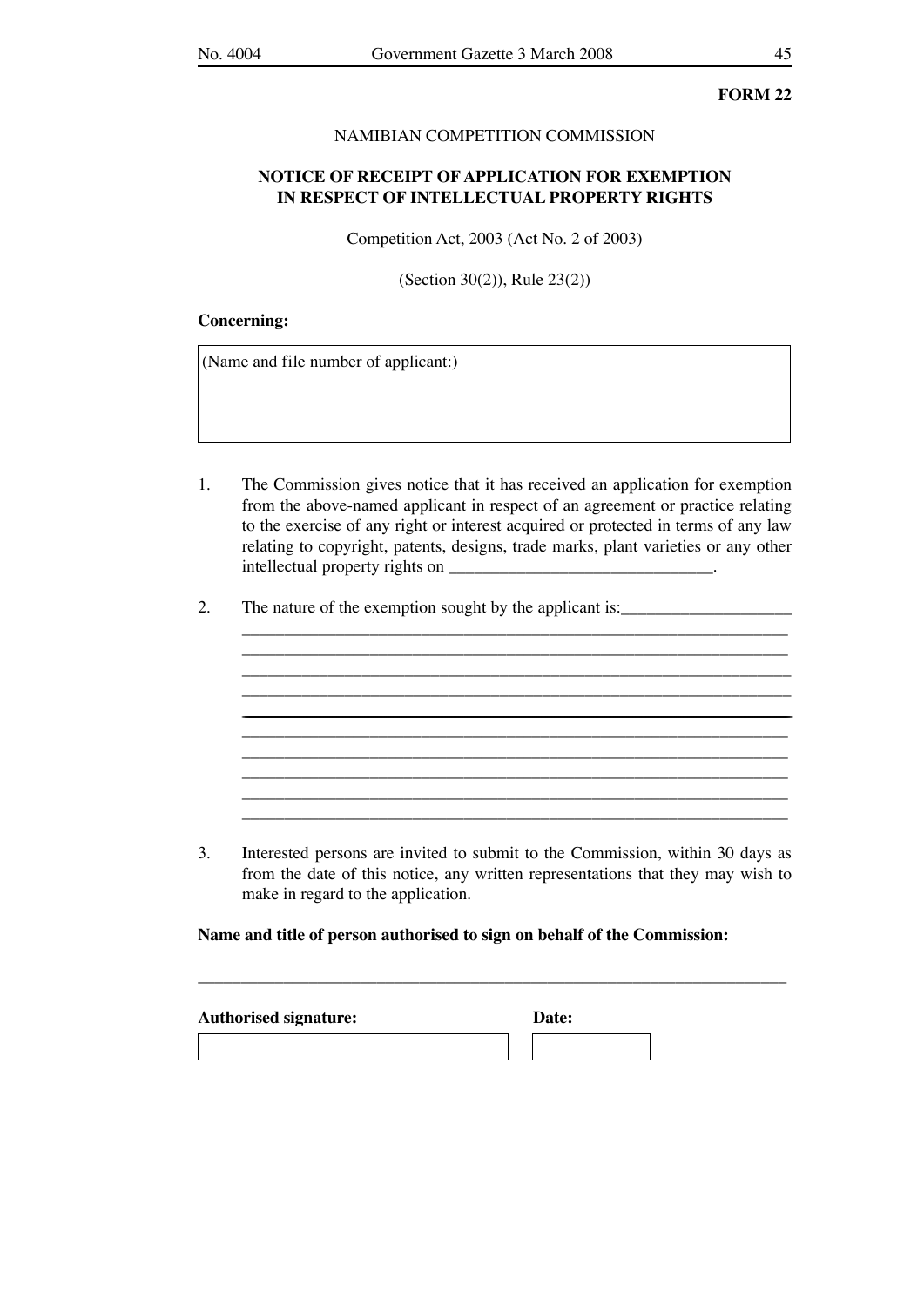**FORM 22**

NAMIBIAN COMPETITION COMMISSION

**NOTICE OF RECEIPT OF APPLICATION FOR EXEMPTION IN RESPECT OF INTELLECTUAL PROPERTY RIGHTS**

Competition Act, 2003 (Act No. 2 of 2003)

(Section 30(2)), Rule 23(2))

**Concerning:**

| (Name and file number of applicant:) |
|---|
| |

1. The Commission gives notice that it has received an application for exemption from the above-named applicant in respect of an agreement or practice relating to the exercise of any right or interest acquired or protected in terms of any law relating to copyright, patents, designs, trade marks, plant varieties or any other intellectual property rights on _______________________________.

2. The nature of the exemption sought by the applicant is:____________________
_________________________________________________________________
_________________________________________________________________
_________________________________________________________________
_________________________________________________________________
_________________________________________________________________
_________________________________________________________________
_________________________________________________________________
_________________________________________________________________
_________________________________________________________________
_________________________________________________________________

3. Interested persons are invited to submit to the Commission, within 30 days as from the date of this notice, any written representations that they may wish to make in regard to the application.

**Name and title of person authorised to sign on behalf of the Commission:**

_________________________________________________________________

| **Authorised signature:** | **Date:** |
|---|---|
| | |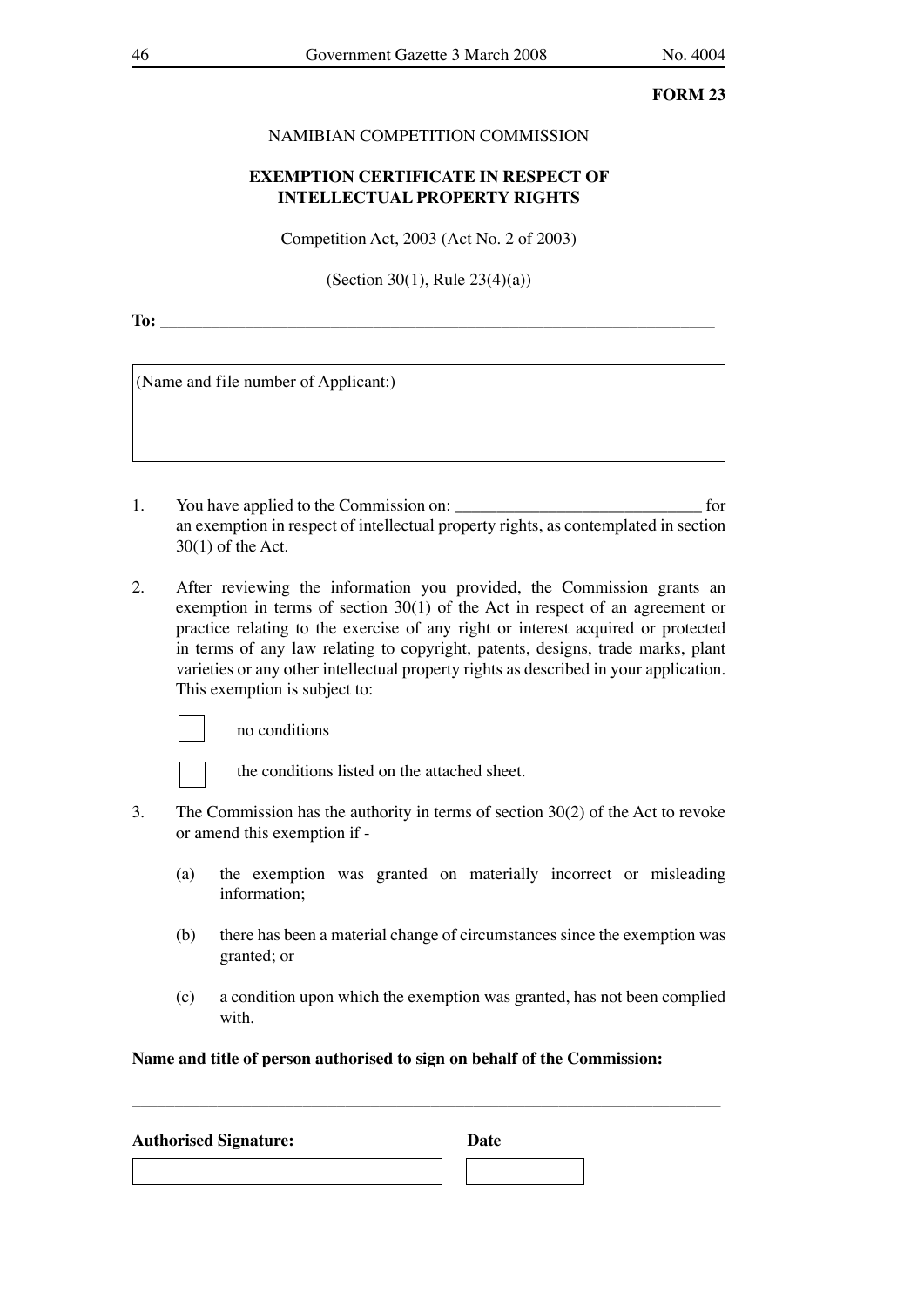**FORM 23**

NAMIBIAN COMPETITION COMMISSION

**EXEMPTION CERTIFICATE IN RESPECT OF INTELLECTUAL PROPERTY RIGHTS**

Competition Act, 2003 (Act No. 2 of 2003)

(Section 30(1), Rule 23(4)(a))

**To:** ____________________________________________________________________

| (Name and file number of Applicant:) |
|---|
| |

1. You have applied to the Commission on: _____________________________ for an exemption in respect of intellectual property rights, as contemplated in section 30(1) of the Act.

2. After reviewing the information you provided, the Commission grants an exemption in terms of section 30(1) of the Act in respect of an agreement or practice relating to the exercise of any right or interest acquired or protected in terms of any law relating to copyright, patents, designs, trade marks, plant varieties or any other intellectual property rights as described in your application. This exemption is subject to:

   ☐ no conditions

   ☐ the conditions listed on the attached sheet.

3. The Commission has the authority in terms of section 30(2) of the Act to revoke or amend this exemption if -

   (a) the exemption was granted on materially incorrect or misleading information;

   (b) there has been a material change of circumstances since the exemption was granted; or

   (c) a condition upon which the exemption was granted, has not been complied with.

**Name and title of person authorised to sign on behalf of the Commission:**

_______________________________________________________________________

| **Authorised Signature:** | **Date** |
|---|---|
| | |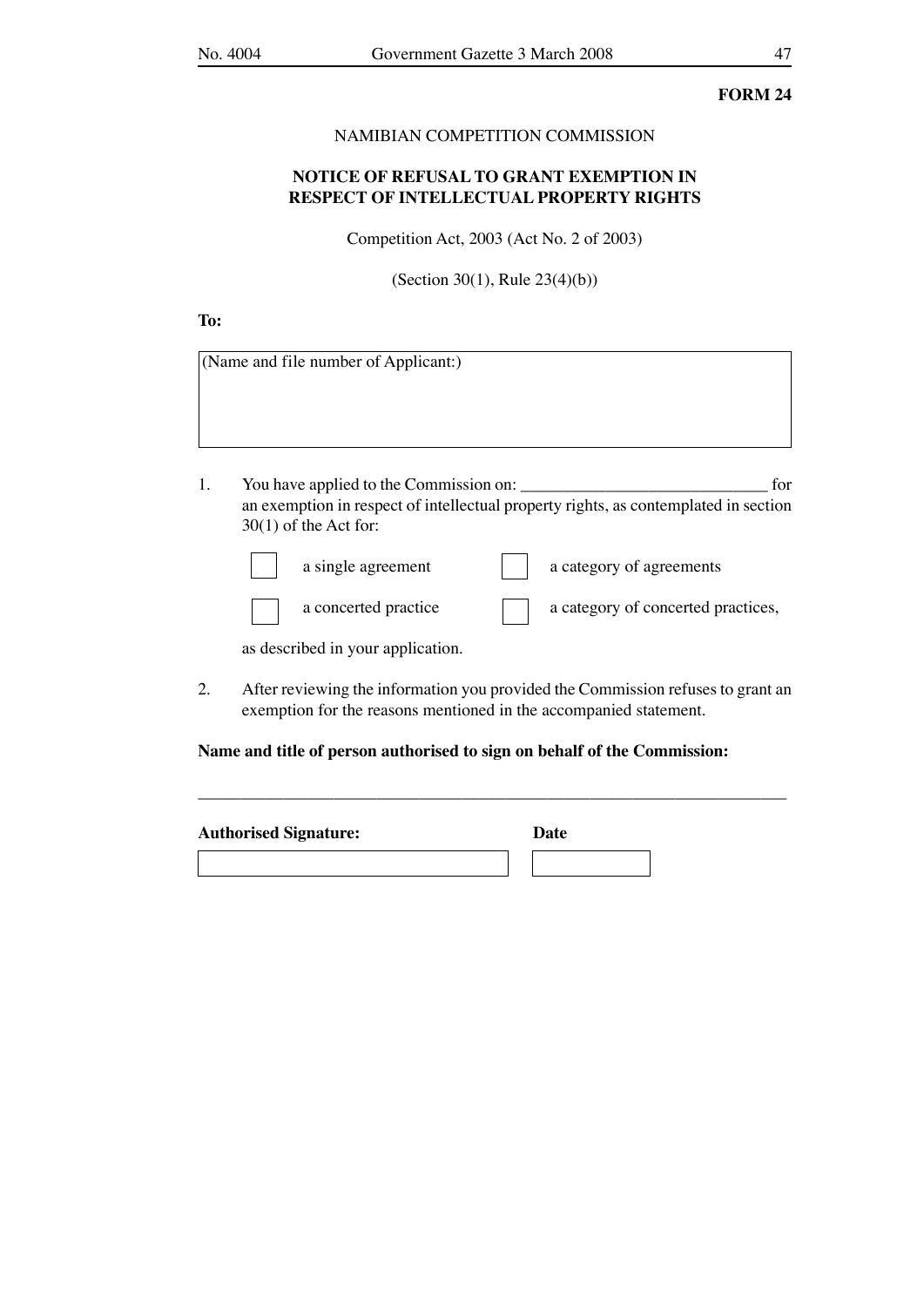**FORM 24**

NAMIBIAN COMPETITION COMMISSION

**NOTICE OF REFUSAL TO GRANT EXEMPTION IN RESPECT OF INTELLECTUAL PROPERTY RIGHTS**

Competition Act, 2003 (Act No. 2 of 2003)

(Section 30(1), Rule 23(4)(b))

**To:**

| (Name and file number of Applicant:) |
|---|
| |

1. You have applied to the Commission on: ______________________________ for an exemption in respect of intellectual property rights, as contemplated in section 30(1) of the Act for:

   ☐ a single agreement ☐ a category of agreements

   ☐ a concerted practice ☐ a category of concerted practices,

   as described in your application.

2. After reviewing the information you provided the Commission refuses to grant an exemption for the reasons mentioned in the accompanied statement.

**Name and title of person authorised to sign on behalf of the Commission:**

_______________________________________________________________________

| **Authorised Signature:** | **Date** |
|---|---|
| | |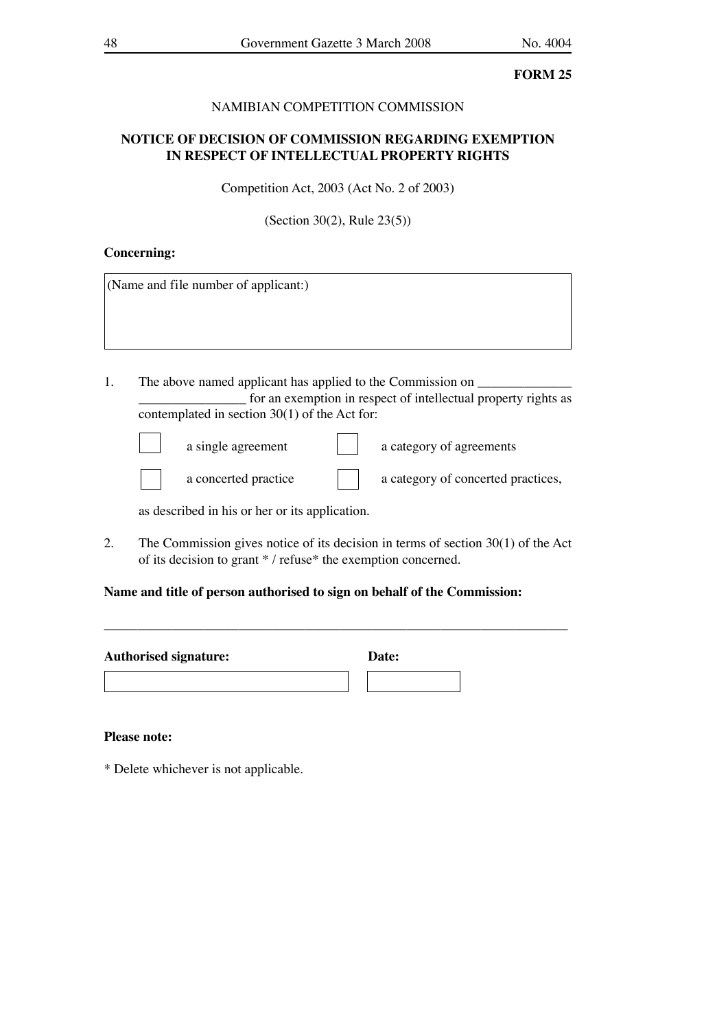**FORM 25**

NAMIBIAN COMPETITION COMMISSION

**NOTICE OF DECISION OF COMMISSION REGARDING EXEMPTION IN RESPECT OF INTELLECTUAL PROPERTY RIGHTS**

Competition Act, 2003 (Act No. 2 of 2003)

(Section 30(2), Rule 23(5))

**Concerning:**

| (Name and file number of applicant:) |
|---|
| |

1. The above named applicant has applied to the Commission on ______________ ________________ for an exemption in respect of intellectual property rights as contemplated in section 30(1) of the Act for:

   ☐ a single agreement ☐ a category of agreements

   ☐ a concerted practice ☐ a category of concerted practices,

   as described in his or her or its application.

2. The Commission gives notice of its decision in terms of section 30(1) of the Act of its decision to grant * / refuse* the exemption concerned.

**Name and title of person authorised to sign on behalf of the Commission:**

______________________________________________________________________

| **Authorised signature:** | **Date:** |
|---|---|
| | |

**Please note:**

* Delete whichever is not applicable.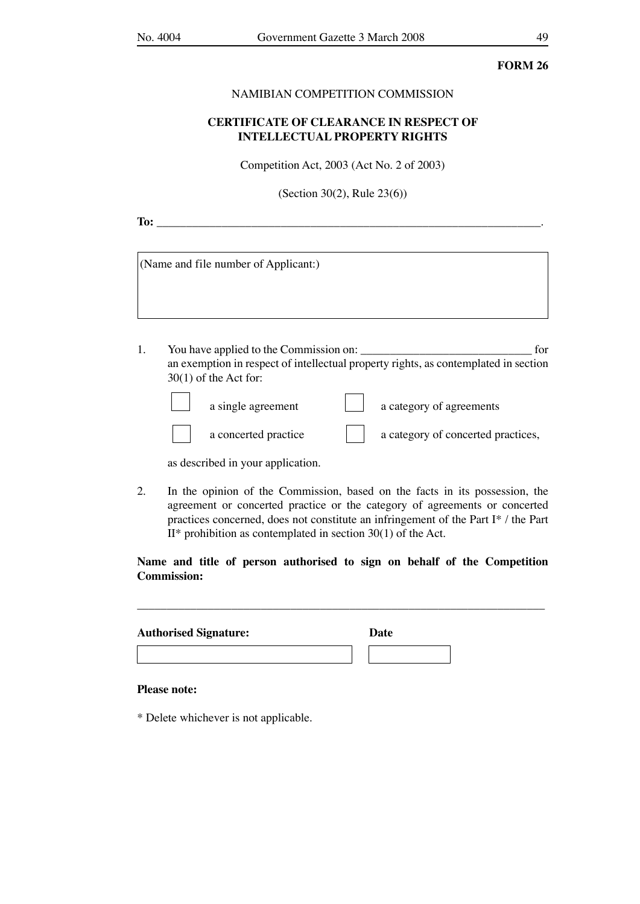**FORM 26**

NAMIBIAN COMPETITION COMMISSION

**CERTIFICATE OF CLEARANCE IN RESPECT OF INTELLECTUAL PROPERTY RIGHTS**

Competition Act, 2003 (Act No. 2 of 2003)

(Section 30(2), Rule 23(6))

**To:** ________________________________________________________________.

| (Name and file number of Applicant:) |
|---|
| |

1. You have applied to the Commission on: ______________________________ for an exemption in respect of intellectual property rights, as contemplated in section 30(1) of the Act for:

   ☐ a single agreement ☐ a category of agreements

   ☐ a concerted practice ☐ a category of concerted practices,

   as described in your application.

2. In the opinion of the Commission, based on the facts in its possession, the agreement or concerted practice or the category of agreements or concerted practices concerned, does not constitute an infringement of the Part I* / the Part II* prohibition as contemplated in section 30(1) of the Act.

**Name and title of person authorised to sign on behalf of the Competition Commission:**

________________________________________________________________________

| **Authorised Signature:** | **Date** |
|---|---|
| | |

**Please note:**

* Delete whichever is not applicable.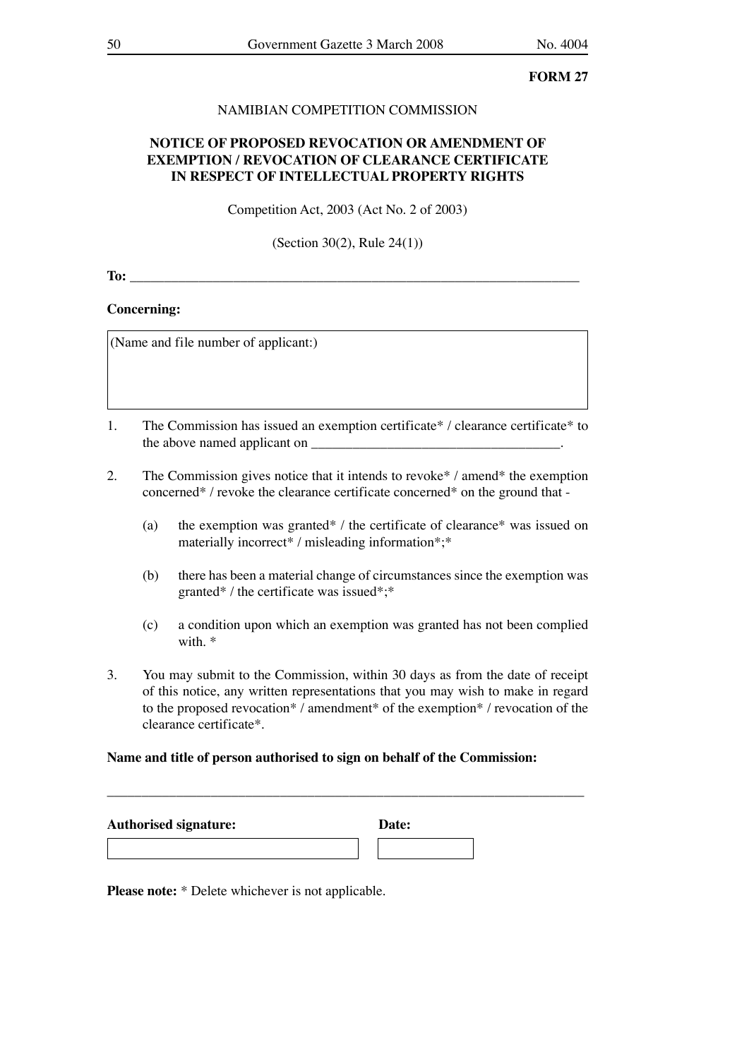**FORM 27**

NAMIBIAN COMPETITION COMMISSION

**NOTICE OF PROPOSED REVOCATION OR AMENDMENT OF EXEMPTION / REVOCATION OF CLEARANCE CERTIFICATE IN RESPECT OF INTELLECTUAL PROPERTY RIGHTS**

Competition Act, 2003 (Act No. 2 of 2003)

(Section 30(2), Rule 24(1))

**To:** ____________________________________________________________________

**Concerning:**

| (Name and file number of applicant:) |
|---|
| |

1. The Commission has issued an exemption certificate* / clearance certificate* to the above named applicant on ____________________________________.

2. The Commission gives notice that it intends to revoke* / amend* the exemption concerned* / revoke the clearance certificate concerned* on the ground that -

    (a) the exemption was granted* / the certificate of clearance* was issued on materially incorrect* / misleading information*;*

    (b) there has been a material change of circumstances since the exemption was granted* / the certificate was issued*;*

    (c) a condition upon which an exemption was granted has not been complied with. *

3. You may submit to the Commission, within 30 days as from the date of receipt of this notice, any written representations that you may wish to make in regard to the proposed revocation* / amendment* of the exemption* / revocation of the clearance certificate*.

**Name and title of person authorised to sign on behalf of the Commission:**

______________________________________________________________________

| **Authorised signature:** | **Date:** |
|---|---|
| | |

**Please note:** * Delete whichever is not applicable.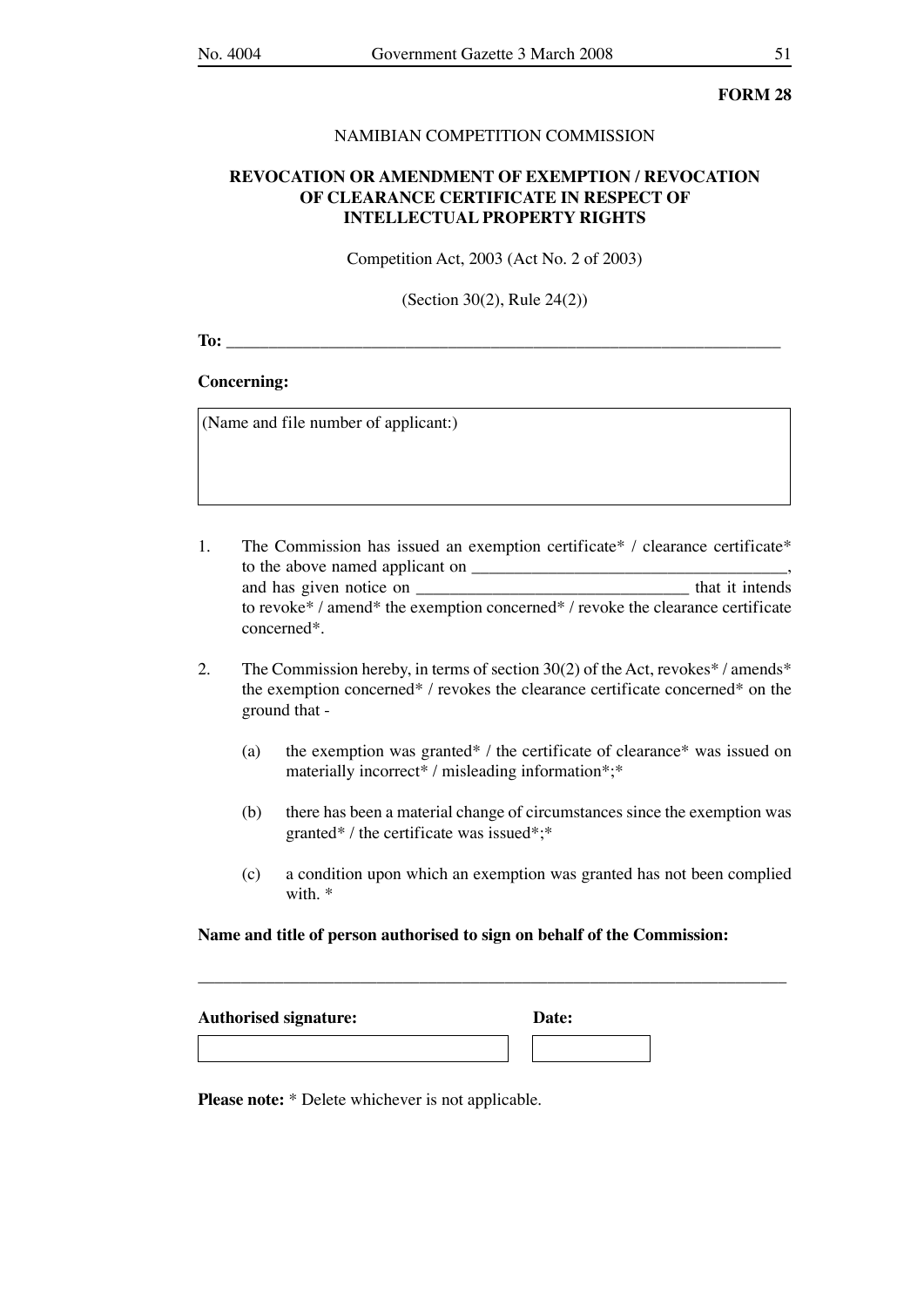**FORM 28**

NAMIBIAN COMPETITION COMMISSION

**REVOCATION OR AMENDMENT OF EXEMPTION / REVOCATION OF CLEARANCE CERTIFICATE IN RESPECT OF INTELLECTUAL PROPERTY RIGHTS**

Competition Act, 2003 (Act No. 2 of 2003)

(Section 30(2), Rule 24(2))

**To:** ___________________________________________________________________

**Concerning:**

| (Name and file number of applicant:) |
|---|
| |

1. The Commission has issued an exemption certificate* / clearance certificate* to the above named applicant on _____________________________________, and has given notice on ________________________________ that it intends to revoke* / amend* the exemption concerned* / revoke the clearance certificate concerned*.

2. The Commission hereby, in terms of section 30(2) of the Act, revokes* / amends* the exemption concerned* / revokes the clearance certificate concerned* on the ground that -

   (a) the exemption was granted* / the certificate of clearance* was issued on materially incorrect* / misleading information*;*

   (b) there has been a material change of circumstances since the exemption was granted* / the certificate was issued*;*

   (c) a condition upon which an exemption was granted has not been complied with. *

**Name and title of person authorised to sign on behalf of the Commission:**

_____________________________________________________________________

| **Authorised signature:** | **Date:** |
|---|---|
| | |

**Please note:** * Delete whichever is not applicable.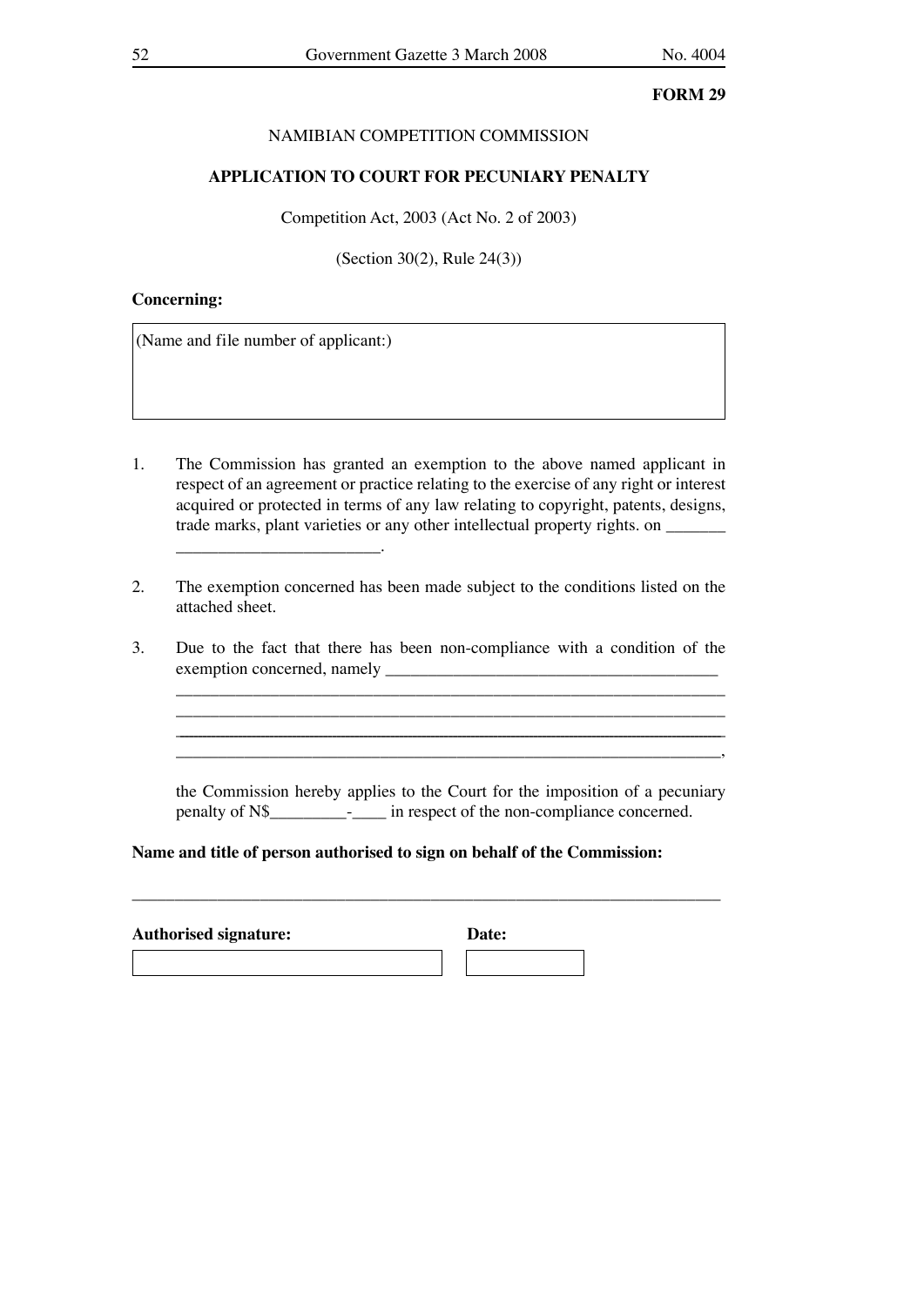**FORM 29**

NAMIBIAN COMPETITION COMMISSION

**APPLICATION TO COURT FOR PECUNIARY PENALTY**

Competition Act, 2003 (Act No. 2 of 2003)

(Section 30(2), Rule 24(3))

**Concerning:**

| (Name and file number of applicant:) |
|---|
| |

1. The Commission has granted an exemption to the above named applicant in respect of an agreement or practice relating to the exercise of any right or interest acquired or protected in terms of any law relating to copyright, patents, designs, trade marks, plant varieties or any other intellectual property rights. on _______ ________________________.

2. The exemption concerned has been made subject to the conditions listed on the attached sheet.

3. Due to the fact that there has been non-compliance with a condition of the exemption concerned, namely _______________________________________
___________________________________________________________________
___________________________________________________________________
___________________________________________________________________
___________________________________________________________________,

   the Commission hereby applies to the Court for the imposition of a pecuniary penalty of N$_________-____ in respect of the non-compliance concerned.

**Name and title of person authorised to sign on behalf of the Commission:**

_________________________________________________________________________

| **Authorised signature:** | **Date:** |
|---|---|
| | |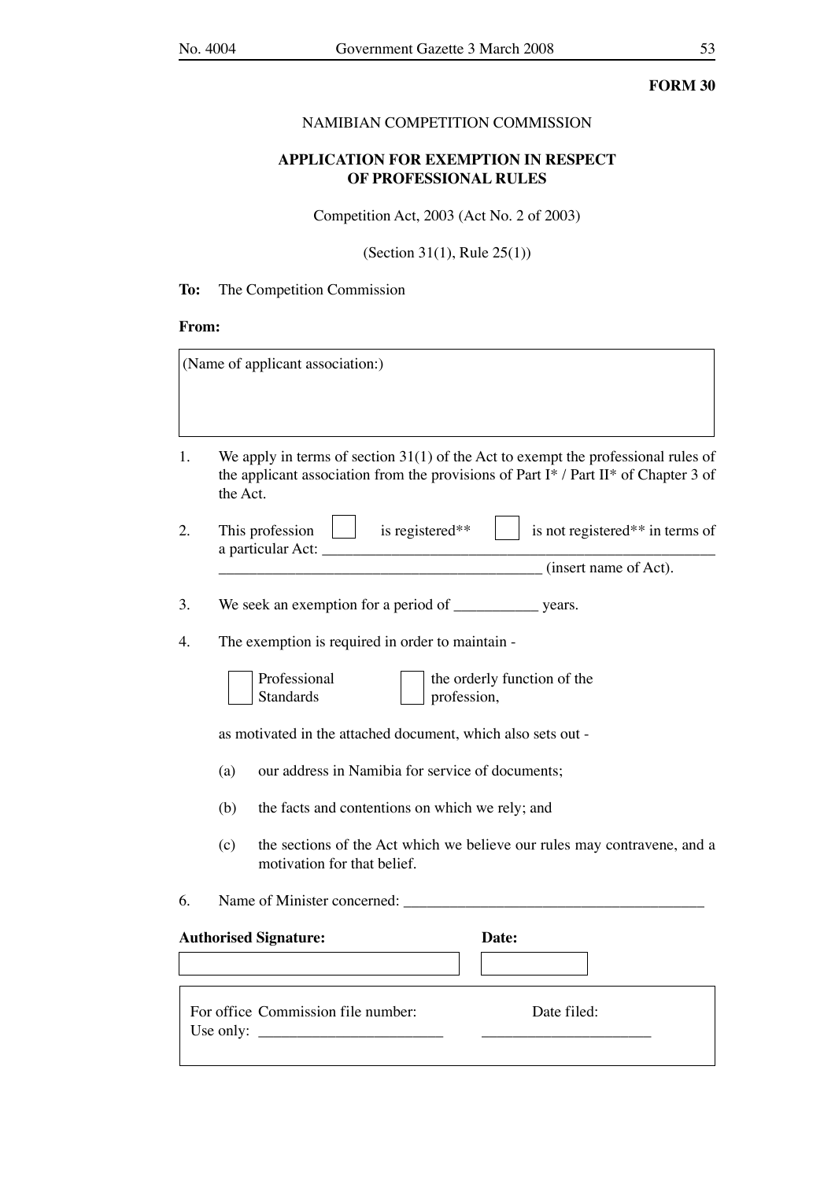**FORM 30**

NAMIBIAN COMPETITION COMMISSION

**APPLICATION FOR EXEMPTION IN RESPECT OF PROFESSIONAL RULES**

Competition Act, 2003 (Act No. 2 of 2003)

(Section 31(1), Rule 25(1))

**To:** The Competition Commission

**From:**

| (Name of applicant association:) |
|---|
| |

1. We apply in terms of section 31(1) of the Act to exempt the professional rules of the applicant association from the provisions of Part I* / Part II* of Chapter 3 of the Act.

2. This profession ☐ is registered** ☐ is not registered** in terms of a particular Act: ______________________________________________ ______________________________________________ (insert name of Act).

3. We seek an exemption for a period of ___________ years.

4. The exemption is required in order to maintain -

   ☐ Professional Standards ☐ the orderly function of the profession,

   as motivated in the attached document, which also sets out -

   (a) our address in Namibia for service of documents;

   (b) the facts and contentions on which we rely; and

   (c) the sections of the Act which we believe our rules may contravene, and a motivation for that belief.

6. Name of Minister concerned: ________________________________________

| **Authorised Signature:** | **Date:** |
|---|---|
| | |

| For office Use only: | Commission file number: ________________________ | Date filed: ______________________ |
|---|---|---|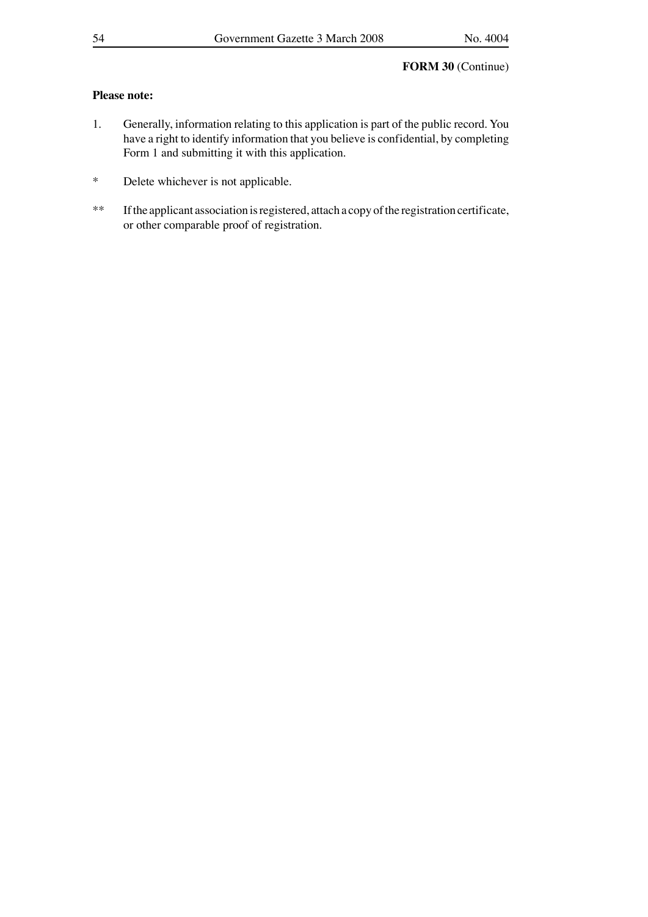**FORM 30** (Continue)

**Please note:**

1. Generally, information relating to this application is part of the public record. You have a right to identify information that you believe is confidential, by completing Form 1 and submitting it with this application.

* Delete whichever is not applicable.

** If the applicant association is registered, attach a copy of the registration certificate, or other comparable proof of registration.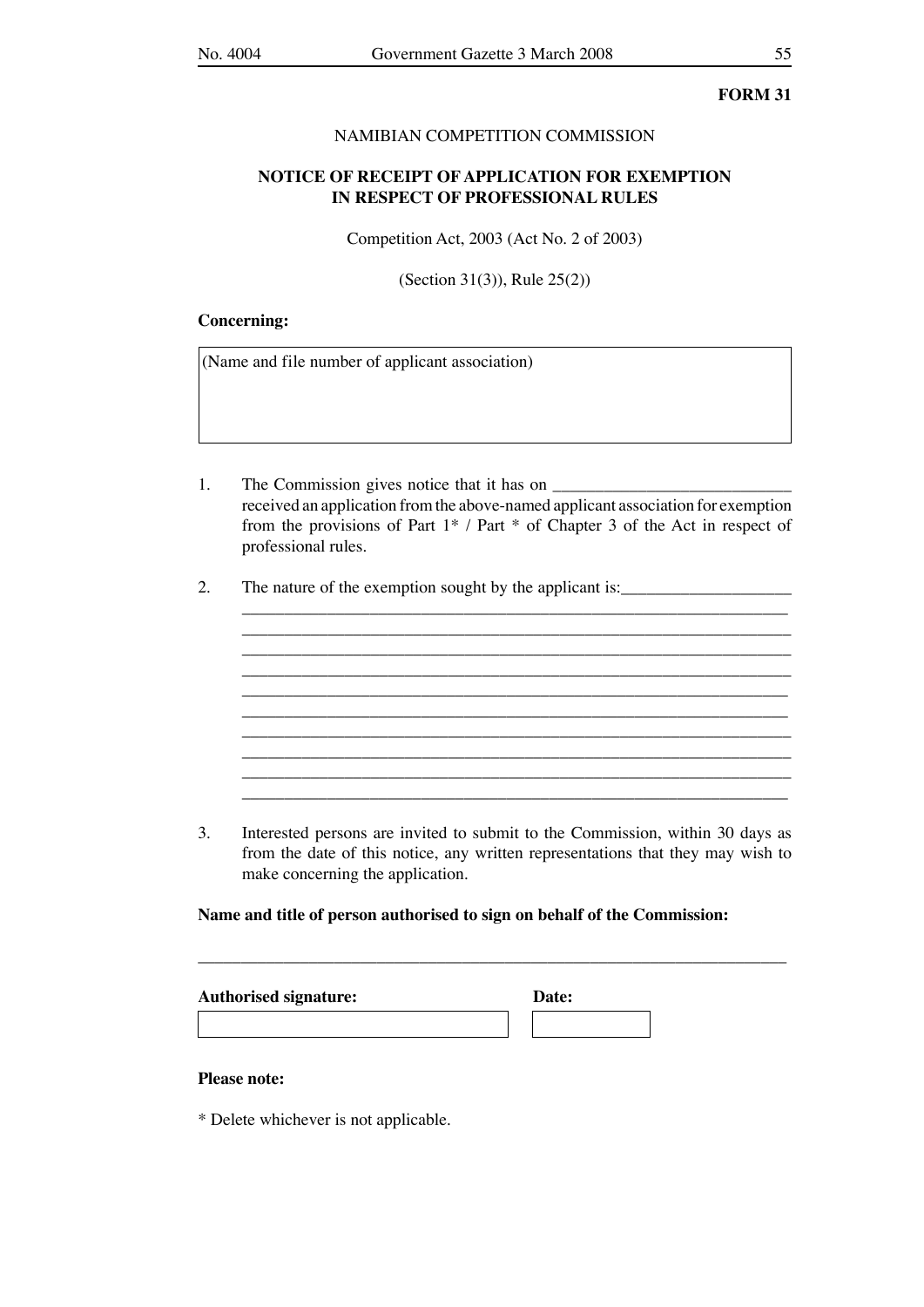**FORM 31**

NAMIBIAN COMPETITION COMMISSION

**NOTICE OF RECEIPT OF APPLICATION FOR EXEMPTION IN RESPECT OF PROFESSIONAL RULES**

Competition Act, 2003 (Act No. 2 of 2003)

(Section 31(3)), Rule 25(2))

**Concerning:**

| (Name and file number of applicant association) |
|---|
| |

1. The Commission gives notice that it has on ___________________________ received an application from the above-named applicant association for exemption from the provisions of Part 1* / Part * of Chapter 3 of the Act in respect of professional rules.

2. The nature of the exemption sought by the applicant is:___________________
_______________________________________________________________
_______________________________________________________________
_______________________________________________________________
_______________________________________________________________
_______________________________________________________________
_______________________________________________________________
_______________________________________________________________
_______________________________________________________________
_______________________________________________________________
_______________________________________________________________

3. Interested persons are invited to submit to the Commission, within 30 days as from the date of this notice, any written representations that they may wish to make concerning the application.

**Name and title of person authorised to sign on behalf of the Commission:**

_______________________________________________________________

| **Authorised signature:** | **Date:** |
|---|---|
| | |

**Please note:**

* Delete whichever is not applicable.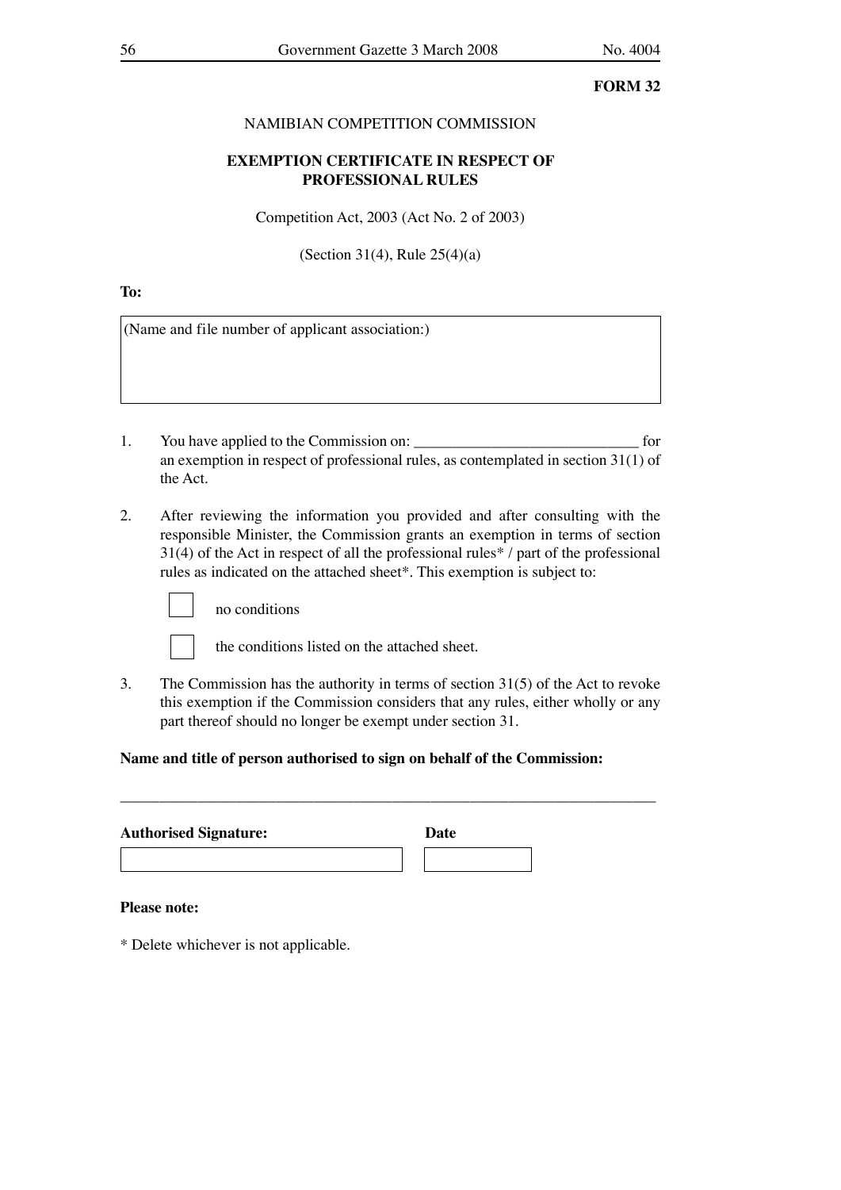**FORM 32**

NAMIBIAN COMPETITION COMMISSION

**EXEMPTION CERTIFICATE IN RESPECT OF PROFESSIONAL RULES**

Competition Act, 2003 (Act No. 2 of 2003)

(Section 31(4), Rule 25(4)(a)

**To:**

| (Name and file number of applicant association:) |
|---|
| |

1. You have applied to the Commission on: ______________________________ for an exemption in respect of professional rules, as contemplated in section 31(1) of the Act.

2. After reviewing the information you provided and after consulting with the responsible Minister, the Commission grants an exemption in terms of section 31(4) of the Act in respect of all the professional rules* / part of the professional rules as indicated on the attached sheet*. This exemption is subject to:

   ☐ no conditions

   ☐ the conditions listed on the attached sheet.

3. The Commission has the authority in terms of section 31(5) of the Act to revoke this exemption if the Commission considers that any rules, either wholly or any part thereof should no longer be exempt under section 31.

**Name and title of person authorised to sign on behalf of the Commission:**

_______________________________________________________________________

| **Authorised Signature:** | **Date** |
|---|---|
| | |

**Please note:**

* Delete whichever is not applicable.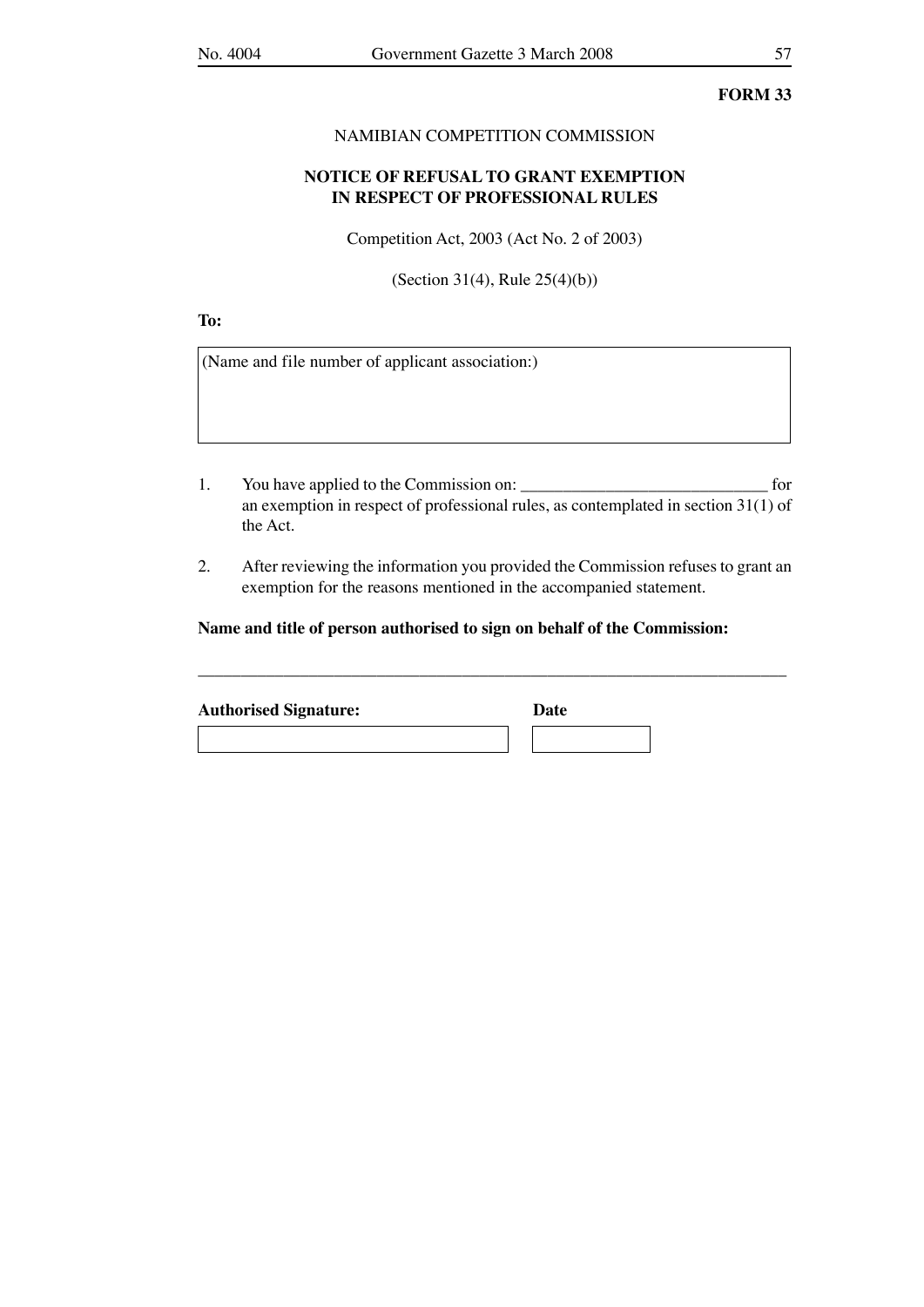**FORM 33**

NAMIBIAN COMPETITION COMMISSION

**NOTICE OF REFUSAL TO GRANT EXEMPTION IN RESPECT OF PROFESSIONAL RULES**

Competition Act, 2003 (Act No. 2 of 2003)

(Section 31(4), Rule 25(4)(b))

**To:**

| (Name and file number of applicant association:) |
|---|
| |

1. You have applied to the Commission on: ______________________________ for an exemption in respect of professional rules, as contemplated in section 31(1) of the Act.

2. After reviewing the information you provided the Commission refuses to grant an exemption for the reasons mentioned in the accompanied statement.

**Name and title of person authorised to sign on behalf of the Commission:**

_______________________________________________________________________

| **Authorised Signature:** | **Date** |
|---|---|
| | |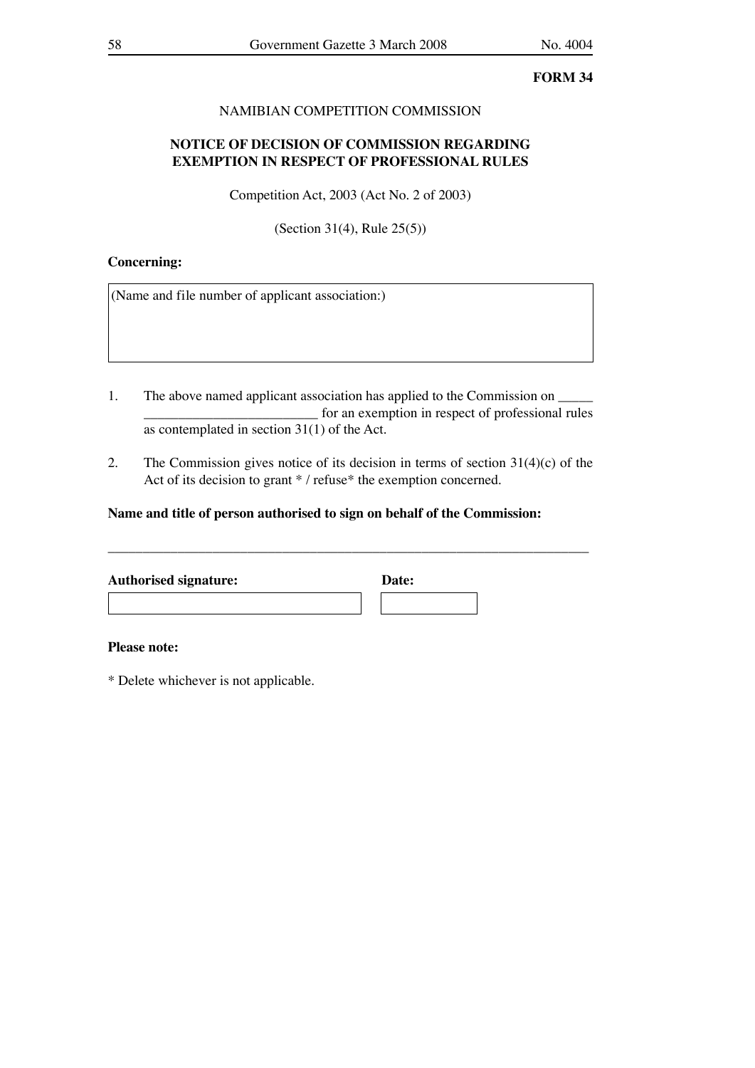**FORM 34**

NAMIBIAN COMPETITION COMMISSION

**NOTICE OF DECISION OF COMMISSION REGARDING EXEMPTION IN RESPECT OF PROFESSIONAL RULES**

Competition Act, 2003 (Act No. 2 of 2003)

(Section 31(4), Rule 25(5))

**Concerning:**

| (Name and file number of applicant association:) |
|---|
| |

1. The above named applicant association has applied to the Commission on _____ _________________________ for an exemption in respect of professional rules as contemplated in section 31(1) of the Act.

2. The Commission gives notice of its decision in terms of section 31(4)(c) of the Act of its decision to grant * / refuse* the exemption concerned.

**Name and title of person authorised to sign on behalf of the Commission:**

_______________________________________________________________________

| **Authorised signature:** | **Date:** |
|---|---|
| | |

**Please note:**

* Delete whichever is not applicable.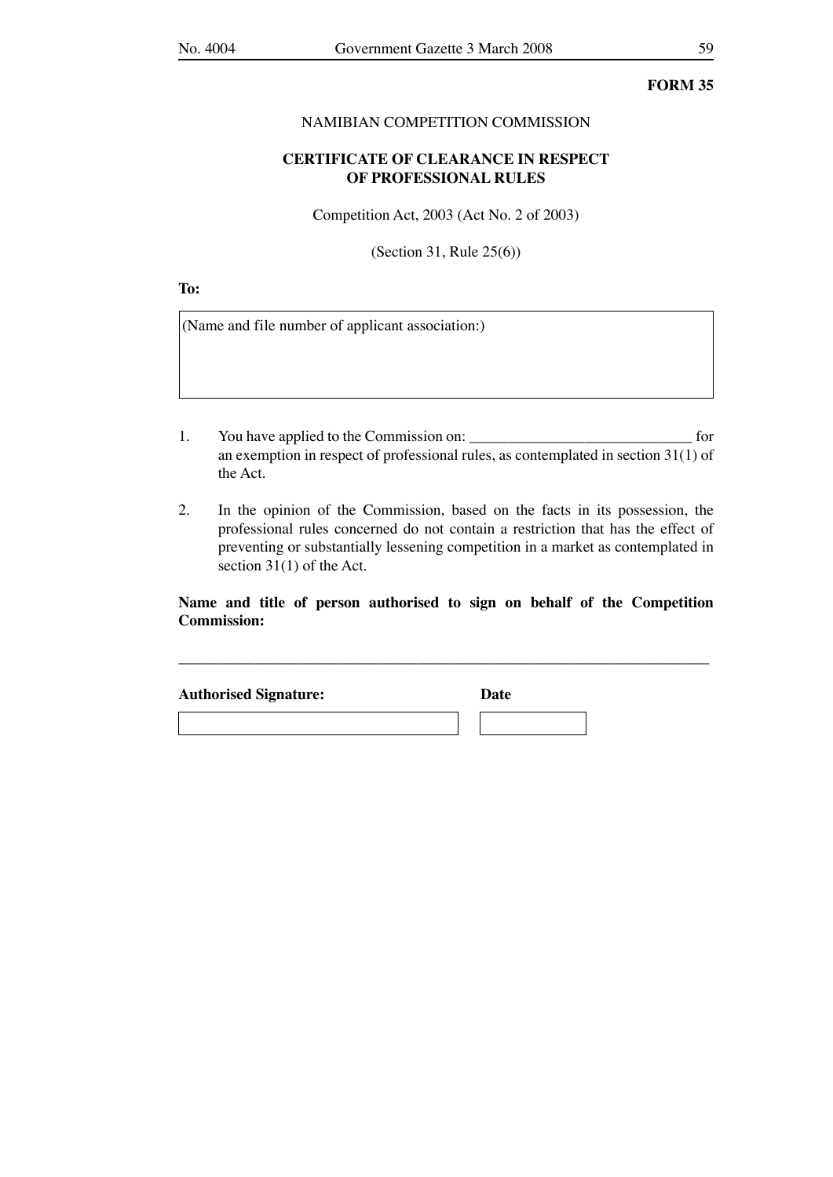**FORM 35**

NAMIBIAN COMPETITION COMMISSION

**CERTIFICATE OF CLEARANCE IN RESPECT OF PROFESSIONAL RULES**

Competition Act, 2003 (Act No. 2 of 2003)

(Section 31, Rule 25(6))

**To:**

| (Name and file number of applicant association:) |
|---|
| |

1. You have applied to the Commission on: ______________________________ for an exemption in respect of professional rules, as contemplated in section 31(1) of the Act.

2. In the opinion of the Commission, based on the facts in its possession, the professional rules concerned do not contain a restriction that has the effect of preventing or substantially lessening competition in a market as contemplated in section 31(1) of the Act.

**Name and title of person authorised to sign on behalf of the Competition Commission:**

_______________________________________________________________________

| **Authorised Signature:** | **Date** |
|---|---|
| | |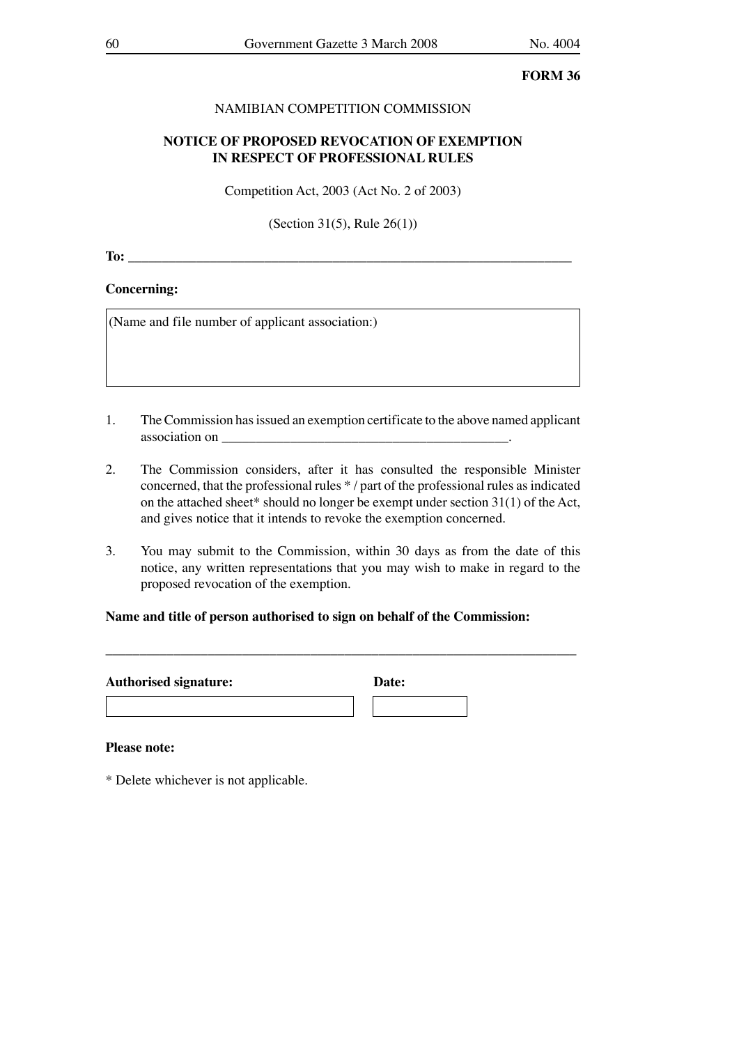**FORM 36**

NAMIBIAN COMPETITION COMMISSION

**NOTICE OF PROPOSED REVOCATION OF EXEMPTION IN RESPECT OF PROFESSIONAL RULES**

Competition Act, 2003 (Act No. 2 of 2003)

(Section 31(5), Rule 26(1))

**To:** ___________________________________________________________________

**Concerning:**

| (Name and file number of applicant association:) |
|---|
| |

1. The Commission has issued an exemption certificate to the above named applicant association on __________________________________________.

2. The Commission considers, after it has consulted the responsible Minister concerned, that the professional rules * / part of the professional rules as indicated on the attached sheet* should no longer be exempt under section 31(1) of the Act, and gives notice that it intends to revoke the exemption concerned.

3. You may submit to the Commission, within 30 days as from the date of this notice, any written representations that you may wish to make in regard to the proposed revocation of the exemption.

**Name and title of person authorised to sign on behalf of the Commission:**

_______________________________________________________________________

| **Authorised signature:** | **Date:** |
|---|---|
| | |

**Please note:**

* Delete whichever is not applicable.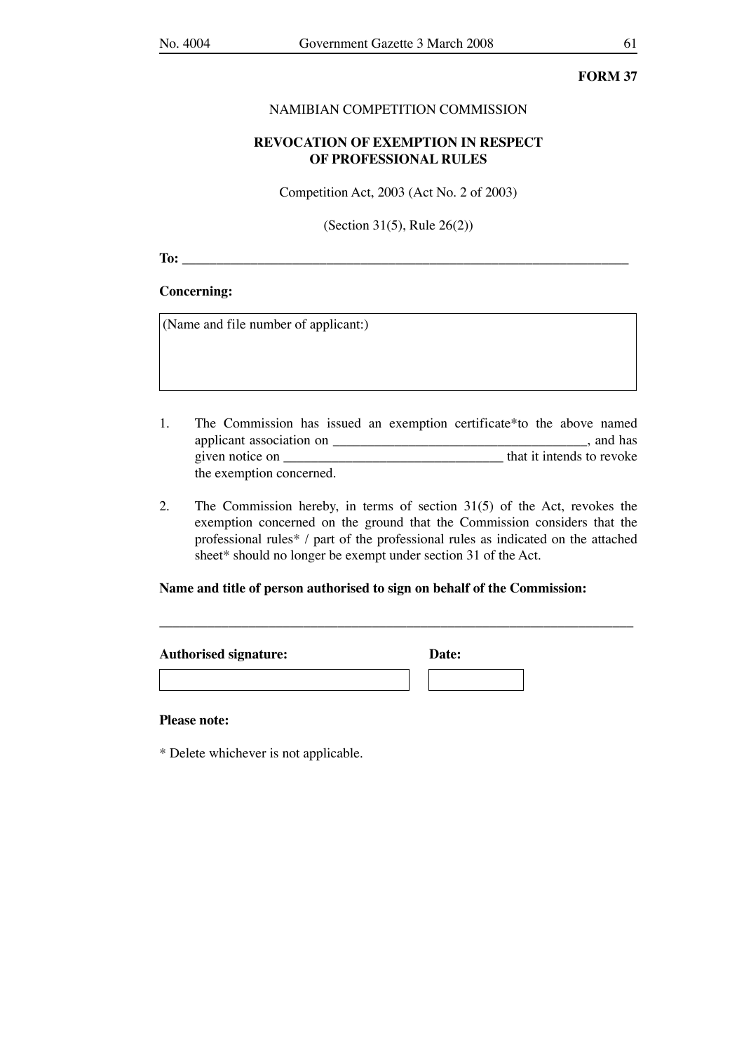**FORM 37**

NAMIBIAN COMPETITION COMMISSION

**REVOCATION OF EXEMPTION IN RESPECT OF PROFESSIONAL RULES**

Competition Act, 2003 (Act No. 2 of 2003)

(Section 31(5), Rule 26(2))

**To:** ___________________________________________________________________

**Concerning:**

| (Name and file number of applicant:) |
|---|
| |

1. The Commission has issued an exemption certificate*to the above named applicant association on ______________________________________, and has given notice on ________________________________ that it intends to revoke the exemption concerned.

2. The Commission hereby, in terms of section 31(5) of the Act, revokes the exemption concerned on the ground that the Commission considers that the professional rules* / part of the professional rules as indicated on the attached sheet* should no longer be exempt under section 31 of the Act.

**Name and title of person authorised to sign on behalf of the Commission:**

_________________________________________________________________________

| **Authorised signature:** | **Date:** |
|---|---|
| | |

**Please note:**

* Delete whichever is not applicable.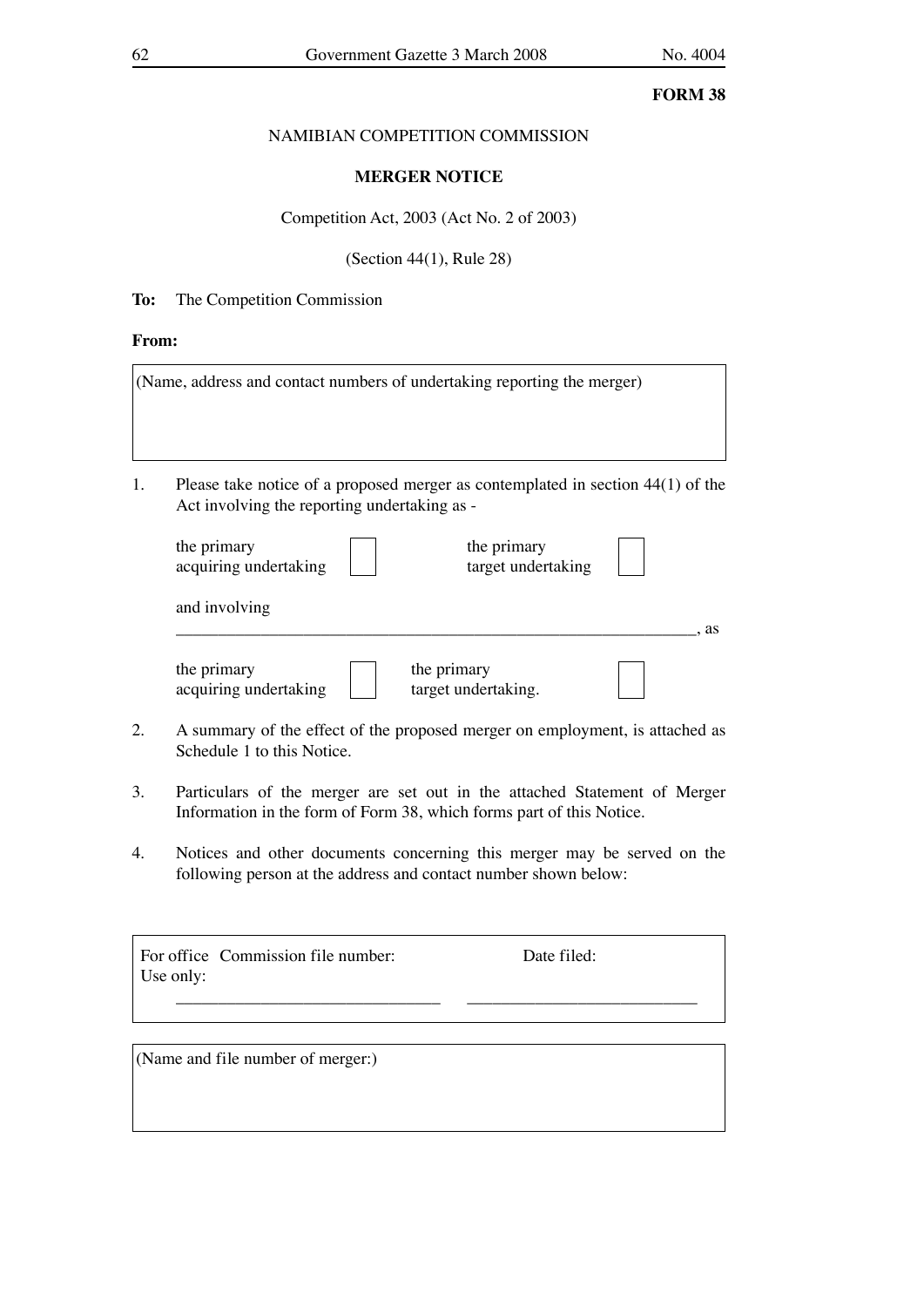**FORM 38**

NAMIBIAN COMPETITION COMMISSION

**MERGER NOTICE**

Competition Act, 2003 (Act No. 2 of 2003)

(Section 44(1), Rule 28)

**To:** The Competition Commission

**From:**

| (Name, address and contact numbers of undertaking reporting the merger) |
|---|
| |

1. Please take notice of a proposed merger as contemplated in section 44(1) of the Act involving the reporting undertaking as -

   the primary acquiring undertaking ☐ the primary target undertaking ☐

   and involving

   ________________________________________________________________, as

   the primary acquiring undertaking ☐ the primary target undertaking. ☐

2. A summary of the effect of the proposed merger on employment, is attached as Schedule 1 to this Notice.

3. Particulars of the merger are set out in the attached Statement of Merger Information in the form of Form 38, which forms part of this Notice.

4. Notices and other documents concerning this merger may be served on the following person at the address and contact number shown below:

| For office Use only: | Commission file number: | Date filed: |
|---|---|---|
| | ______________________________ | ___________________________ |

| (Name and file number of merger:) |
|---|
| |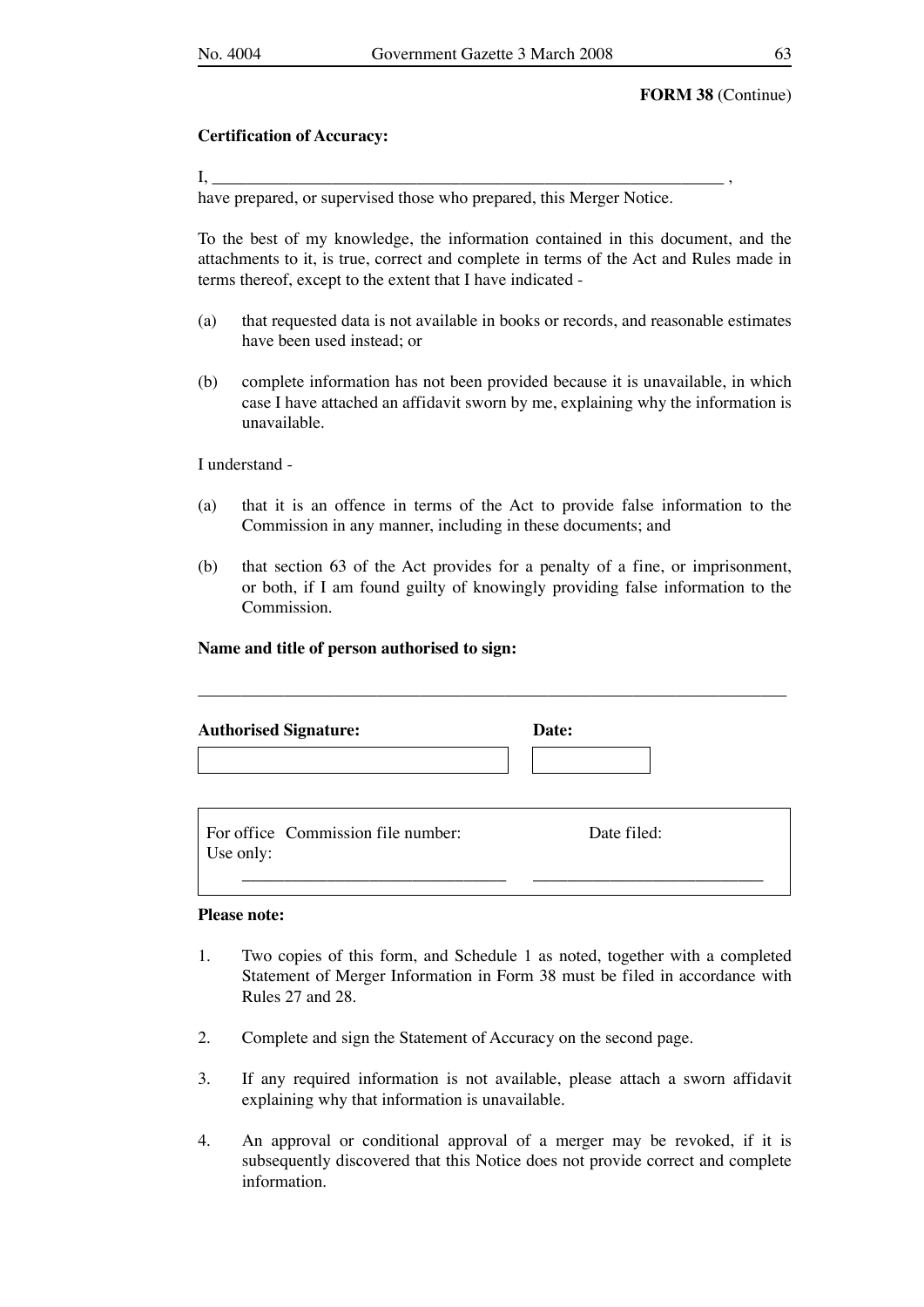**FORM 38** (Continue)

**Certification of Accuracy:**

I, ______________________________________________________________ ,
have prepared, or supervised those who prepared, this Merger Notice.

To the best of my knowledge, the information contained in this document, and the attachments to it, is true, correct and complete in terms of the Act and Rules made in terms thereof, except to the extent that I have indicated -

(a) that requested data is not available in books or records, and reasonable estimates have been used instead; or

(b) complete information has not been provided because it is unavailable, in which case I have attached an affidavit sworn by me, explaining why the information is unavailable.

I understand -

(a) that it is an offence in terms of the Act to provide false information to the Commission in any manner, including in these documents; and

(b) that section 63 of the Act provides for a penalty of a fine, or imprisonment, or both, if I am found guilty of knowingly providing false information to the Commission.

**Name and title of person authorised to sign:**

______________________________________________________________________

| **Authorised Signature:** | **Date:** |
|---|---|
| | |

| For office Use only: | Commission file number: | Date filed: |
|---|---|---|
| | ______________________________ | ______________________________ |

**Please note:**

1. Two copies of this form, and Schedule 1 as noted, together with a completed Statement of Merger Information in Form 38 must be filed in accordance with Rules 27 and 28.

2. Complete and sign the Statement of Accuracy on the second page.

3. If any required information is not available, please attach a sworn affidavit explaining why that information is unavailable.

4. An approval or conditional approval of a merger may be revoked, if it is subsequently discovered that this Notice does not provide correct and complete information.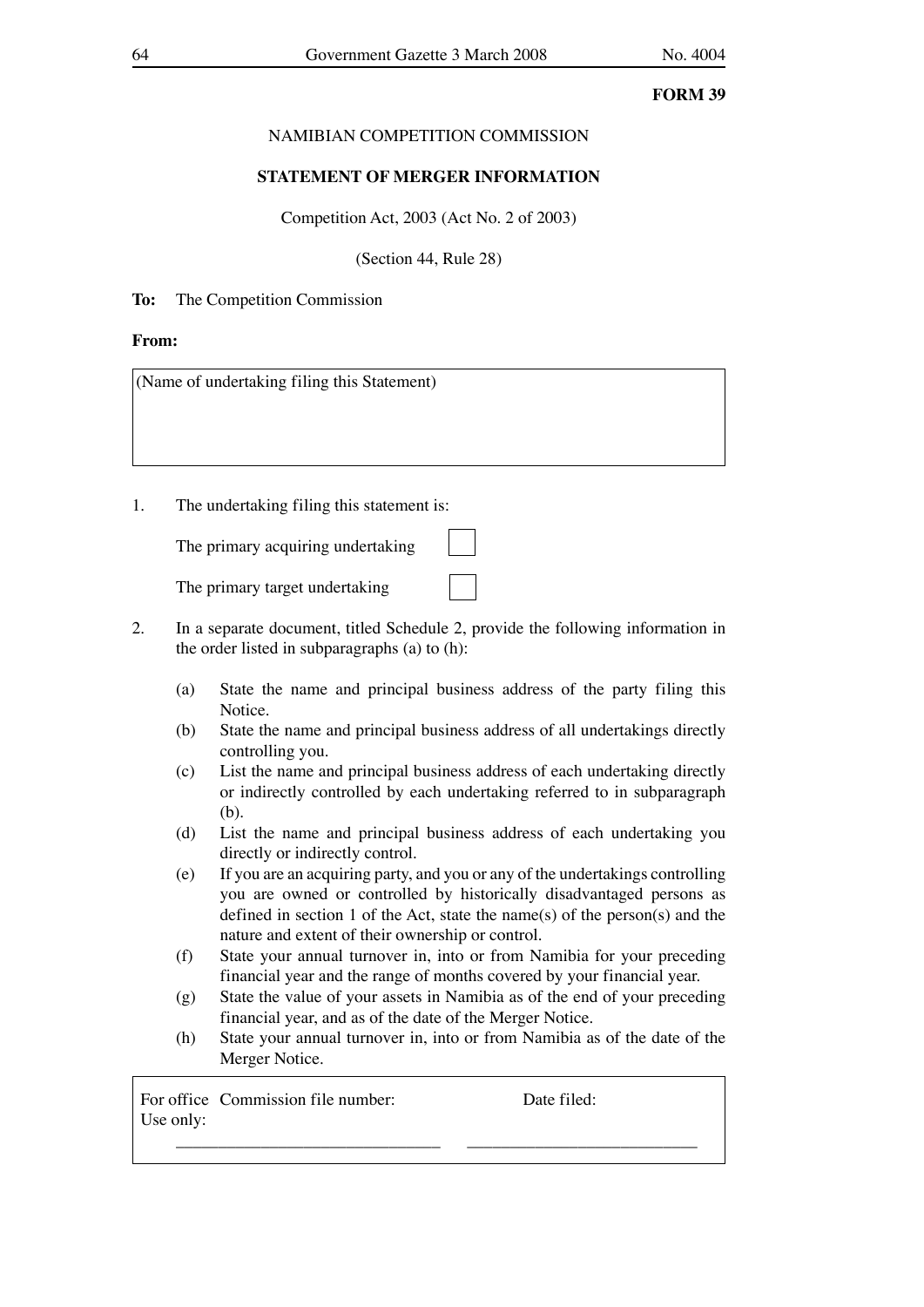**FORM 39**

NAMIBIAN COMPETITION COMMISSION

**STATEMENT OF MERGER INFORMATION**

Competition Act, 2003 (Act No. 2 of 2003)

(Section 44, Rule 28)

**To:** The Competition Commission

**From:**

| (Name of undertaking filing this Statement) |
|---|
| |

1. The undertaking filing this statement is:

   The primary acquiring undertaking ☐

   The primary target undertaking ☐

2. In a separate document, titled Schedule 2, provide the following information in the order listed in subparagraphs (a) to (h):

   (a) State the name and principal business address of the party filing this Notice.

   (b) State the name and principal business address of all undertakings directly controlling you.

   (c) List the name and principal business address of each undertaking directly or indirectly controlled by each undertaking referred to in subparagraph (b).

   (d) List the name and principal business address of each undertaking you directly or indirectly control.

   (e) If you are an acquiring party, and you or any of the undertakings controlling you are owned or controlled by historically disadvantaged persons as defined in section 1 of the Act, state the name(s) of the person(s) and the nature and extent of their ownership or control.

   (f) State your annual turnover in, into or from Namibia for your preceding financial year and the range of months covered by your financial year.

   (g) State the value of your assets in Namibia as of the end of your preceding financial year, and as of the date of the Merger Notice.

   (h) State your annual turnover in, into or from Namibia as of the date of the Merger Notice.

| For office Use only: | Commission file number: | Date filed: |
|---|---|---|
| | \_\_\_\_\_\_\_\_\_\_\_\_\_\_\_\_\_\_\_\_\_\_\_\_\_\_\_\_ | \_\_\_\_\_\_\_\_\_\_\_\_\_\_\_\_\_\_\_\_\_\_\_\_\_\_\_\_ |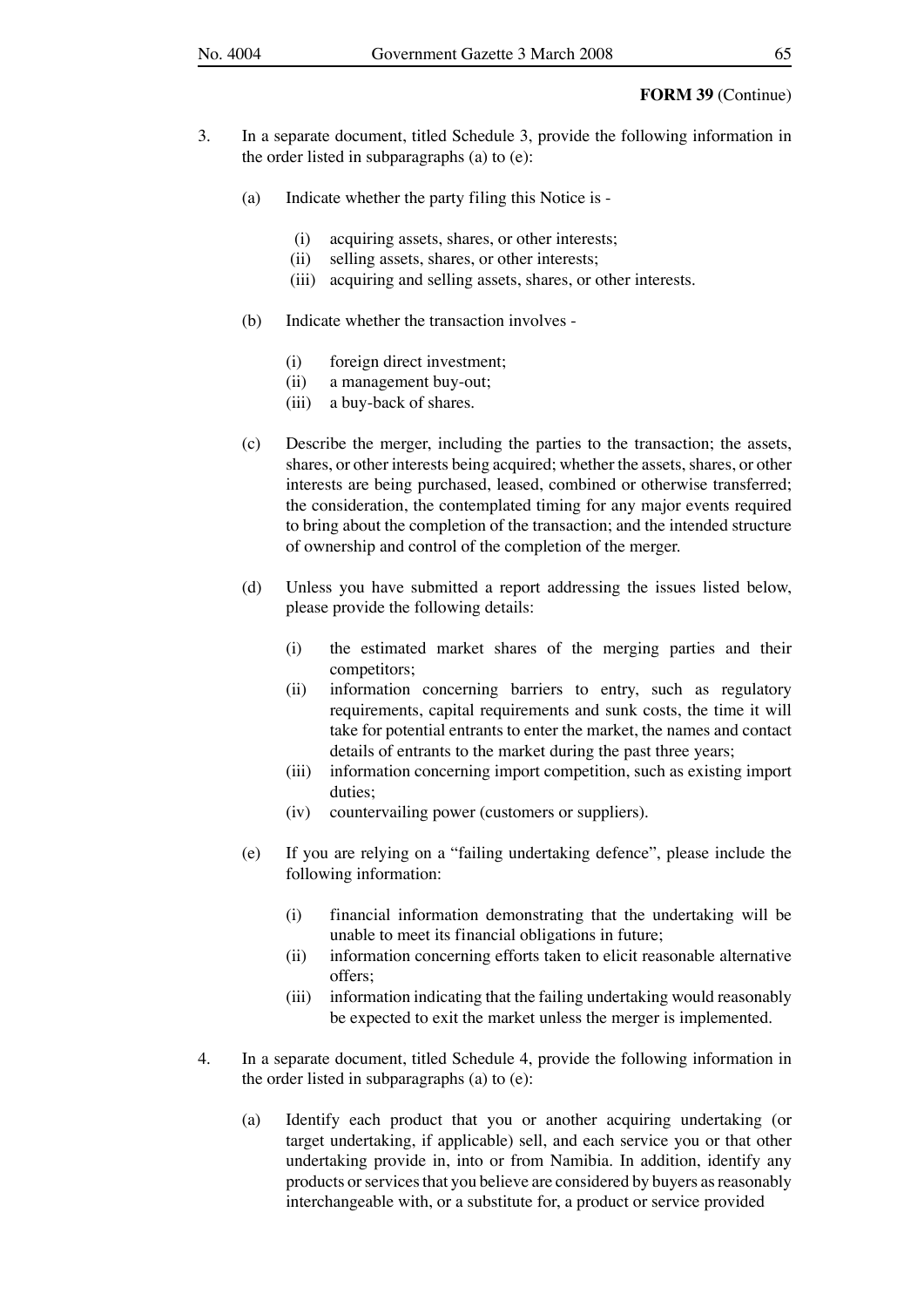**FORM 39** (Continue)

3. In a separate document, titled Schedule 3, provide the following information in the order listed in subparagraphs (a) to (e):

   (a) Indicate whether the party filing this Notice is -

      (i) acquiring assets, shares, or other interests;
      (ii) selling assets, shares, or other interests;
      (iii) acquiring and selling assets, shares, or other interests.

   (b) Indicate whether the transaction involves -

      (i) foreign direct investment;
      (ii) a management buy-out;
      (iii) a buy-back of shares.

   (c) Describe the merger, including the parties to the transaction; the assets, shares, or other interests being acquired; whether the assets, shares, or other interests are being purchased, leased, combined or otherwise transferred; the consideration, the contemplated timing for any major events required to bring about the completion of the transaction; and the intended structure of ownership and control of the completion of the merger.

   (d) Unless you have submitted a report addressing the issues listed below, please provide the following details:

      (i) the estimated market shares of the merging parties and their competitors;
      (ii) information concerning barriers to entry, such as regulatory requirements, capital requirements and sunk costs, the time it will take for potential entrants to enter the market, the names and contact details of entrants to the market during the past three years;
      (iii) information concerning import competition, such as existing import duties;
      (iv) countervailing power (customers or suppliers).

   (e) If you are relying on a "failing undertaking defence", please include the following information:

      (i) financial information demonstrating that the undertaking will be unable to meet its financial obligations in future;
      (ii) information concerning efforts taken to elicit reasonable alternative offers;
      (iii) information indicating that the failing undertaking would reasonably be expected to exit the market unless the merger is implemented.

4. In a separate document, titled Schedule 4, provide the following information in the order listed in subparagraphs (a) to (e):

   (a) Identify each product that you or another acquiring undertaking (or target undertaking, if applicable) sell, and each service you or that other undertaking provide in, into or from Namibia. In addition, identify any products or services that you believe are considered by buyers as reasonably interchangeable with, or a substitute for, a product or service provided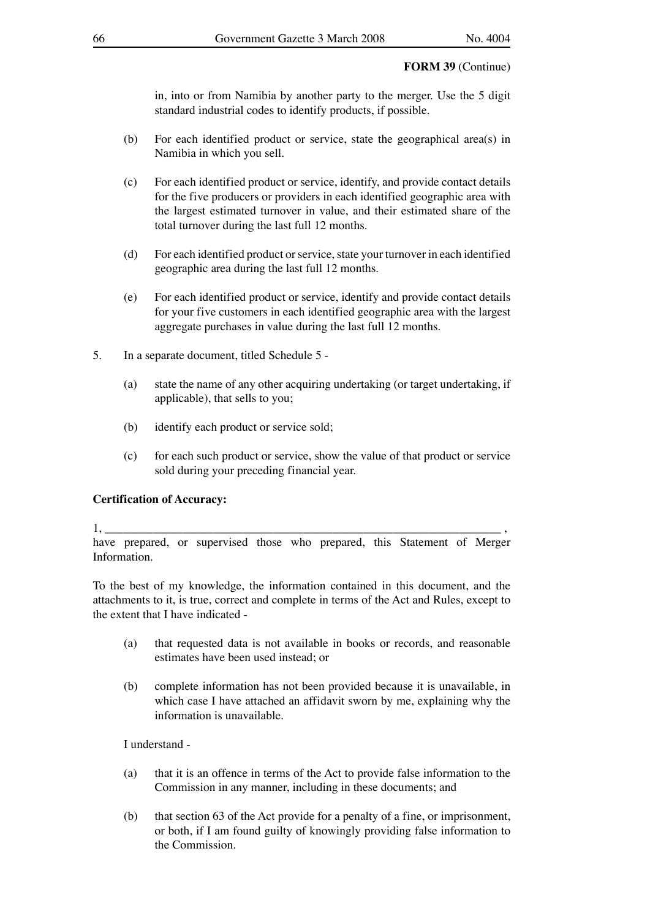**FORM 39** (Continue)

in, into or from Namibia by another party to the merger. Use the 5 digit standard industrial codes to identify products, if possible.

(b) For each identified product or service, state the geographical area(s) in Namibia in which you sell.

(c) For each identified product or service, identify, and provide contact details for the five producers or providers in each identified geographic area with the largest estimated turnover in value, and their estimated share of the total turnover during the last full 12 months.

(d) For each identified product or service, state your turnover in each identified geographic area during the last full 12 months.

(e) For each identified product or service, identify and provide contact details for your five customers in each identified geographic area with the largest aggregate purchases in value during the last full 12 months.

5. In a separate document, titled Schedule 5 -

(a) state the name of any other acquiring undertaking (or target undertaking, if applicable), that sells to you;

(b) identify each product or service sold;

(c) for each such product or service, show the value of that product or service sold during your preceding financial year.

**Certification of Accuracy:**

1, ___________________________________________________________________ , have prepared, or supervised those who prepared, this Statement of Merger Information.

To the best of my knowledge, the information contained in this document, and the attachments to it, is true, correct and complete in terms of the Act and Rules, except to the extent that I have indicated -

(a) that requested data is not available in books or records, and reasonable estimates have been used instead; or

(b) complete information has not been provided because it is unavailable, in which case I have attached an affidavit sworn by me, explaining why the information is unavailable.

I understand -

(a) that it is an offence in terms of the Act to provide false information to the Commission in any manner, including in these documents; and

(b) that section 63 of the Act provide for a penalty of a fine, or imprisonment, or both, if I am found guilty of knowingly providing false information to the Commission.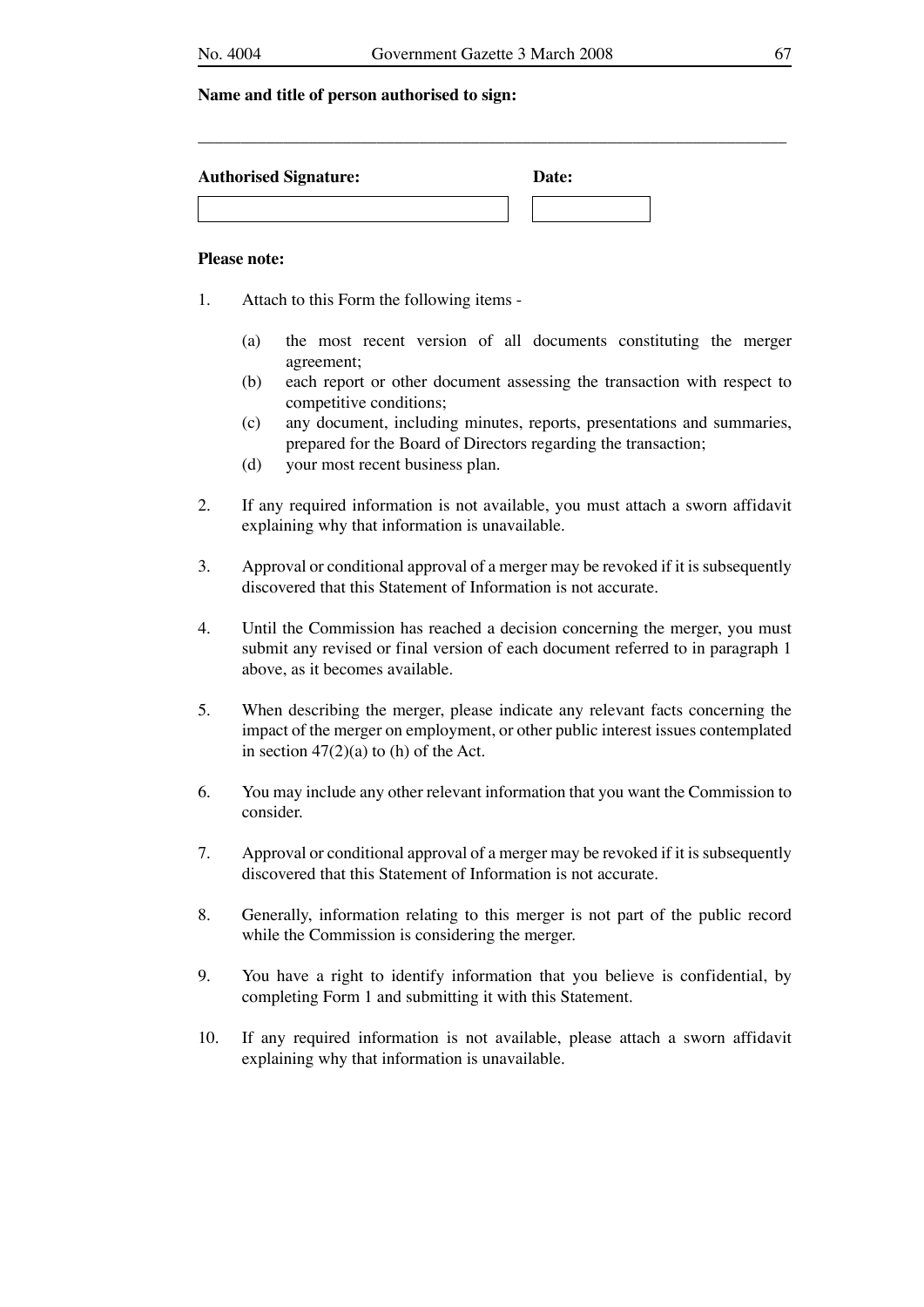**Name and title of person authorised to sign:**

\_\_\_\_\_\_\_\_\_\_\_\_\_\_\_\_\_\_\_\_\_\_\_\_\_\_\_\_\_\_\_\_\_\_\_\_\_\_\_\_\_\_\_\_\_\_\_\_\_\_\_\_\_\_\_\_\_\_\_\_\_\_\_\_\_\_\_\_

| **Authorised Signature:** | **Date:** |
|---|---|
| | |

**Please note:**

1. Attach to this Form the following items -
   - (a) the most recent version of all documents constituting the merger agreement;
   - (b) each report or other document assessing the transaction with respect to competitive conditions;
   - (c) any document, including minutes, reports, presentations and summaries, prepared for the Board of Directors regarding the transaction;
   - (d) your most recent business plan.

2. If any required information is not available, you must attach a sworn affidavit explaining why that information is unavailable.

3. Approval or conditional approval of a merger may be revoked if it is subsequently discovered that this Statement of Information is not accurate.

4. Until the Commission has reached a decision concerning the merger, you must submit any revised or final version of each document referred to in paragraph 1 above, as it becomes available.

5. When describing the merger, please indicate any relevant facts concerning the impact of the merger on employment, or other public interest issues contemplated in section 47(2)(a) to (h) of the Act.

6. You may include any other relevant information that you want the Commission to consider.

7. Approval or conditional approval of a merger may be revoked if it is subsequently discovered that this Statement of Information is not accurate.

8. Generally, information relating to this merger is not part of the public record while the Commission is considering the merger.

9. You have a right to identify information that you believe is confidential, by completing Form 1 and submitting it with this Statement.

10. If any required information is not available, please attach a sworn affidavit explaining why that information is unavailable.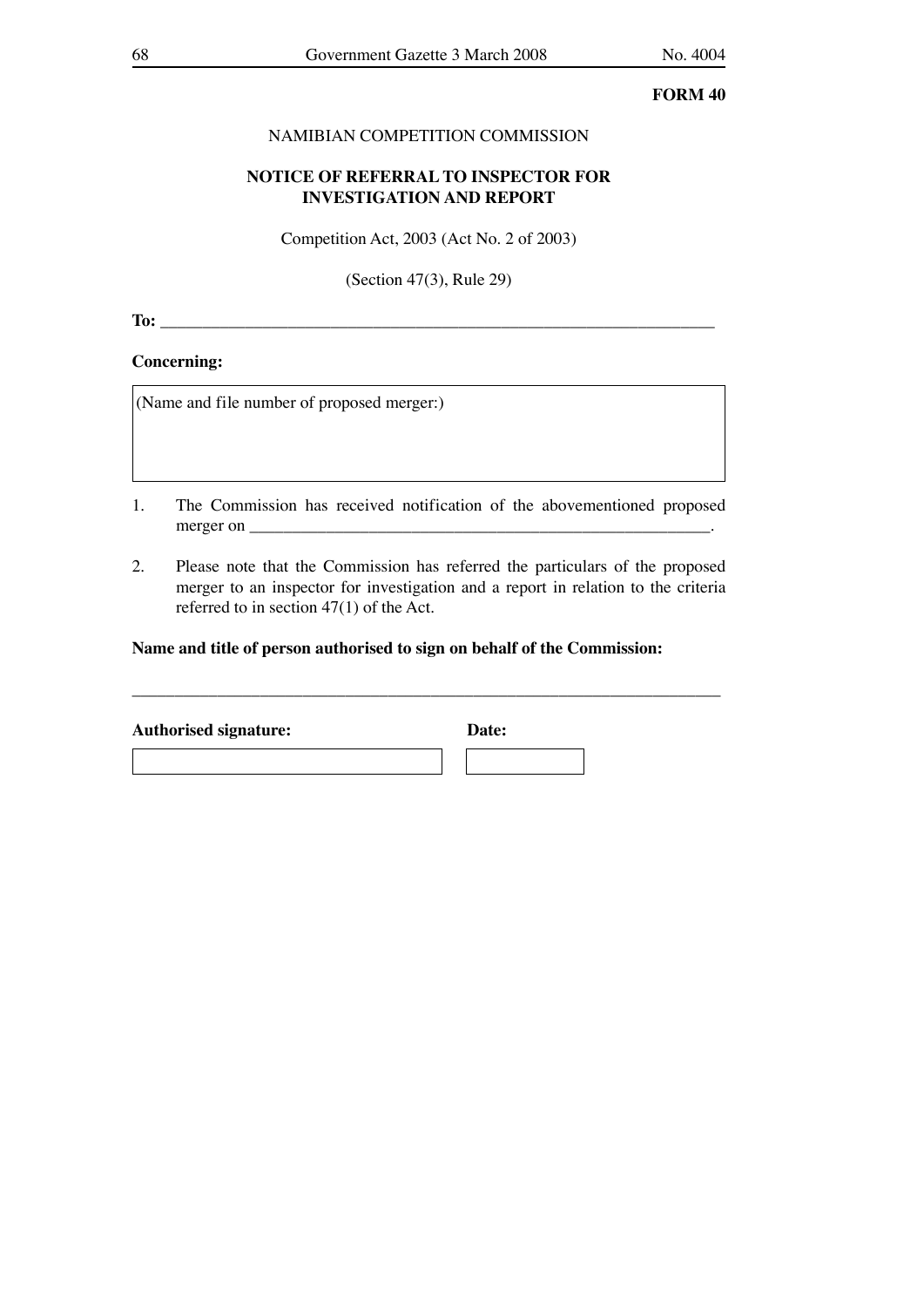**FORM 40**

NAMIBIAN COMPETITION COMMISSION

**NOTICE OF REFERRAL TO INSPECTOR FOR INVESTIGATION AND REPORT**

Competition Act, 2003 (Act No. 2 of 2003)

(Section 47(3), Rule 29)

**To:** ___________________________________________________________________

**Concerning:**

| (Name and file number of proposed merger:) |
|---|
| |

1. The Commission has received notification of the abovementioned proposed merger on _______________________________________________________.

2. Please note that the Commission has referred the particulars of the proposed merger to an inspector for investigation and a report in relation to the criteria referred to in section 47(1) of the Act.

**Name and title of person authorised to sign on behalf of the Commission:**

_______________________________________________________________________

| **Authorised signature:** | **Date:** |
|---|---|
| | |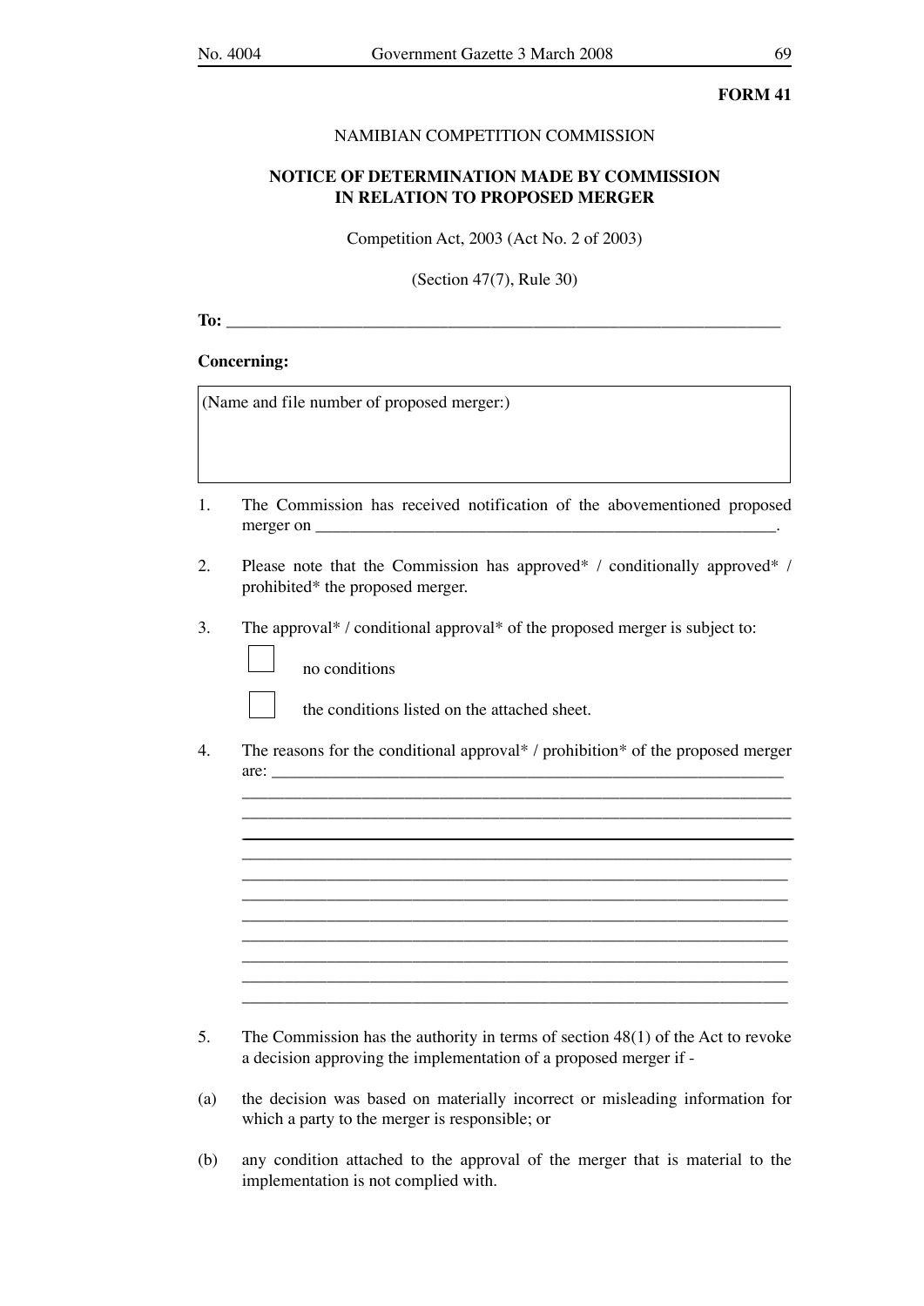**FORM 41**

NAMIBIAN COMPETITION COMMISSION

**NOTICE OF DETERMINATION MADE BY COMMISSION IN RELATION TO PROPOSED MERGER**

Competition Act, 2003 (Act No. 2 of 2003)

(Section 47(7), Rule 30)

**To:** ________________________________________________________________

**Concerning:**

| (Name and file number of proposed merger:) |
|---|
| |

1. The Commission has received notification of the abovementioned proposed merger on ________________________________________________________.

2. Please note that the Commission has approved* / conditionally approved* / prohibited* the proposed merger.

3. The approval* / conditional approval* of the proposed merger is subject to:

   ☐ no conditions

   ☐ the conditions listed on the attached sheet.

4. The reasons for the conditional approval* / prohibition* of the proposed merger are: _______________________________________________________________
   _______________________________________________________________
   _______________________________________________________________
   _______________________________________________________________
   _______________________________________________________________
   _______________________________________________________________
   _______________________________________________________________
   _______________________________________________________________
   _______________________________________________________________
   _______________________________________________________________
   _______________________________________________________________
   _______________________________________________________________

5. The Commission has the authority in terms of section 48(1) of the Act to revoke a decision approving the implementation of a proposed merger if -

(a) the decision was based on materially incorrect or misleading information for which a party to the merger is responsible; or

(b) any condition attached to the approval of the merger that is material to the implementation is not complied with.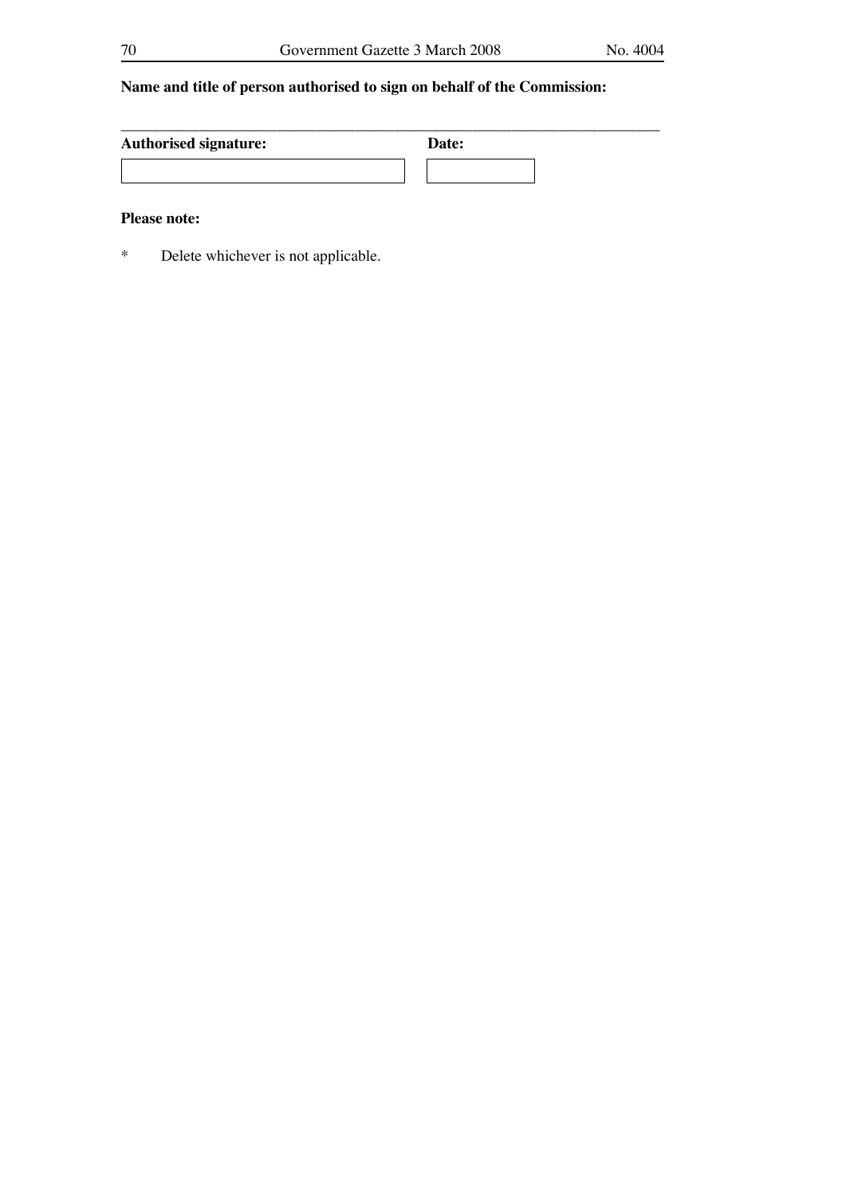**Name and title of person authorised to sign on behalf of the Commission:**

\_\_\_\_\_\_\_\_\_\_\_\_\_\_\_\_\_\_\_\_\_\_\_\_\_\_\_\_\_\_\_\_\_\_\_\_\_\_\_\_\_\_\_\_\_\_\_\_\_\_\_\_\_\_\_\_\_\_\_\_\_\_\_\_\_\_\_\_\_\_

| **Authorised signature:** | **Date:** |
|---|---|
| | |

**Please note:**

\* Delete whichever is not applicable.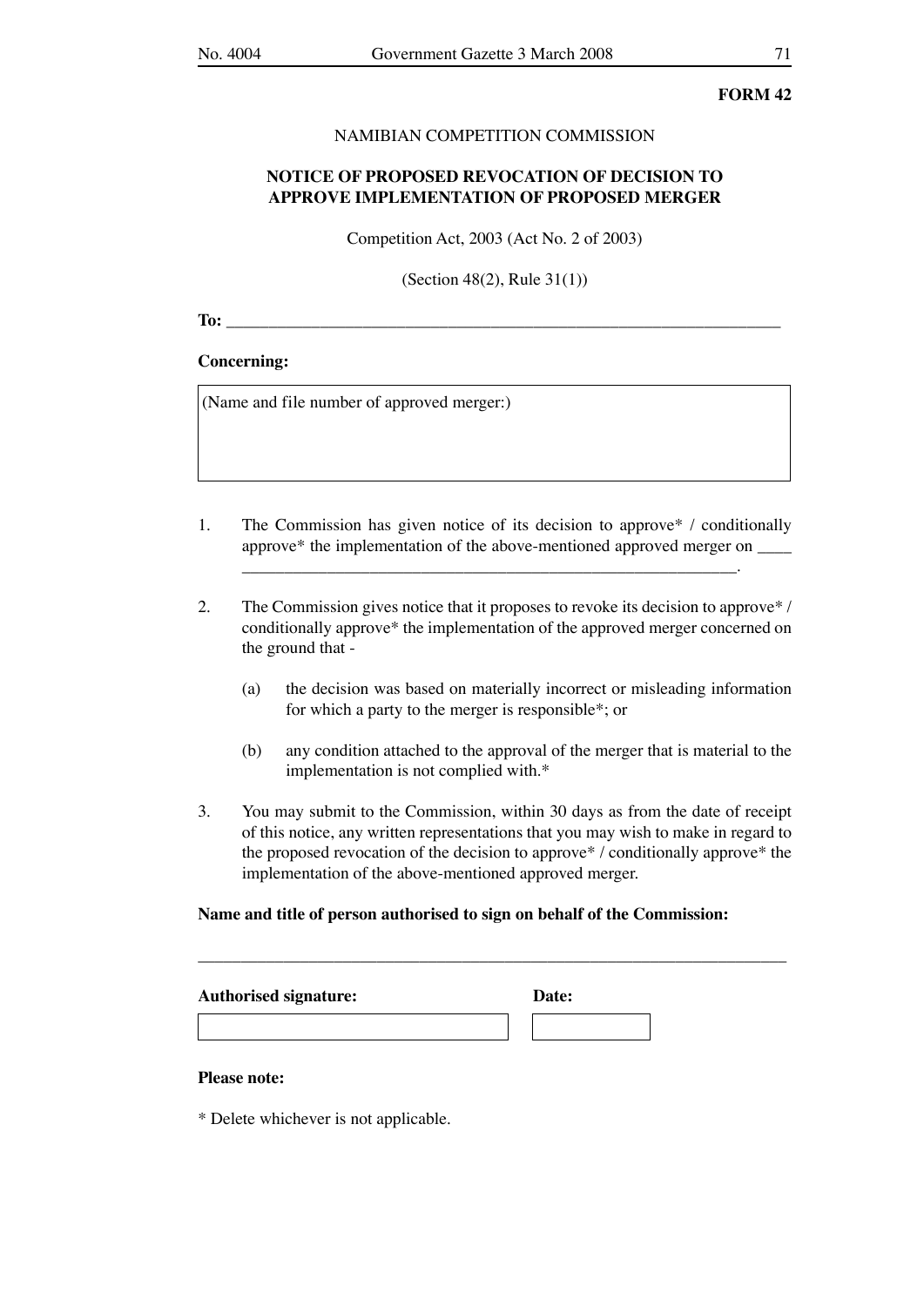**FORM 42**

NAMIBIAN COMPETITION COMMISSION

**NOTICE OF PROPOSED REVOCATION OF DECISION TO APPROVE IMPLEMENTATION OF PROPOSED MERGER**

Competition Act, 2003 (Act No. 2 of 2003)

(Section 48(2), Rule 31(1))

**To:** ________________________________________________________________

**Concerning:**

| (Name and file number of approved merger:) |
|---|
| |

1. The Commission has given notice of its decision to approve* / conditionally approve* the implementation of the above-mentioned approved merger on ____ ____________________________________________________________.

2. The Commission gives notice that it proposes to revoke its decision to approve* / conditionally approve* the implementation of the approved merger concerned on the ground that -

   (a) the decision was based on materially incorrect or misleading information for which a party to the merger is responsible*; or

   (b) any condition attached to the approval of the merger that is material to the implementation is not complied with.*

3. You may submit to the Commission, within 30 days as from the date of receipt of this notice, any written representations that you may wish to make in regard to the proposed revocation of the decision to approve* / conditionally approve* the implementation of the above-mentioned approved merger.

**Name and title of person authorised to sign on behalf of the Commission:**

________________________________________________________________

| **Authorised signature:** | **Date:** |
|---|---|
| | |

**Please note:**

* Delete whichever is not applicable.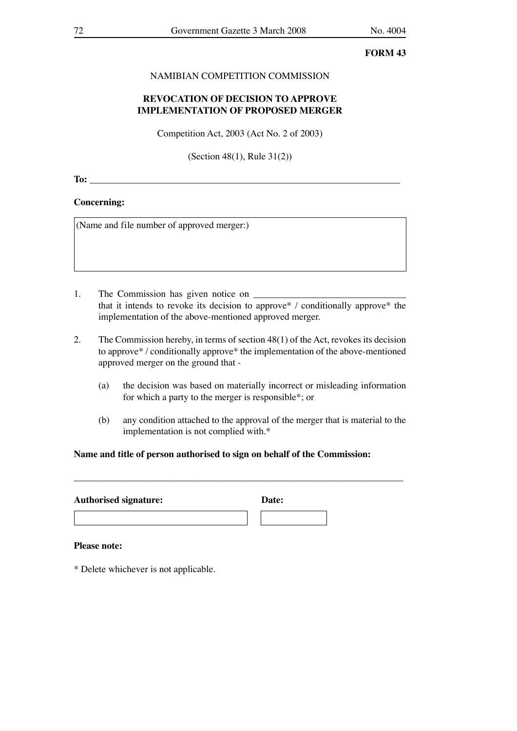**FORM 43**

NAMIBIAN COMPETITION COMMISSION

**REVOCATION OF DECISION TO APPROVE IMPLEMENTATION OF PROPOSED MERGER**

Competition Act, 2003 (Act No. 2 of 2003)

(Section 48(1), Rule 31(2))

**To:** ___________________________________________________________________

**Concerning:**

| (Name and file number of approved merger:) |
|---|
| |

1. The Commission has given notice on ________________________________ that it intends to revoke its decision to approve* / conditionally approve* the implementation of the above-mentioned approved merger.

2. The Commission hereby, in terms of section 48(1) of the Act, revokes its decision to approve* / conditionally approve* the implementation of the above-mentioned approved merger on the ground that -

   (a) the decision was based on materially incorrect or misleading information for which a party to the merger is responsible*; or

   (b) any condition attached to the approval of the merger that is material to the implementation is not complied with.*

**Name and title of person authorised to sign on behalf of the Commission:**

_______________________________________________________________________

| **Authorised signature:** | **Date:** |
|---|---|
| | |

**Please note:**

* Delete whichever is not applicable.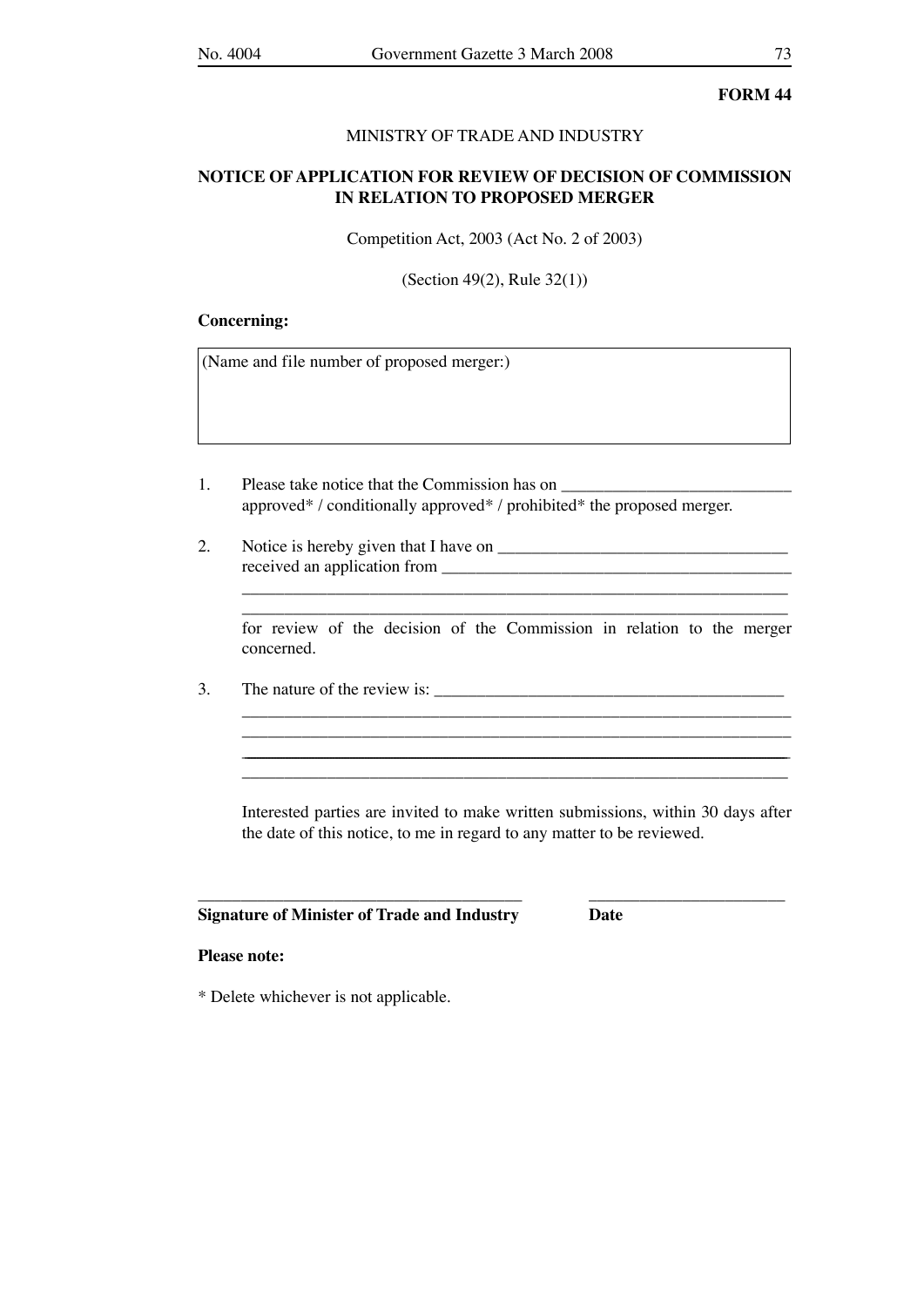**FORM 44**

MINISTRY OF TRADE AND INDUSTRY

**NOTICE OF APPLICATION FOR REVIEW OF DECISION OF COMMISSION IN RELATION TO PROPOSED MERGER**

Competition Act, 2003 (Act No. 2 of 2003)

(Section 49(2), Rule 32(1))

**Concerning:**

| (Name and file number of proposed merger:) |
|---|
| |

1. Please take notice that the Commission has on ___________________________ approved* / conditionally approved* / prohibited* the proposed merger.

2. Notice is hereby given that I have on __________________________________ received an application from __________________________________________
_________________________________________________________________
_________________________________________________________________
for review of the decision of the Commission in relation to the merger concerned.

3. The nature of the review is: __________________________________________
_________________________________________________________________
_________________________________________________________________
_________________________________________________________________
_________________________________________________________________

Interested parties are invited to make written submissions, within 30 days after the date of this notice, to me in regard to any matter to be reviewed.

______________________________________ ______________________

**Signature of Minister of Trade and Industry** **Date**

**Please note:**

* Delete whichever is not applicable.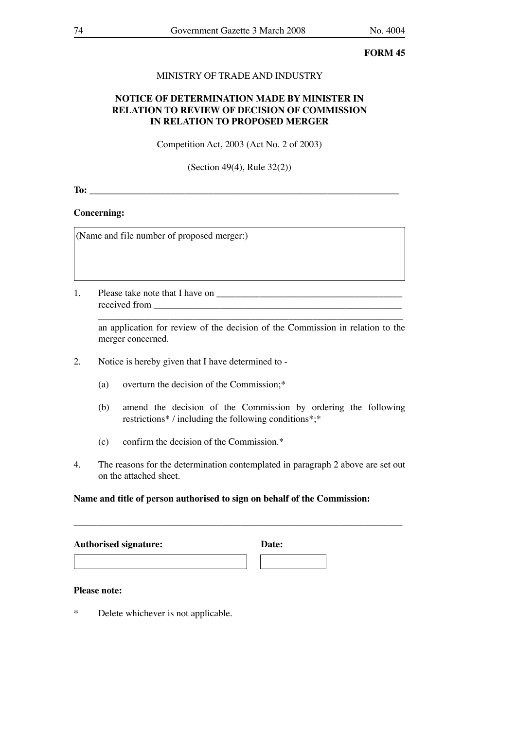**FORM 45**

MINISTRY OF TRADE AND INDUSTRY

**NOTICE OF DETERMINATION MADE BY MINISTER IN RELATION TO REVIEW OF DECISION OF COMMISSION IN RELATION TO PROPOSED MERGER**

Competition Act, 2003 (Act No. 2 of 2003)

(Section 49(4), Rule 32(2))

**To:** ____________________________________________________________________

**Concerning:**

| (Name and file number of proposed merger:) |
|---|
| |

1. Please take note that I have on ________________________________________ received from ______________________________________________________
   ________________________________________________________________
   an application for review of the decision of the Commission in relation to the merger concerned.

2. Notice is hereby given that I have determined to -

   (a) overturn the decision of the Commission;*

   (b) amend the decision of the Commission by ordering the following restrictions* / including the following conditions*;*

   (c) confirm the decision of the Commission.*

4. The reasons for the determination contemplated in paragraph 2 above are set out on the attached sheet.

**Name and title of person authorised to sign on behalf of the Commission:**

________________________________________________________________________

| **Authorised signature:** | **Date:** |
|---|---|
| | |

**Please note:**

\* Delete whichever is not applicable.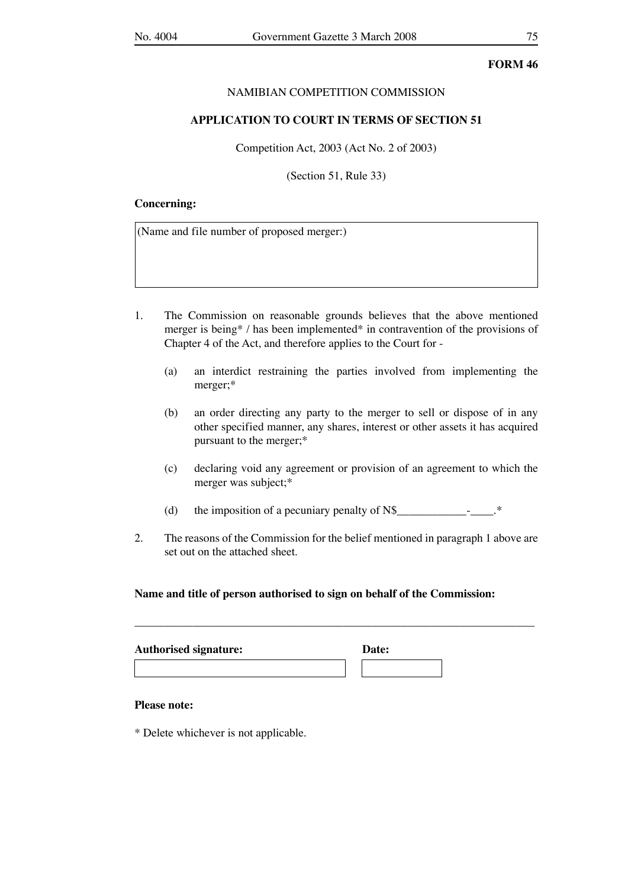**FORM 46**

NAMIBIAN COMPETITION COMMISSION

**APPLICATION TO COURT IN TERMS OF SECTION 51**

Competition Act, 2003 (Act No. 2 of 2003)

(Section 51, Rule 33)

**Concerning:**

| (Name and file number of proposed merger:) |
|---|
| |

1. The Commission on reasonable grounds believes that the above mentioned merger is being* / has been implemented* in contravention of the provisions of Chapter 4 of the Act, and therefore applies to the Court for -

   (a) an interdict restraining the parties involved from implementing the merger;*

   (b) an order directing any party to the merger to sell or dispose of in any other specified manner, any shares, interest or other assets it has acquired pursuant to the merger;*

   (c) declaring void any agreement or provision of an agreement to which the merger was subject;*

   (d) the imposition of a pecuniary penalty of N$____________-____.*

2. The reasons of the Commission for the belief mentioned in paragraph 1 above are set out on the attached sheet.

**Name and title of person authorised to sign on behalf of the Commission:**

_______________________________________________________________________

| **Authorised signature:** | **Date:** |
|---|---|
| | |

**Please note:**

* Delete whichever is not applicable.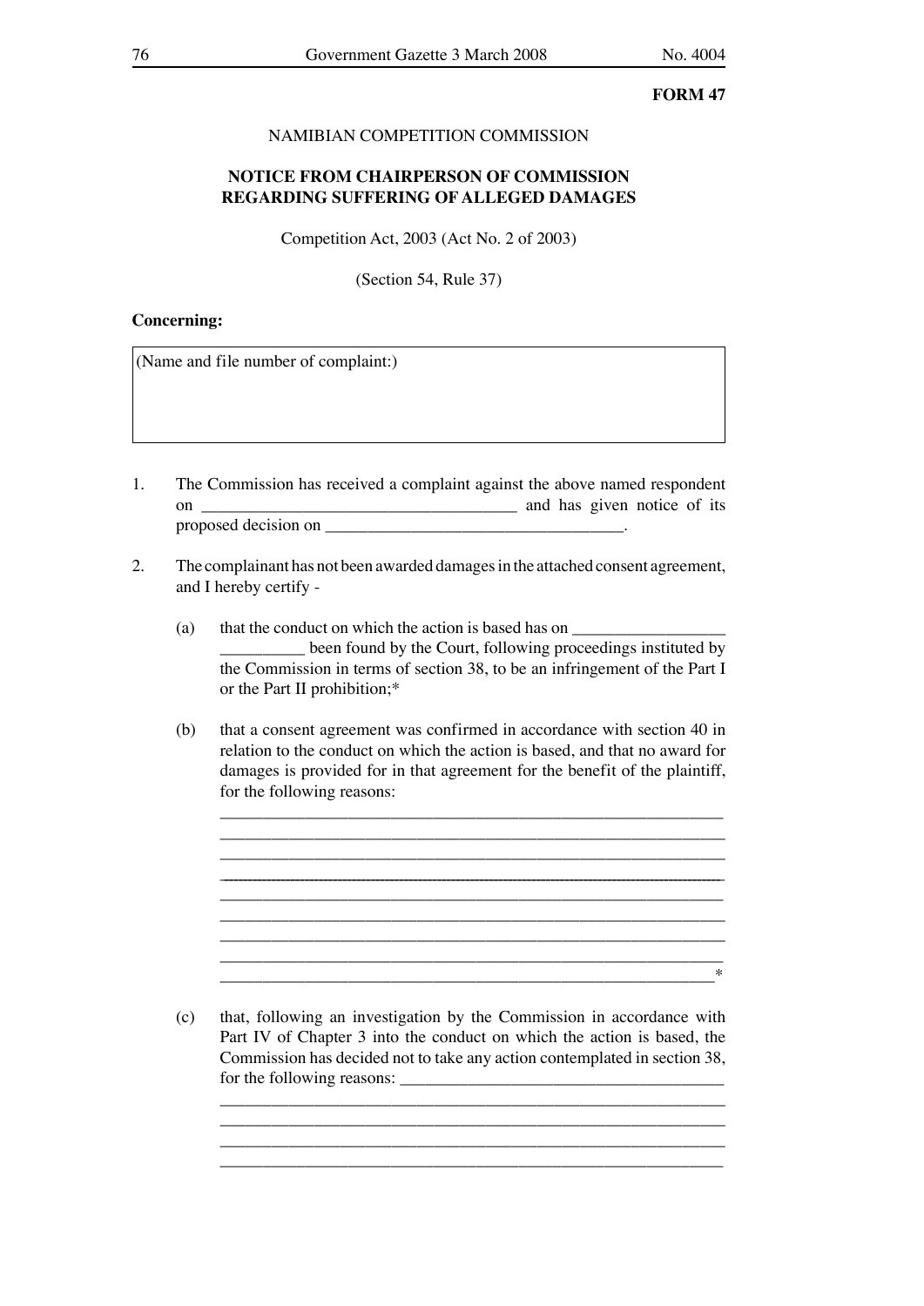**FORM 47**

NAMIBIAN COMPETITION COMMISSION

**NOTICE FROM CHAIRPERSON OF COMMISSION REGARDING SUFFERING OF ALLEGED DAMAGES**

Competition Act, 2003 (Act No. 2 of 2003)

(Section 54, Rule 37)

**Concerning:**

| (Name and file number of complaint:) |
|---|
| |

1. The Commission has received a complaint against the above named respondent on ____________________________________ and has given notice of its proposed decision on ___________________________________.

2. The complainant has not been awarded damages in the attached consent agreement, and I hereby certify -

   (a) that the conduct on which the action is based has on ____________________________ been found by the Court, following proceedings instituted by the Commission in terms of section 38, to be an infringement of the Part I or the Part II prohibition;*

   (b) that a consent agreement was confirmed in accordance with section 40 in relation to the conduct on which the action is based, and that no award for damages is provided for in that agreement for the benefit of the plaintiff, for the following reasons:

   ______________________________________________________________
   ______________________________________________________________
   ______________________________________________________________
   ______________________________________________________________
   ______________________________________________________________
   ______________________________________________________________
   ______________________________________________________________
   ______________________________________________________________
   _____________________________________________________________*

   (c) that, following an investigation by the Commission in accordance with Part IV of Chapter 3 into the conduct on which the action is based, the Commission has decided not to take any action contemplated in section 38, for the following reasons: ______________________________________

   ______________________________________________________________
   ______________________________________________________________
   ______________________________________________________________
   ______________________________________________________________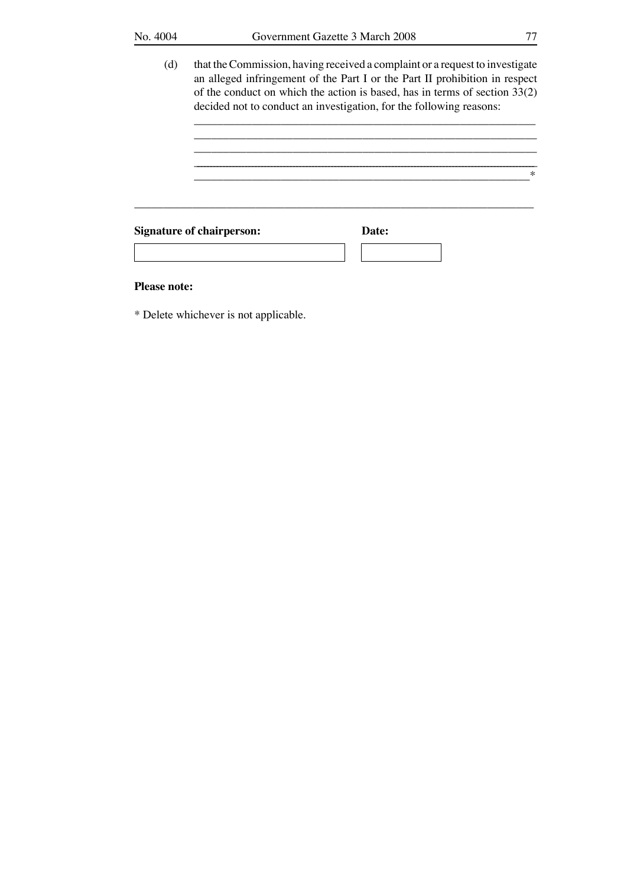(d) that the Commission, having received a complaint or a request to investigate an alleged infringement of the Part I or the Part II prohibition in respect of the conduct on which the action is based, has in terms of section 33(2) decided not to conduct an investigation, for the following reasons:

\_\_\_\_\_\_\_\_\_\_\_\_\_\_\_\_\_\_\_\_\_\_\_\_\_\_\_\_\_\_\_\_\_\_\_\_\_\_\_\_\_\_\_\_\_\_\_\_\_\_\_\_\_\_\_\_\_\_\_\_

\_\_\_\_\_\_\_\_\_\_\_\_\_\_\_\_\_\_\_\_\_\_\_\_\_\_\_\_\_\_\_\_\_\_\_\_\_\_\_\_\_\_\_\_\_\_\_\_\_\_\_\_\_\_\_\_\_\_\_\_

\_\_\_\_\_\_\_\_\_\_\_\_\_\_\_\_\_\_\_\_\_\_\_\_\_\_\_\_\_\_\_\_\_\_\_\_\_\_\_\_\_\_\_\_\_\_\_\_\_\_\_\_\_\_\_\_\_\_\_\_

\_\_\_\_\_\_\_\_\_\_\_\_\_\_\_\_\_\_\_\_\_\_\_\_\_\_\_\_\_\_\_\_\_\_\_\_\_\_\_\_\_\_\_\_\_\_\_\_\_\_\_\_\_\_\_\_\_\_\_\_

\_\_\_\_\_\_\_\_\_\_\_\_\_\_\_\_\_\_\_\_\_\_\_\_\_\_\_\_\_\_\_\_\_\_\_\_\_\_\_\_\_\_\_\_\_\_\_\_\_\_\_\_\_\_\_\_\_\_\_\_*

\_\_\_\_\_\_\_\_\_\_\_\_\_\_\_\_\_\_\_\_\_\_\_\_\_\_\_\_\_\_\_\_\_\_\_\_\_\_\_\_\_\_\_\_\_\_\_\_\_\_\_\_\_\_\_\_\_\_\_\_\_\_\_\_\_\_\_\_

| **Signature of chairperson:** | **Date:** |
|---|---|
| | |

**Please note:**

* Delete whichever is not applicable.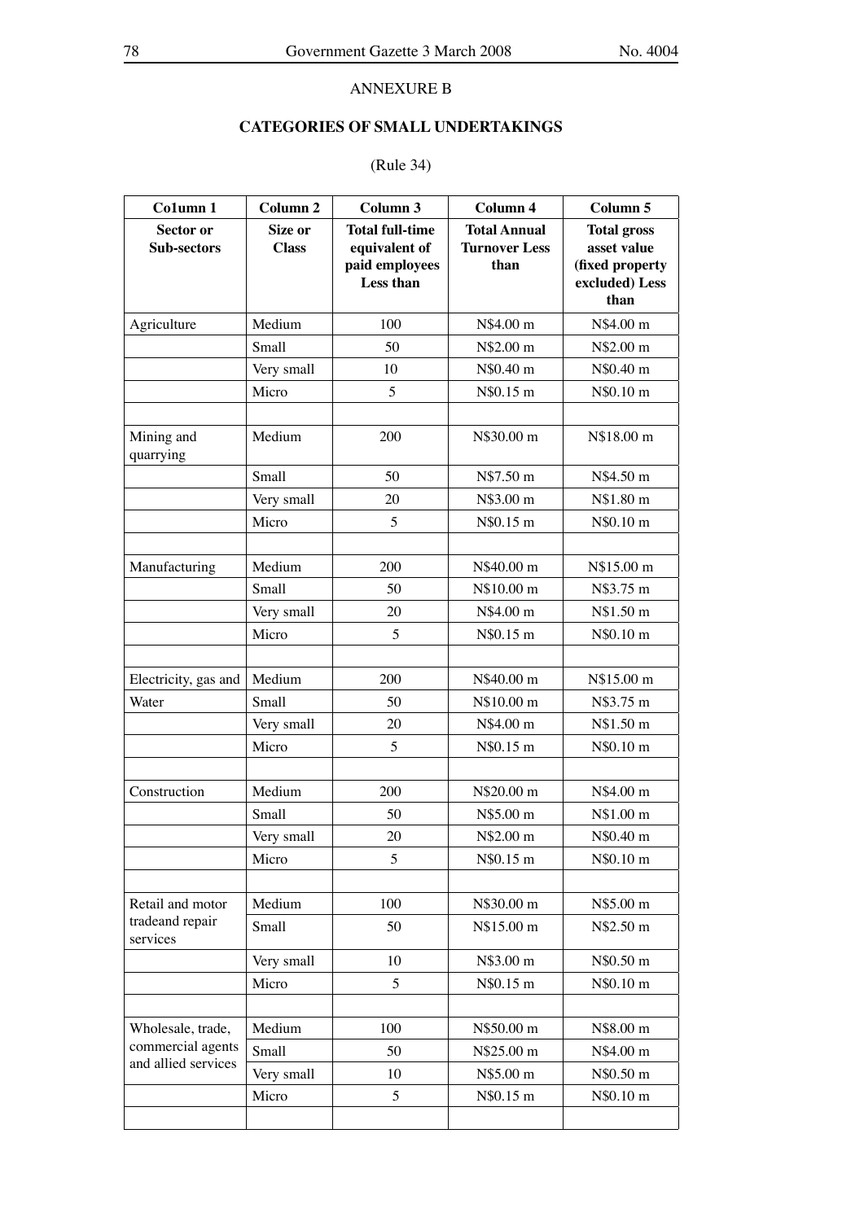ANNEXURE B

## CATEGORIES OF SMALL UNDERTAKINGS

(Rule 34)

| Co1umn 1 | Column 2 | Column 3 | Column 4 | Column 5 |
|---|---|---|---|---|
| **Sector or Sub-sectors** | **Size or Class** | **Total full-time equivalent of paid employees Less than** | **Total Annual Turnover Less than** | **Total gross asset value (fixed property excluded) Less than** |
| Agriculture | Medium | 100 | N$4.00 m | N$4.00 m |
| | Small | 50 | N$2.00 m | N$2.00 m |
| | Very small | 10 | N$0.40 m | N$0.40 m |
| | Micro | 5 | N$0.15 m | N$0.10 m |
| | | | | |
| Mining and quarrying | Medium | 200 | N$30.00 m | N$18.00 m |
| | Small | 50 | N$7.50 m | N$4.50 m |
| | Very small | 20 | N$3.00 m | N$1.80 m |
| | Micro | 5 | N$0.15 m | N$0.10 m |
| | | | | |
| Manufacturing | Medium | 200 | N$40.00 m | N$15.00 m |
| | Small | 50 | N$10.00 m | N$3.75 m |
| | Very small | 20 | N$4.00 m | N$1.50 m |
| | Micro | 5 | N$0.15 m | N$0.10 m |
| | | | | |
| Electricity, gas and | Medium | 200 | N$40.00 m | N$15.00 m |
| Water | Small | 50 | N$10.00 m | N$3.75 m |
| | Very small | 20 | N$4.00 m | N$1.50 m |
| | Micro | 5 | N$0.15 m | N$0.10 m |
| | | | | |
| Construction | Medium | 200 | N$20.00 m | N$4.00 m |
| | Small | 50 | N$5.00 m | N$1.00 m |
| | Very small | 20 | N$2.00 m | N$0.40 m |
| | Micro | 5 | N$0.15 m | N$0.10 m |
| | | | | |
| Retail and motor tradeand repair services | Medium | 100 | N$30.00 m | N$5.00 m |
| | Small | 50 | N$15.00 m | N$2.50 m |
| | Very small | 10 | N$3.00 m | N$0.50 m |
| | Micro | 5 | N$0.15 m | N$0.10 m |
| | | | | |
| Wholesale, trade, commercial agents and allied services | Medium | 100 | N$50.00 m | N$8.00 m |
| | Small | 50 | N$25.00 m | N$4.00 m |
| | Very small | 10 | N$5.00 m | N$0.50 m |
| | Micro | 5 | N$0.15 m | N$0.10 m |
| | | | | |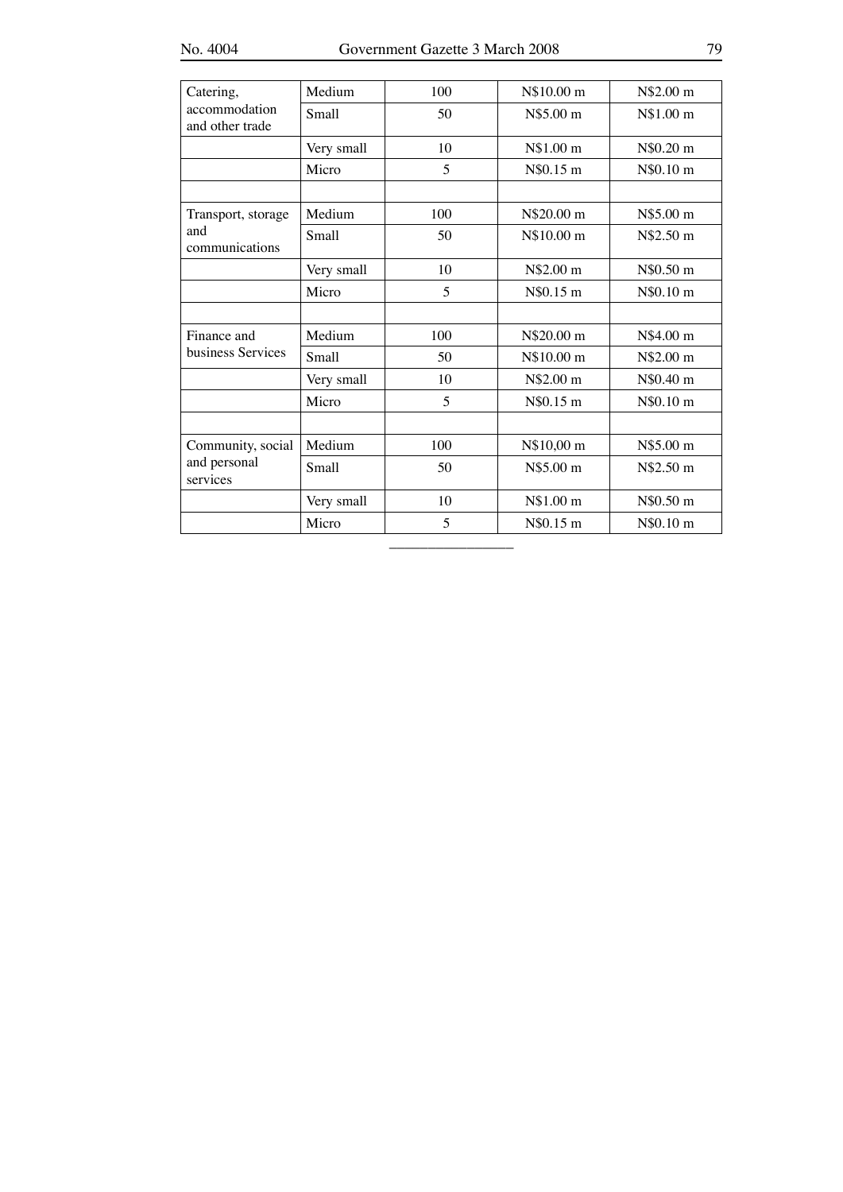| | | | | |
|---|---|---|---|---|
| Catering, accommodation and other trade | Medium | 100 | N$10.00 m | N$2.00 m |
| | Small | 50 | N$5.00 m | N$1.00 m |
| | Very small | 10 | N$1.00 m | N$0.20 m |
| | Micro | 5 | N$0.15 m | N$0.10 m |
| | | | | |
| Transport, storage and communications | Medium | 100 | N$20.00 m | N$5.00 m |
| | Small | 50 | N$10.00 m | N$2.50 m |
| | Very small | 10 | N$2.00 m | N$0.50 m |
| | Micro | 5 | N$0.15 m | N$0.10 m |
| | | | | |
| Finance and business Services | Medium | 100 | N$20.00 m | N$4.00 m |
| | Small | 50 | N$10.00 m | N$2.00 m |
| | Very small | 10 | N$2.00 m | N$0.40 m |
| | Micro | 5 | N$0.15 m | N$0.10 m |
| | | | | |
| Community, social and personal services | Medium | 100 | N$10,00 m | N$5.00 m |
| | Small | 50 | N$5.00 m | N$2.50 m |
| | Very small | 10 | N$1.00 m | N$0.50 m |
| | Micro | 5 | N$0.15 m | N$0.10 m |

________________